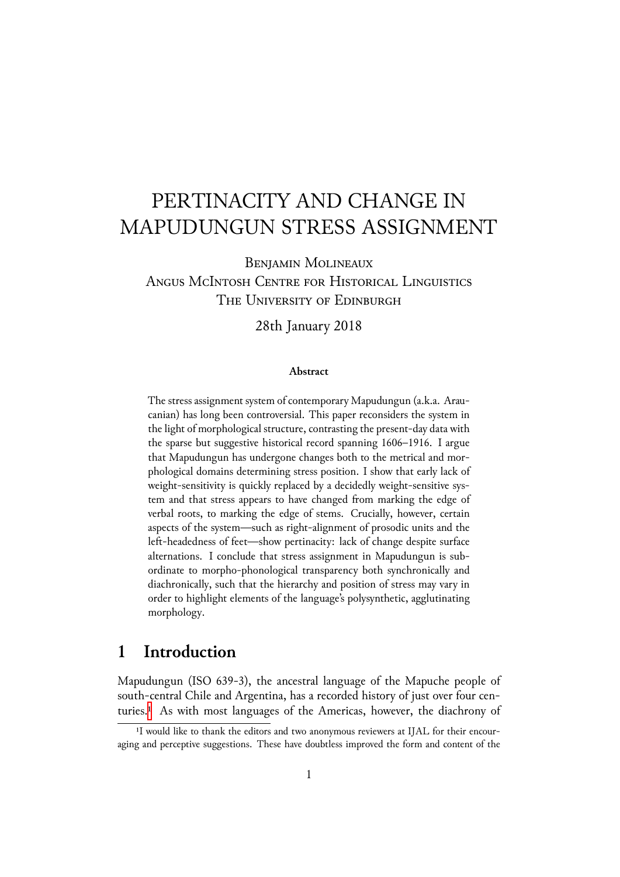# PERTINACITY AND CHANGE IN MAPUDUNGUN STRESS ASSIGNMENT

Benjamin Molineaux
Angus McIntosh Centre for Historical Linguistics
The University of Edinburgh

28th January 2018

**Abstract**

The stress assignment system of contemporary Mapudungun (a.k.a. Araucanian) has long been controversial. This paper reconsiders the system in the light of morphological structure, contrasting the present-day data with the sparse but suggestive historical record spanning 1606–1916. I argue that Mapudungun has undergone changes both to the metrical and morphological domains determining stress position. I show that early lack of weight-sensitivity is quickly replaced by a decidedly weight-sensitive system and that stress appears to have changed from marking the edge of verbal roots, to marking the edge of stems. Crucially, however, certain aspects of the system—such as right-alignment of prosodic units and the left-headedness of feet—show pertinacity: lack of change despite surface alternations. I conclude that stress assignment in Mapudungun is subordinate to morpho-phonological transparency both synchronically and diachronically, such that the hierarchy and position of stress may vary in order to highlight elements of the language's polysynthetic, agglutinating morphology.

## 1 Introduction

Mapudungun (ISO 639-3), the ancestral language of the Mapuche people of south-central Chile and Argentina, has a recorded history of just over four centuries.[1] As with most languages of the Americas, however, the diachrony of

[1] I would like to thank the editors and two anonymous reviewers at IJAL for their encouraging and perceptive suggestions. These have doubtless improved the form and content of the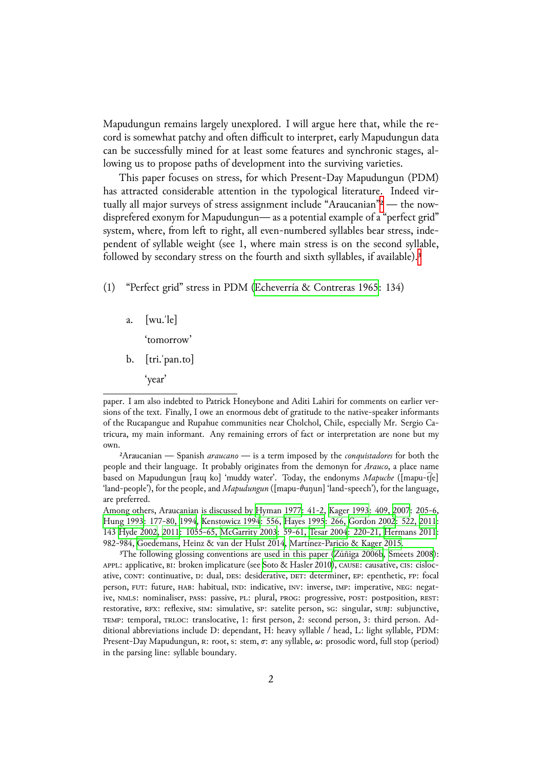Mapudungun remains largely unexplored. I will argue here that, while the record is somewhat patchy and often difficult to interpret, early Mapudungun data can be successfully mined for at least some features and synchronic stages, allowing us to propose paths of development into the surviving varieties.

This paper focuses on stress, for which Present-Day Mapudungun (PDM) has attracted considerable attention in the typological literature. Indeed virtually all major surveys of stress assignment include "Araucanian"[2] — the now-disprefered exonym for Mapudungun— as a potential example of a "perfect grid" system, where, from left to right, all even-numbered syllables bear stress, independent of syllable weight (see 1, where main stress is on the second syllable, followed by secondary stress on the fourth and sixth syllables, if available).[3]

(1) "Perfect grid" stress in PDM (Echeverría & Contreras 1965: 134)

a. [wu.ˈle]
'tomorrow'

b. [tri.ˈpan.to]
'year'

---

paper. I am also indebted to Patrick Honeybone and Aditi Lahiri for comments on earlier versions of the text. Finally, I owe an enormous debt of gratitude to the native-speaker informants of the Rucapangue and Rupahue communities near Cholchol, Chile, especially Mr. Sergio Catricura, my main informant. Any remaining errors of fact or interpretation are none but my own.

[2] Araucanian — Spanish *araucano* — is a term imposed by the *conquistadores* for both the people and their language. It probably originates from the demonyn for *Arauco*, a place name based on Mapudungun [raɰ ko] 'muddy water'. Today, the endonyms *Mapuche* ([mapu-t͡ʃe] 'land-people'), for the people, and *Mapudungun* ([mapu-θuŋun] 'land-speech'), for the language, are preferred.

Among others, Araucanian is discussed by Hyman 1977: 41-2, Kager 1993: 409, 2007: 205-6, Hung 1993: 177-80, 1994, Kenstowicz 1994: 556, Hayes 1995: 266, Gordon 2002: 522, 2011: 143 Hyde 2002, 2011: 1055-65, McGarrity 2003: 59-61, Tesar 2004: 220-21, Hermans 2011: 982-984, Goedemans, Heinz & van der Hulst 2014, Martínez-Paricio & Kager 2015.

[3] The following glossing conventions are used in this paper (Zúñiga 2006b, Smeets 2008): APPL: applicative, BI: broken implicature (see Soto & Hasler 2010), CAUSE: causative, CIS: cislocative, CONT: continuative, D: dual, DES: desiderative, DET: determiner, EP: epenthetic, FP: focal person, FUT: future, HAB: habitual, IND: indicative, INV: inverse, IMP: imperative, NEG: negative, NMLS: nominaliser, PASS: passive, PL: plural, PROG: progressive, POST: postposition, REST: restorative, RFX: reflexive, SIM: simulative, SP: satelite person, SG: singular, SUBJ: subjunctive, TEMP: temporal, TRLOC: translocative, 1: first person, 2: second person, 3: third person. Additional abbreviations include D: dependant, H: heavy syllable / head, L: light syllable, PDM: Present-Day Mapudungun, R: root, S: stem, σ: any syllable, ω: prosodic word, full stop (period) in the parsing line: syllable boundary.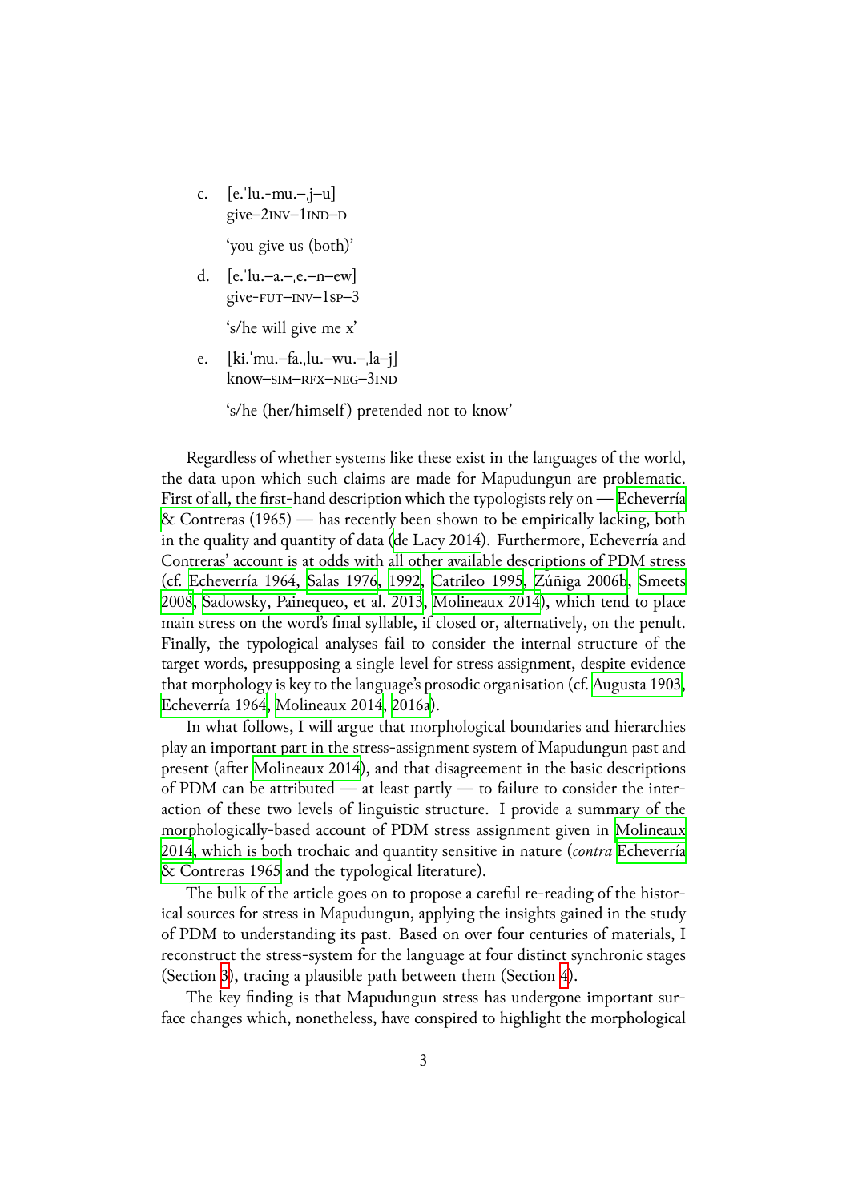c. [e.ˈlu.-mu.–ˌj–u]
   give–2INV–1IND–D

   'you give us (both)'

d. [e.ˈlu.–a.–ˌe.–n–ew]
   give-FUT–INV–1SP–3

   's/he will give me x'

e. [ki.ˈmu.–fa.ˌlu.–wu.–ˌla–j]
   know–SIM–RFX–NEG–3IND

   's/he (her/himself) pretended not to know'

Regardless of whether systems like these exist in the languages of the world, the data upon which such claims are made for Mapudungun are problematic. First of all, the first-hand description which the typologists rely on — Echeverría & Contreras (1965) — has recently been shown to be empirically lacking, both in the quality and quantity of data (de Lacy 2014). Furthermore, Echeverría and Contreras' account is at odds with all other available descriptions of PDM stress (cf. Echeverría 1964, Salas 1976, 1992, Catrileo 1995, Zúñiga 2006b, Smeets 2008, Sadowsky, Painequeo, et al. 2013, Molineaux 2014), which tend to place main stress on the word's final syllable, if closed or, alternatively, on the penult. Finally, the typological analyses fail to consider the internal structure of the target words, presupposing a single level for stress assignment, despite evidence that morphology is key to the language's prosodic organisation (cf. Augusta 1903, Echeverría 1964, Molineaux 2014, 2016a).

In what follows, I will argue that morphological boundaries and hierarchies play an important part in the stress-assignment system of Mapudungun past and present (after Molineaux 2014), and that disagreement in the basic descriptions of PDM can be attributed — at least partly — to failure to consider the interaction of these two levels of linguistic structure. I provide a summary of the morphologically-based account of PDM stress assignment given in Molineaux 2014, which is both trochaic and quantity sensitive in nature (*contra* Echeverría & Contreras 1965 and the typological literature).

The bulk of the article goes on to propose a careful re-reading of the historical sources for stress in Mapudungun, applying the insights gained in the study of PDM to understanding its past. Based on over four centuries of materials, I reconstruct the stress-system for the language at four distinct synchronic stages (Section 3), tracing a plausible path between them (Section 4).

The key finding is that Mapudungun stress has undergone important surface changes which, nonetheless, have conspired to highlight the morphological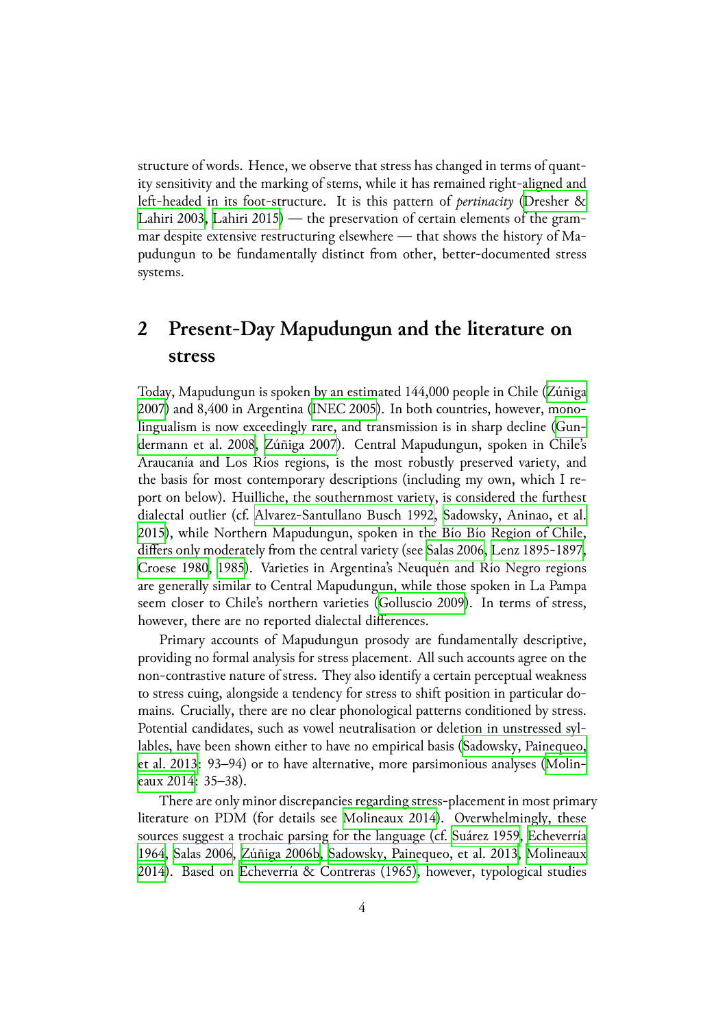structure of words. Hence, we observe that stress has changed in terms of quantity sensitivity and the marking of stems, while it has remained right-aligned and left-headed in its foot-structure. It is this pattern of *pertinacity* (Dresher & Lahiri 2003, Lahiri 2015) — the preservation of certain elements of the grammar despite extensive restructuring elsewhere — that shows the history of Mapudungun to be fundamentally distinct from other, better-documented stress systems.

## 2 Present-Day Mapudungun and the literature on stress

Today, Mapudungun is spoken by an estimated 144,000 people in Chile (Zúñiga 2007) and 8,400 in Argentina (INEC 2005). In both countries, however, monolingualism is now exceedingly rare, and transmission is in sharp decline (Gundermann et al. 2008, Zúñiga 2007). Central Mapudungun, spoken in Chile's Araucanía and Los Ríos regions, is the most robustly preserved variety, and the basis for most contemporary descriptions (including my own, which I report on below). Huilliche, the southernmost variety, is considered the furthest dialectal outlier (cf. Alvarez-Santullano Busch 1992, Sadowsky, Aninao, et al. 2015), while Northern Mapudungun, spoken in the Bío Bío Region of Chile, differs only moderately from the central variety (see Salas 2006, Lenz 1895-1897, Croese 1980, 1985). Varieties in Argentina's Neuquén and Río Negro regions are generally similar to Central Mapudungun, while those spoken in La Pampa seem closer to Chile's northern varieties (Golluscio 2009). In terms of stress, however, there are no reported dialectal differences.

Primary accounts of Mapudungun prosody are fundamentally descriptive, providing no formal analysis for stress placement. All such accounts agree on the non-contrastive nature of stress. They also identify a certain perceptual weakness to stress cuing, alongside a tendency for stress to shift position in particular domains. Crucially, there are no clear phonological patterns conditioned by stress. Potential candidates, such as vowel neutralisation or deletion in unstressed syllables, have been shown either to have no empirical basis (Sadowsky, Painequeo, et al. 2013: 93–94) or to have alternative, more parsimonious analyses (Molineaux 2014: 35–38).

There are only minor discrepancies regarding stress-placement in most primary literature on PDM (for details see Molineaux 2014). Overwhelmingly, these sources suggest a trochaic parsing for the language (cf. Suárez 1959, Echeverría 1964, Salas 2006, Zúñiga 2006b, Sadowsky, Painequeo, et al. 2013, Molineaux 2014). Based on Echeverría & Contreras (1965), however, typological studies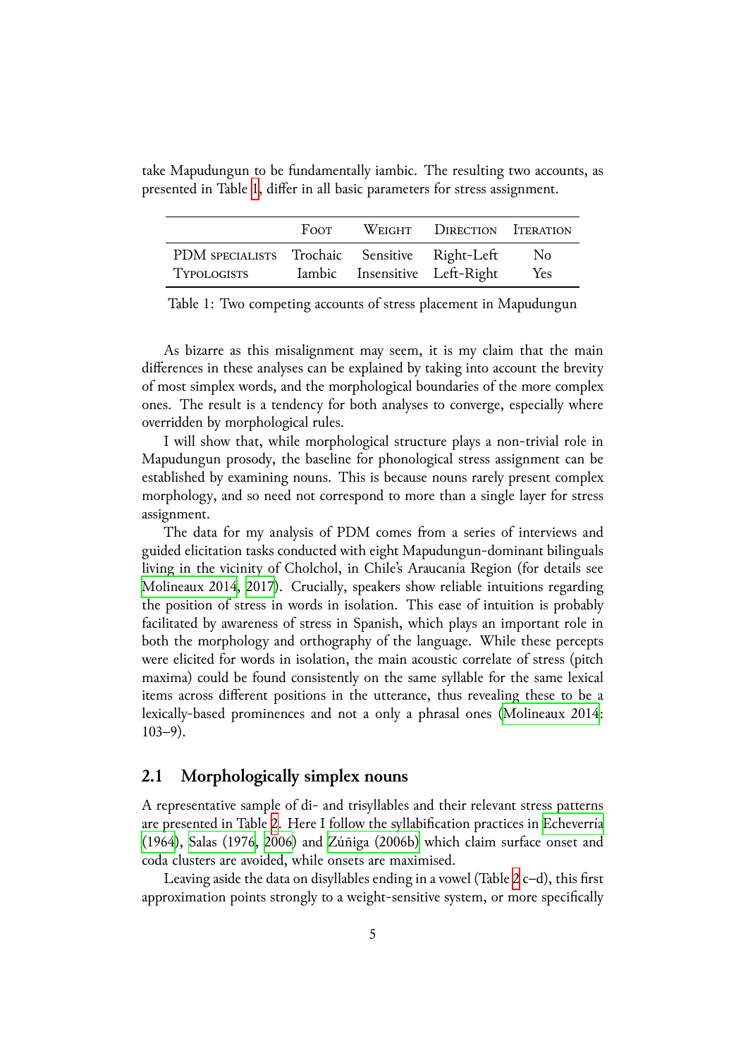take Mapudungun to be fundamentally iambic. The resulting two accounts, as presented in Table 1, differ in all basic parameters for stress assignment.

| | Foot | Weight | Direction | Iteration |
|---|---|---|---|---|
| PDM specialists | Trochaic | Sensitive | Right-Left | No |
| Typologists | Iambic | Insensitive | Left-Right | Yes |

Table 1: Two competing accounts of stress placement in Mapudungun

As bizarre as this misalignment may seem, it is my claim that the main differences in these analyses can be explained by taking into account the brevity of most simplex words, and the morphological boundaries of the more complex ones. The result is a tendency for both analyses to converge, especially where overridden by morphological rules.

I will show that, while morphological structure plays a non-trivial role in Mapudungun prosody, the baseline for phonological stress assignment can be established by examining nouns. This is because nouns rarely present complex morphology, and so need not correspond to more than a single layer for stress assignment.

The data for my analysis of PDM comes from a series of interviews and guided elicitation tasks conducted with eight Mapudungun-dominant bilinguals living in the vicinity of Cholchol, in Chile's Araucanía Region (for details see Molineaux 2014, 2017). Crucially, speakers show reliable intuitions regarding the position of stress in words in isolation. This ease of intuition is probably facilitated by awareness of stress in Spanish, which plays an important role in both the morphology and orthography of the language. While these percepts were elicited for words in isolation, the main acoustic correlate of stress (pitch maxima) could be found consistently on the same syllable for the same lexical items across different positions in the utterance, thus revealing these to be a lexically-based prominences and not a only a phrasal ones (Molineaux 2014: 103–9).

## 2.1 Morphologically simplex nouns

A representative sample of di- and trisyllables and their relevant stress patterns are presented in Table 2. Here I follow the syllabification practices in Echeverría (1964), Salas (1976, 2006) and Zúñiga (2006b) which claim surface onset and coda clusters are avoided, while onsets are maximised.

Leaving aside the data on disyllables ending in a vowel (Table 2 c–d), this first approximation points strongly to a weight-sensitive system, or more specifically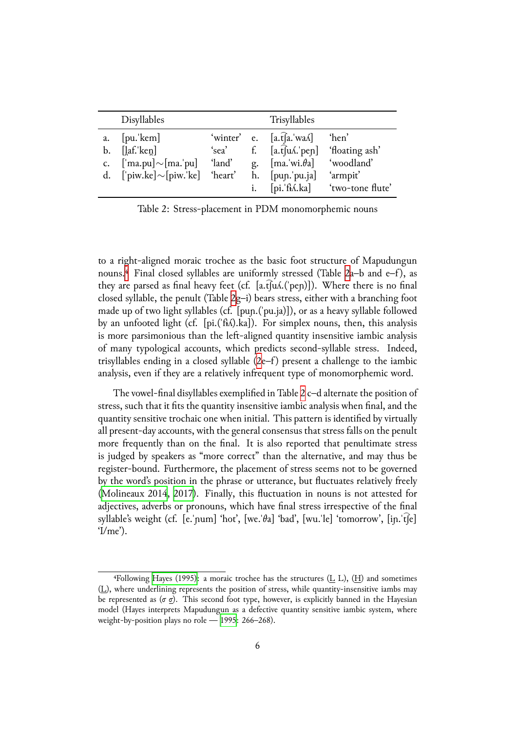|  | Disyllables |  |  | Trisyllables |  |
|---|---|---|---|---|---|
| a. | [pu.ˈkem] | ‘winter’ | e. | [a.t͡ʃa.ˈwaʎ] | ‘hen’ |
| b. | [l̪af.ˈke̪n] | ‘sea’ | f. | [a.t͡ʃuʎ.ˈpeɲ] | ‘floating ash’ |
| c. | [ˈma.pu]∼[ma.ˈpu] | ‘land’ | g. | [ma.ˈwi.θa] | ‘woodland’ |
| d. | [ˈpiw.ke]∼[piw.ˈke] | ‘heart’ | h. | [puɲ.ˈpu.ja] | ‘armpit’ |
|  |  |  | i. | [pi.ˈfɨʎ.ka] | ‘two-tone flute’ |

Table 2: Stress-placement in PDM monomorphemic nouns

to a right-aligned moraic trochee as the basic foot structure of Mapudungun nouns.[4] Final closed syllables are uniformly stressed (Table 2a–b and e–f), as they are parsed as final heavy feet (cf. [a.t͡ʃuʎ.(ˈpeɲ)]). Where there is no final closed syllable, the penult (Table 2g–i) bears stress, either with a branching foot made up of two light syllables (cf. [puɲ.(ˈpu.ja)]), or as a heavy syllable followed by an unfooted light (cf. [pi.(ˈfɨʎ).ka]). For simplex nouns, then, this analysis is more parsimonious than the left-aligned quantity insensitive iambic analysis of many typological accounts, which predicts second-syllable stress. Indeed, trisyllables ending in a closed syllable (2e–f) present a challenge to the iambic analysis, even if they are a relatively infrequent type of monomorphemic word.

The vowel-final disyllables exemplified in Table 2 c–d alternate the position of stress, such that it fits the quantity insensitive iambic analysis when final, and the quantity sensitive trochaic one when initial. This pattern is identified by virtually all present-day accounts, with the general consensus that stress falls on the penult more frequently than on the final. It is also reported that penultimate stress is judged by speakers as “more correct” than the alternative, and may thus be register-bound. Furthermore, the placement of stress seems not to be governed by the word’s position in the phrase or utterance, but fluctuates relatively freely (Molineaux 2014, 2017). Finally, this fluctuation in nouns is not attested for adjectives, adverbs or pronouns, which have final stress irrespective of the final syllable’s weight (cf. [e.ˈɲum] ‘hot’, [we.ˈθa] ‘bad’, [wu.ˈle] ‘tomorrow’, [iɲ.ˈt͡ʃe] ‘I/me’).

[4]Following Hayes (1995): a moraic trochee has the structures (L̲ L), (H̲) and sometimes (L̲), where underlining represents the position of stress, while quantity-insensitive iambs may be represented as (σ σ̲). This second foot type, however, is explicitly banned in the Hayesian model (Hayes interprets Mapudungun as a defective quantity sensitive iambic system, where weight-by-position plays no role — 1995: 266–268).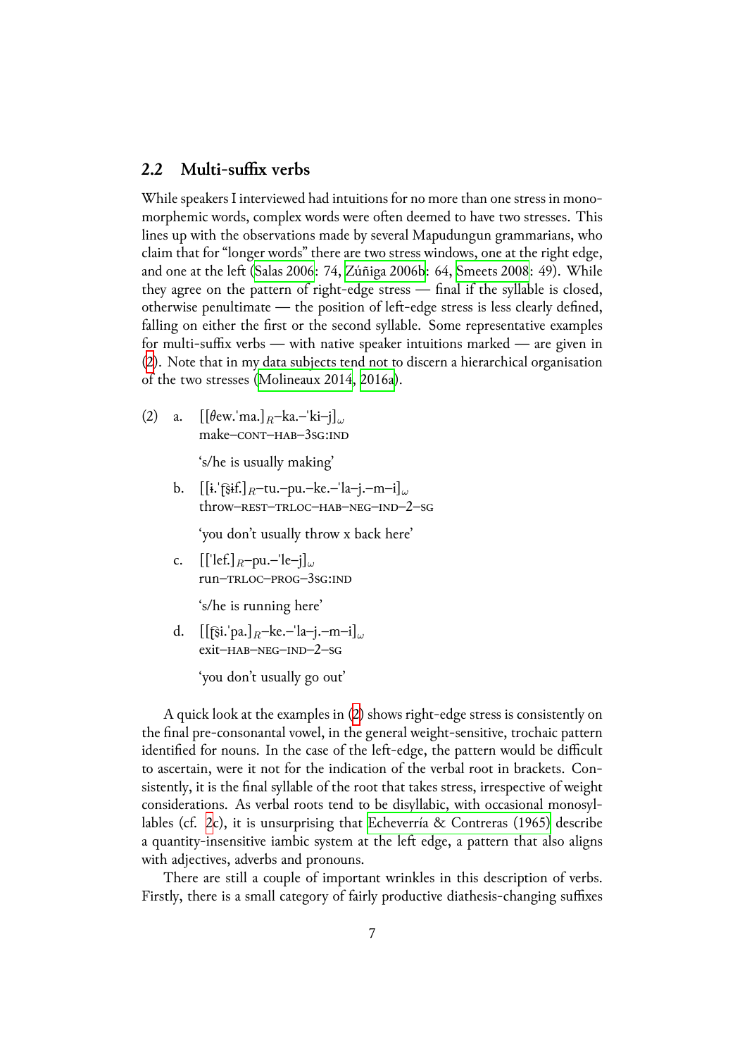## 2.2 Multi-suffix verbs

While speakers I interviewed had intuitions for no more than one stress in monomorphemic words, complex words were often deemed to have two stresses. This lines up with the observations made by several Mapudungun grammarians, who claim that for "longer words" there are two stress windows, one at the right edge, and one at the left (Salas 2006: 74, Zúñiga 2006b: 64, Smeets 2008: 49). While they agree on the pattern of right-edge stress — final if the syllable is closed, otherwise penultimate — the position of left-edge stress is less clearly defined, falling on either the first or the second syllable. Some representative examples for multi-suffix verbs — with native speaker intuitions marked — are given in (2). Note that in my data subjects tend not to discern a hierarchical organisation of the two stresses (Molineaux 2014, 2016a).

(2) a. [[θew.ˈma.]$_R$–ka.–ˈki–j]$_\omega$
make–CONT–HAB–3SG:IND

'sːhe is usually making'

b. [[ɨ.ˈt͡ʂɨf.]$_R$–tu.–pu.–ke.–ˈla–j.–m–i]$_\omega$
throw–REST–TRLOC–HAB–NEG–IND–2–SG

'you don't usually throw x back here'

c. [[ˈlef.]$_R$–pu.–ˈle–j]$_\omega$
run–TRLOC–PROG–3SG:IND

's/he is running here'

d. [[t͡ʂi.ˈpa.]$_R$–ke.–ˈla–j.–m–i]$_\omega$
exit–HAB–NEG–IND–2–SG

'you don't usually go out'

A quick look at the examples in (2) shows right-edge stress is consistently on the final pre-consonantal vowel, in the general weight-sensitive, trochaic pattern identified for nouns. In the case of the left-edge, the pattern would be difficult to ascertain, were it not for the indication of the verbal root in brackets. Consistently, it is the final syllable of the root that takes stress, irrespective of weight considerations. As verbal roots tend to be disyllabic, with occasional monosyllables (cf. 2c), it is unsurprising that Echeverría & Contreras (1965) describe a quantity-insensitive iambic system at the left edge, a pattern that also aligns with adjectives, adverbs and pronouns.

There are still a couple of important wrinkles in this description of verbs. Firstly, there is a small category of fairly productive diathesis-changing suffixes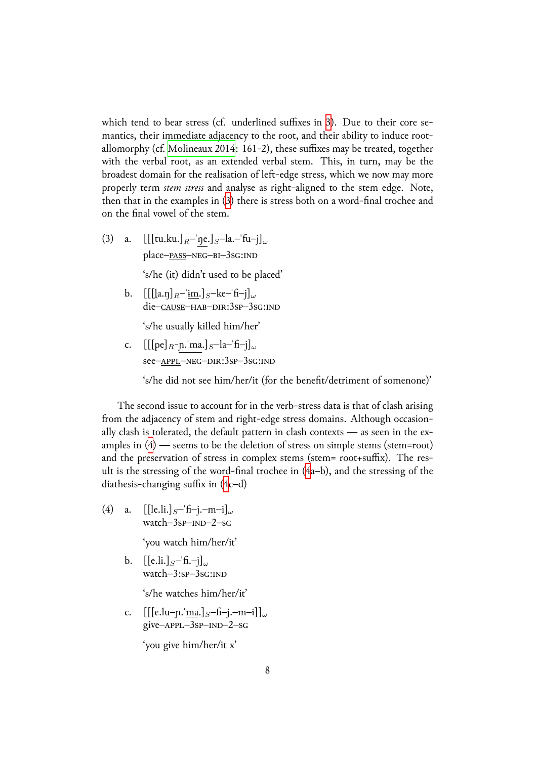which tend to bear stress (cf. underlined suffixes in 3). Due to their core semantics, their immediate adjacency to the root, and their ability to induce root-allomorphy (cf. Molineaux 2014: 161-2), these suffixes may be treated, together with the verbal root, as an extended verbal stem. This, in turn, may be the broadest domain for the realisation of left-edge stress, which we now may more properly term *stem stress* and analyse as right-aligned to the stem edge. Note, then that in the examples in (3) there is stress both on a word-final trochee and on the final vowel of the stem.

(3) a. [[[tu.ku.]$_R$–'ŋe.]$_S$–la.–'fu–j]$_\omega$
place–PASS–NEG–BI–3SG:IND

'(s/he (it) didn't used to be placed'

b. [[[ḻa.ŋ]$_R$–'ɨm.]$_S$–ke–'fi–j]$_\omega$
die–CAUSE–HAB–DIR:3SP–3SG:IND

's/he usually killed him/her'

c. [[[pe]$_R$-ɲ.'ma.]$_S$–la–'fi–j]$_\omega$
see–APPL–NEG–DIR:3SP–3SG:IND

's/he did not see him/her/it (for the benefit/detriment of somenone)'

The second issue to account for in the verb-stress data is that of clash arising from the adjacency of stem and right-edge stress domains. Although occasionally clash is tolerated, the default pattern in clash contexts — as seen in the examples in (4) — seems to be the deletion of stress on simple stems (stem=root) and the preservation of stress in complex stems (stem= root+suffix). The result is the stressing of the word-final trochee in (4a–b), and the stressing of the diathesis-changing suffix in (4c–d)

(4) a. [[le.li.]$_S$–'fi–j.–m–i]$_\omega$
watch–3SP–IND–2–SG

'you watch him/her/it'

b. [[e.li.]$_S$–'fi.–j]$_\omega$
watch–3:SP–3SG:IND

's/he watches him/her/it'

c. [[[e.lu–ɲ.'ma.]$_S$–fi–j.–m–i]]$_\omega$
give–APPL–3SP–IND–2–SG

'you give him/her/it x'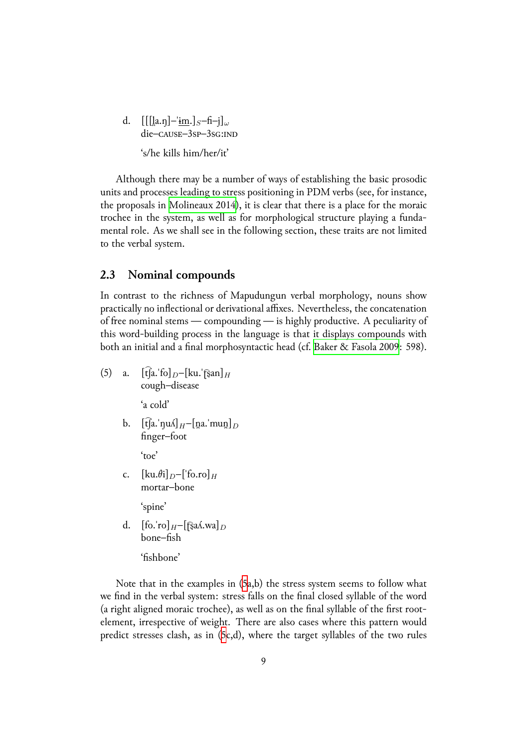d. [[[l̪a.ŋ]–ˈi̠m.]$_S$–fi–j]$_\omega$
die–CAUSE–3SP–3SG:IND

's/he kills him/her/it'

Although there may be a number of ways of establishing the basic prosodic units and processes leading to stress positioning in PDM verbs (see, for instance, the proposals in Molineaux 2014), it is clear that there is a place for the moraic trochee in the system, as well as for morphological structure playing a fundamental role. As we shall see in the following section, these traits are not limited to the verbal system.

## 2.3 Nominal compounds

In contrast to the richness of Mapudungun verbal morphology, nouns show practically no inflectional or derivational affixes. Nevertheless, the concatenation of free nominal stems — compounding — is highly productive. A peculiarity of this word-building process in the language is that it displays compounds with both an initial and a final morphosyntactic head (cf. Baker & Fasola 2009: 598).

(5) a. [t͡ʃa.ˈfo]$_D$–[ku.ˈʈ͡ʂan]$_H$
cough–disease

'a cold'

b. [t͡ʃa.ˈŋuʎ]$_H$–[n̪a.ˈmun̪]$_D$
finger–foot

'toe'

c. [ku.θi]$_D$–[ˈfo.ro]$_H$
mortar–bone

'spine'

d. [fo.ˈro]$_H$–[ʈ͡ʂaʎ.wa]$_D$
bone–fish

'fishbone'

Note that in the examples in (5a,b) the stress system seems to follow what we find in the verbal system: stress falls on the final closed syllable of the word (a right aligned moraic trochee), as well as on the final syllable of the first root-element, irrespective of weight. There are also cases where this pattern would predict stresses clash, as in (5c,d), where the target syllables of the two rules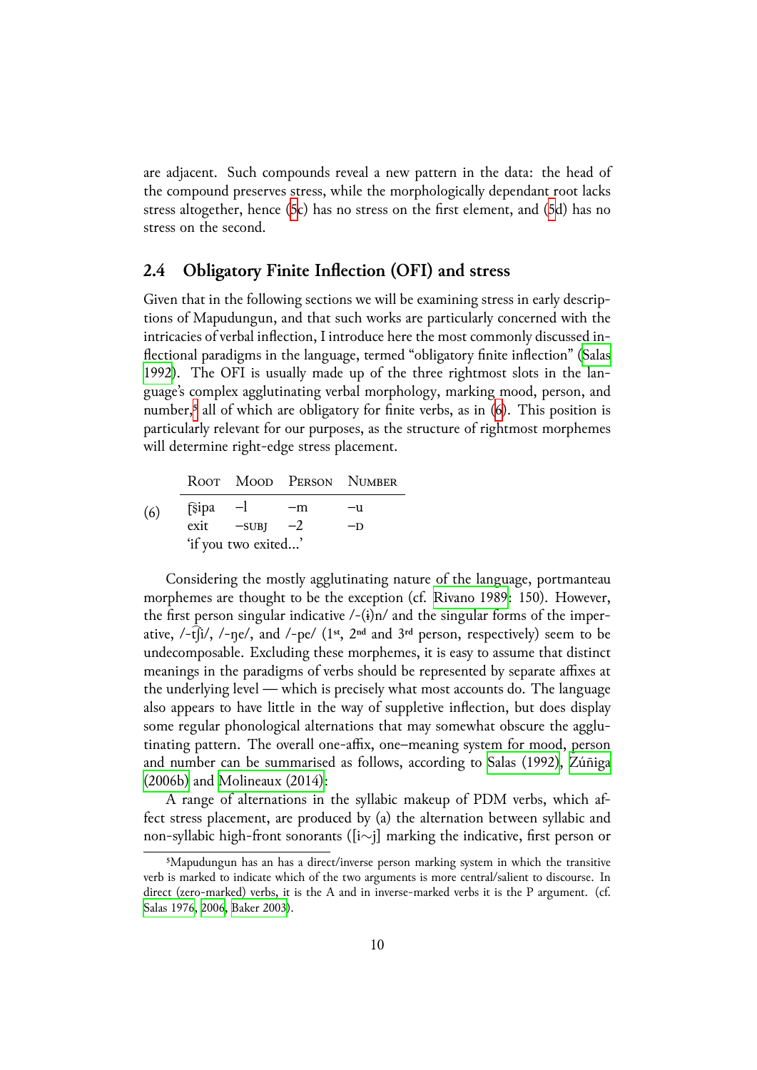are adjacent. Such compounds reveal a new pattern in the data: the head of the compound preserves stress, while the morphologically dependant root lacks stress altogether, hence (5c) has no stress on the first element, and (5d) has no stress on the second.

## 2.4 Obligatory Finite Inflection (OFI) and stress

Given that in the following sections we will be examining stress in early descriptions of Mapudungun, and that such works are particularly concerned with the intricacies of verbal inflection, I introduce here the most commonly discussed inflectional paradigms in the language, termed "obligatory finite inflection" (Salas 1992). The OFI is usually made up of the three rightmost slots in the language's complex agglutinating verbal morphology, marking mood, person, and number,[5] all of which are obligatory for finite verbs, as in (6). This position is particularly relevant for our purposes, as the structure of rightmost morphemes will determine right-edge stress placement.

(6)

| Root | Mood | Person | Number |
|---|---|---|---|
| t͡ʂipa | –l | –m | –u |
| exit | –subj | –2 | –d |

'if you two exited…'

Considering the mostly agglutinating nature of the language, portmanteau morphemes are thought to be the exception (cf. Rivano 1989: 150). However, the first person singular indicative /-(ɨ)n/ and the singular forms of the imperative, /-t͡ʃi/, /-ŋe/, and /-pe/ (1st, 2nd and 3rd person, respectively) seem to be undecomposable. Excluding these morphemes, it is easy to assume that distinct meanings in the paradigms of verbs should be represented by separate affixes at the underlying level — which is precisely what most accounts do. The language also appears to have little in the way of suppletive inflection, but does display some regular phonological alternations that may somewhat obscure the agglutinating pattern. The overall one-affix, one-meaning system for mood, person and number can be summarised as follows, according to Salas (1992), Zúñiga (2006b) and Molineaux (2014):

A range of alternations in the syllabic makeup of PDM verbs, which affect stress placement, are produced by (a) the alternation between syllabic and non-syllabic high-front sonorants ([i∼j] marking the indicative, first person or

[5] Mapudungun has an has a direct/inverse person marking system in which the transitive verb is marked to indicate which of the two arguments is more central/salient to discourse. In direct (zero-marked) verbs, it is the A and in inverse-marked verbs it is the P argument. (cf. Salas 1976, 2006, Baker 2003).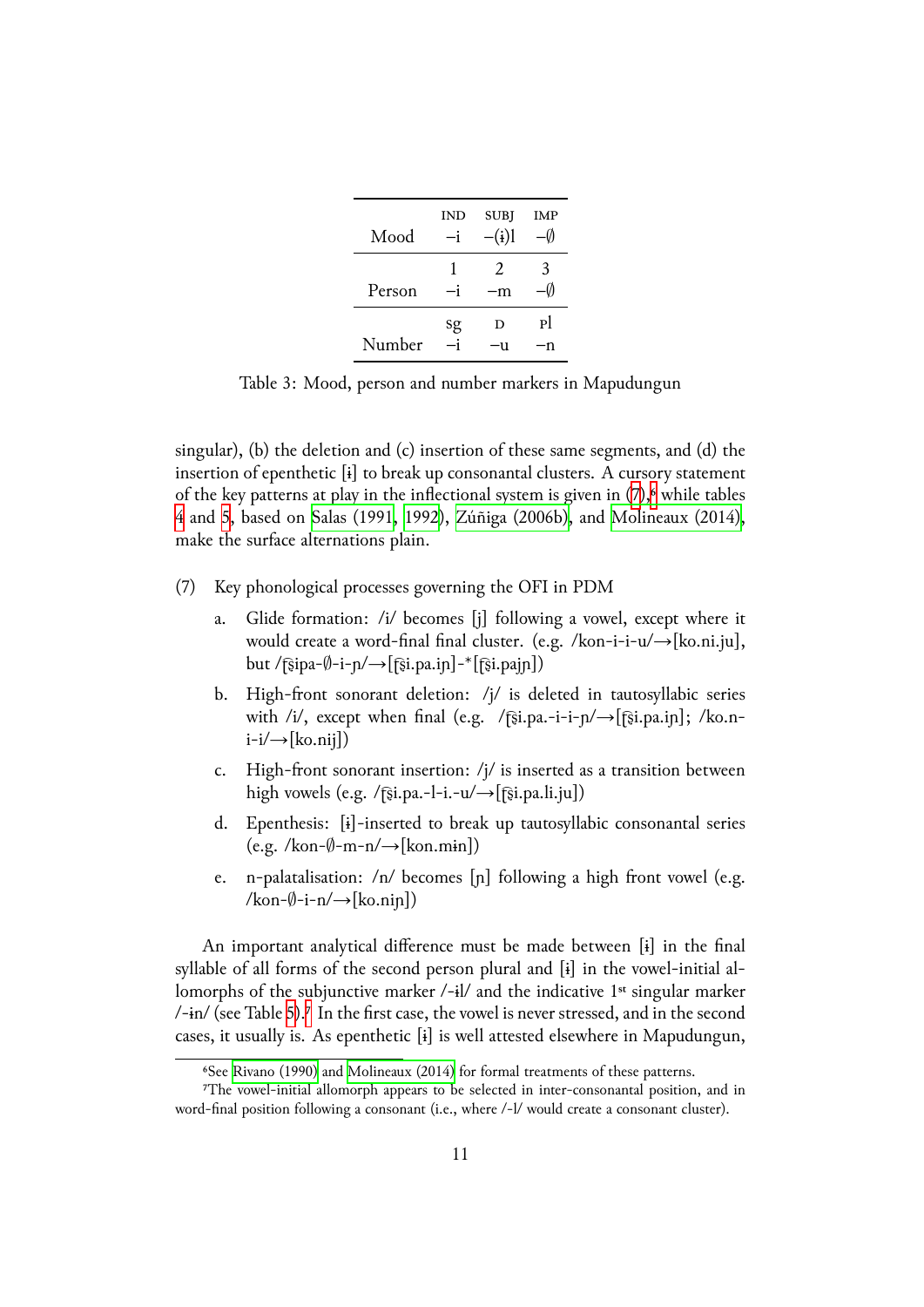| | IND | SUBJ | IMP |
|---|---|---|---|
| Mood | –i | –(ɨ)l | –∅ |
| | 1 | 2 | 3 |
| Person | –i | –m | –∅ |
| | SG | D | PL |
| Number | –i | –u | –n |

Table 3: Mood, person and number markers in Mapudungun

singular), (b) the deletion and (c) insertion of these same segments, and (d) the insertion of epenthetic [ɨ] to break up consonantal clusters. A cursory statement of the key patterns at play in the inflectional system is given in (7),[6] while tables 4 and 5, based on Salas (1991, 1992), Zúñiga (2006b), and Molineaux (2014), make the surface alternations plain.

(7) Key phonological processes governing the OFI in PDM

a. Glide formation: /i/ becomes [j] following a vowel, except where it would create a word-final final cluster. (e.g. /kon-i-i-u/→[ko.ni.ju], but /t͡ʂipa-∅-i-ɲ/→[t͡ʂi.pa.iɲ]-*[t͡ʂi.pajɲ])

b. High-front sonorant deletion: /j/ is deleted in tautosyllabic series with /i/, except when final (e.g. /t͡ʂi.pa.-i-i-ɲ/→[t͡ʂi.pa.iɲ]; /ko.n-i-i/→[ko.nij])

c. High-front sonorant insertion: /j/ is inserted as a transition between high vowels (e.g. /t͡ʂi.pa.-l-i.-u/→[t͡ʂi.pa.li.ju])

d. Epenthesis: [ɨ]-inserted to break up tautosyllabic consonantal series (e.g. /kon-∅-m-n/→[kon.mɨn])

e. n-palatalisation: /n/ becomes [ɲ] following a high front vowel (e.g. /kon-∅-i-n/→[ko.niɲ])

An important analytical difference must be made between [ɨ] in the final syllable of all forms of the second person plural and [ɨ] in the vowel-initial allomorphs of the subjunctive marker /-ɨl/ and the indicative 1st singular marker /-ɨn/ (see Table 5).[7] In the first case, the vowel is never stressed, and in the second cases, it usually is. As epenthetic [ɨ] is well attested elsewhere in Mapudungun,

[6]See Rivano (1990) and Molineaux (2014) for formal treatments of these patterns.

[7]The vowel-initial allomorph appears to be selected in inter-consonantal position, and in word-final position following a consonant (i.e., where /-l/ would create a consonant cluster).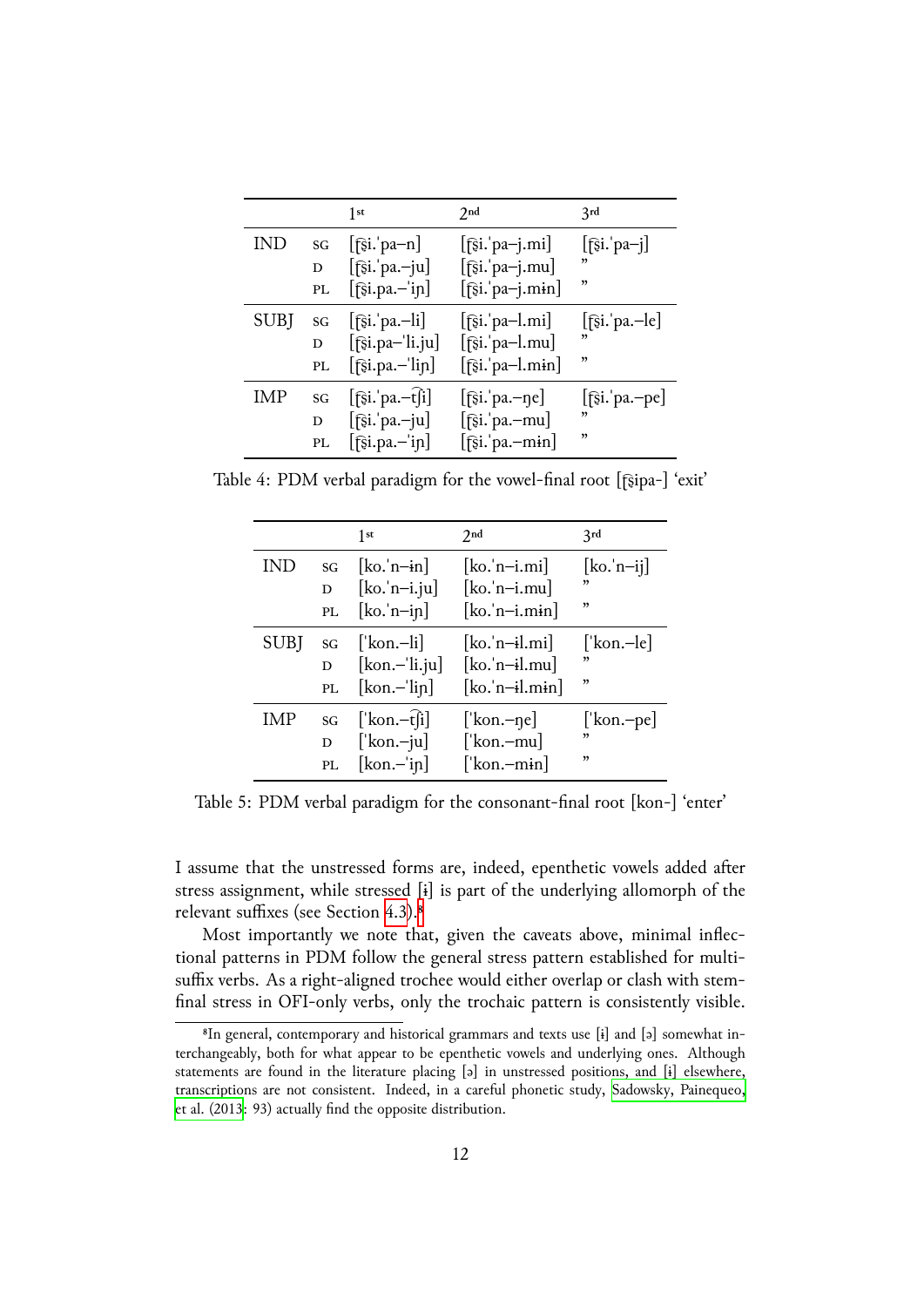| | | 1st | 2nd | 3rd |
|---|---|---|---|---|
| IND | SG | [t͡ʂi.ˈpa–n] | [t͡ʂi.ˈpa–j.mi] | [t͡ʂi.ˈpa–j] |
| | D | [t͡ʂi.ˈpa.–ju] | [t͡ʂi.ˈpa–j.mu] | ” |
| | PL | [t͡ʂi.pa.–ˈiɲ] | [t͡ʂi.ˈpa–j.mɨn] | ” |
| SUBJ | SG | [t͡ʂi.ˈpa.–li] | [t͡ʂi.ˈpa–l.mi] | [t͡ʂi.ˈpa.–le] |
| | D | [t͡ʂi.pa–ˈli.ju] | [t͡ʂi.ˈpa–l.mu] | ” |
| | PL | [t͡ʂi.pa.–ˈliɲ] | [t͡ʂi.ˈpa–l.mɨn] | ” |
| IMP | SG | [t͡ʂi.ˈpa.–t͡ʃi] | [t͡ʂi.ˈpa.–ɲe] | [t͡ʂi.ˈpa.–pe] |
| | D | [t͡ʂi.ˈpa.–ju] | [t͡ʂi.ˈpa.–mu] | ” |
| | PL | [t͡ʂi.pa.–ˈiɲ] | [t͡ʂi.ˈpa.–mɨn] | ” |

Table 4: PDM verbal paradigm for the vowel-final root [t͡ʂipa-] ‘exit’

| | | 1st | 2nd | 3rd |
|---|---|---|---|---|
| IND | SG | [ko.ˈn–ɨn] | [ko.ˈn–i.mi] | [ko.ˈn–ij] |
| | D | [ko.ˈn–i.ju] | [ko.ˈn–i.mu] | ” |
| | PL | [ko.ˈn–iɲ] | [ko.ˈn–i.mɨn] | ” |
| SUBJ | SG | [ˈkon.–li] | [ko.ˈn–ɨl.mi] | [ˈkon.–le] |
| | D | [kon.–ˈli.ju] | [ko.ˈn–ɨl.mu] | ” |
| | PL | [kon.–ˈliɲ] | [ko.ˈn–ɨl.mɨn] | ” |
| IMP | SG | [ˈkon.–t͡ʃi] | [ˈkon.–ɲe] | [ˈkon.–pe] |
| | D | [ˈkon.–ju] | [ˈkon.–mu] | ” |
| | PL | [kon.–ˈiɲ] | [ˈkon.–mɨn] | ” |

Table 5: PDM verbal paradigm for the consonant-final root [kon-] ‘enter’

I assume that the unstressed forms are, indeed, epenthetic vowels added after stress assignment, while stressed [ɨ] is part of the underlying allomorph of the relevant suffixes (see Section 4.3).[8]

Most importantly we note that, given the caveats above, minimal inflectional patterns in PDM follow the general stress pattern established for multi-suffix verbs. As a right-aligned trochee would either overlap or clash with stem-final stress in OFI-only verbs, only the trochaic pattern is consistently visible.

[8] In general, contemporary and historical grammars and texts use [ɨ] and [ə] somewhat interchangeably, both for what appear to be epenthetic vowels and underlying ones. Although statements are found in the literature placing [ə] in unstressed positions, and [ɨ] elsewhere, transcriptions are not consistent. Indeed, in a careful phonetic study, Sadowsky, Painequeo, et al. (2013: 93) actually find the opposite distribution.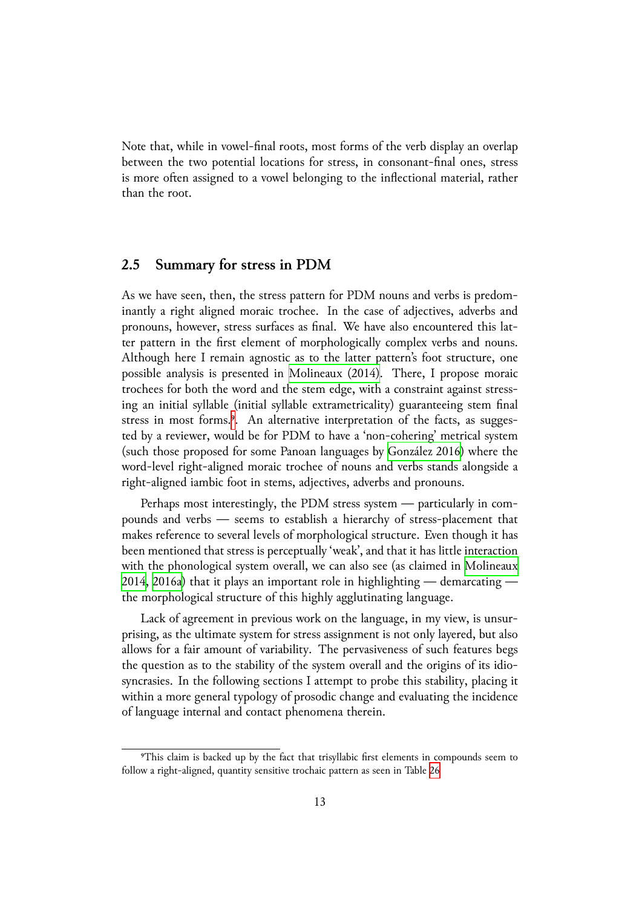Note that, while in vowel-final roots, most forms of the verb display an overlap between the two potential locations for stress, in consonant-final ones, stress is more often assigned to a vowel belonging to the inflectional material, rather than the root.

## 2.5 Summary for stress in PDM

As we have seen, then, the stress pattern for PDM nouns and verbs is predominantly a right aligned moraic trochee. In the case of adjectives, adverbs and pronouns, however, stress surfaces as final. We have also encountered this latter pattern in the first element of morphologically complex verbs and nouns. Although here I remain agnostic as to the latter pattern's foot structure, one possible analysis is presented in Molineaux (2014). There, I propose moraic trochees for both the word and the stem edge, with a constraint against stressing an initial syllable (initial syllable extrametricality) guaranteeing stem final stress in most forms.[9]. An alternative interpretation of the facts, as suggested by a reviewer, would be for PDM to have a 'non-cohering' metrical system (such those proposed for some Panoan languages by González 2016) where the word-level right-aligned moraic trochee of nouns and verbs stands alongside a right-aligned iambic foot in stems, adjectives, adverbs and pronouns.

Perhaps most interestingly, the PDM stress system — particularly in compounds and verbs — seems to establish a hierarchy of stress-placement that makes reference to several levels of morphological structure. Even though it has been mentioned that stress is perceptually 'weak', and that it has little interaction with the phonological system overall, we can also see (as claimed in Molineaux 2014, 2016a) that it plays an important role in highlighting — demarcating — the morphological structure of this highly agglutinating language.

Lack of agreement in previous work on the language, in my view, is unsurprising, as the ultimate system for stress assignment is not only layered, but also allows for a fair amount of variability. The pervasiveness of such features begs the question as to the stability of the system overall and the origins of its idiosyncrasies. In the following sections I attempt to probe this stability, placing it within a more general typology of prosodic change and evaluating the incidence of language internal and contact phenomena therein.

---

[9]This claim is backed up by the fact that trisyllabic first elements in compounds seem to follow a right-aligned, quantity sensitive trochaic pattern as seen in Table 26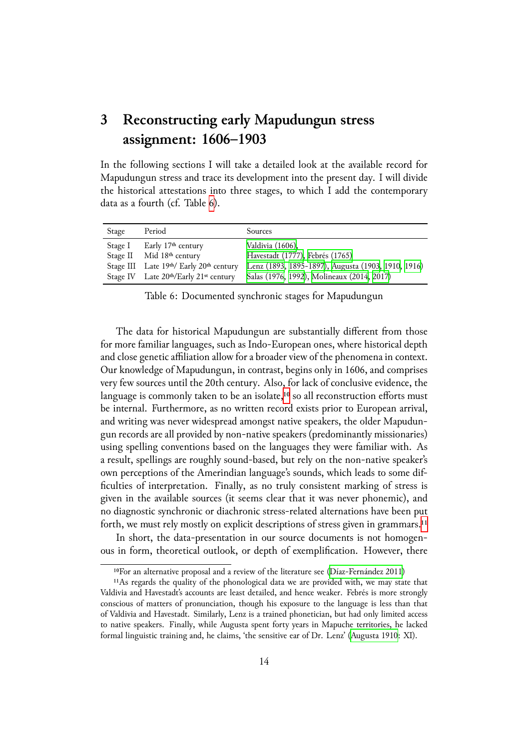# 3 Reconstructing early Mapudungun stress assignment: 1606–1903

In the following sections I will take a detailed look at the available record for Mapudungun stress and trace its development into the present day. I will divide the historical attestations into three stages, to which I add the contemporary data as a fourth (cf. Table 6).

| Stage | Period | Sources |
|---|---|---|
| Stage I | Early 17th century | Valdivia (1606), |
| Stage II | Mid 18th century | Havestadt (1777), Febrés (1765) |
| Stage III | Late 19th/ Early 20th century | Lenz (1893, 1895-1897), Augusta (1903, 1910, 1916) |
| Stage IV | Late 20th/Early 21st century | Salas (1976, 1992), Molineaux (2014, 2017) |

Table 6: Documented synchronic stages for Mapudungun

The data for historical Mapudungun are substantially different from those for more familiar languages, such as Indo-European ones, where historical depth and close genetic affiliation allow for a broader view of the phenomena in context. Our knowledge of Mapudungun, in contrast, begins only in 1606, and comprises very few sources until the 20th century. Also, for lack of conclusive evidence, the language is commonly taken to be an isolate,[10] so all reconstruction efforts must be internal. Furthermore, as no written record exists prior to European arrival, and writing was never widespread amongst native speakers, the older Mapudungun records are all provided by non-native speakers (predominantly missionaries) using spelling conventions based on the languages they were familiar with. As a result, spellings are roughly sound-based, but rely on the non-native speaker's own perceptions of the Amerindian language's sounds, which leads to some difficulties of interpretation. Finally, as no truly consistent marking of stress is given in the available sources (it seems clear that it was never phonemic), and no diagnostic synchronic or diachronic stress-related alternations have been put forth, we must rely mostly on explicit descriptions of stress given in grammars.[11]

In short, the data-presentation in our source documents is not homogenous in form, theoretical outlook, or depth of exemplification. However, there

[10] For an alternative proposal and a review of the literature see (Díaz-Fernández 2011)

[11] As regards the quality of the phonological data we are provided with, we may state that Valdivia and Havestadt's accounts are least detailed, and hence weaker. Febrés is more strongly conscious of matters of pronunciation, though his exposure to the language is less than that of Valdivia and Havestadt. Similarly, Lenz is a trained phonetician, but had only limited access to native speakers. Finally, while Augusta spent forty years in Mapuche territories, he lacked formal linguistic training and, he claims, 'the sensitive ear of Dr. Lenz' (Augusta 1910: XI).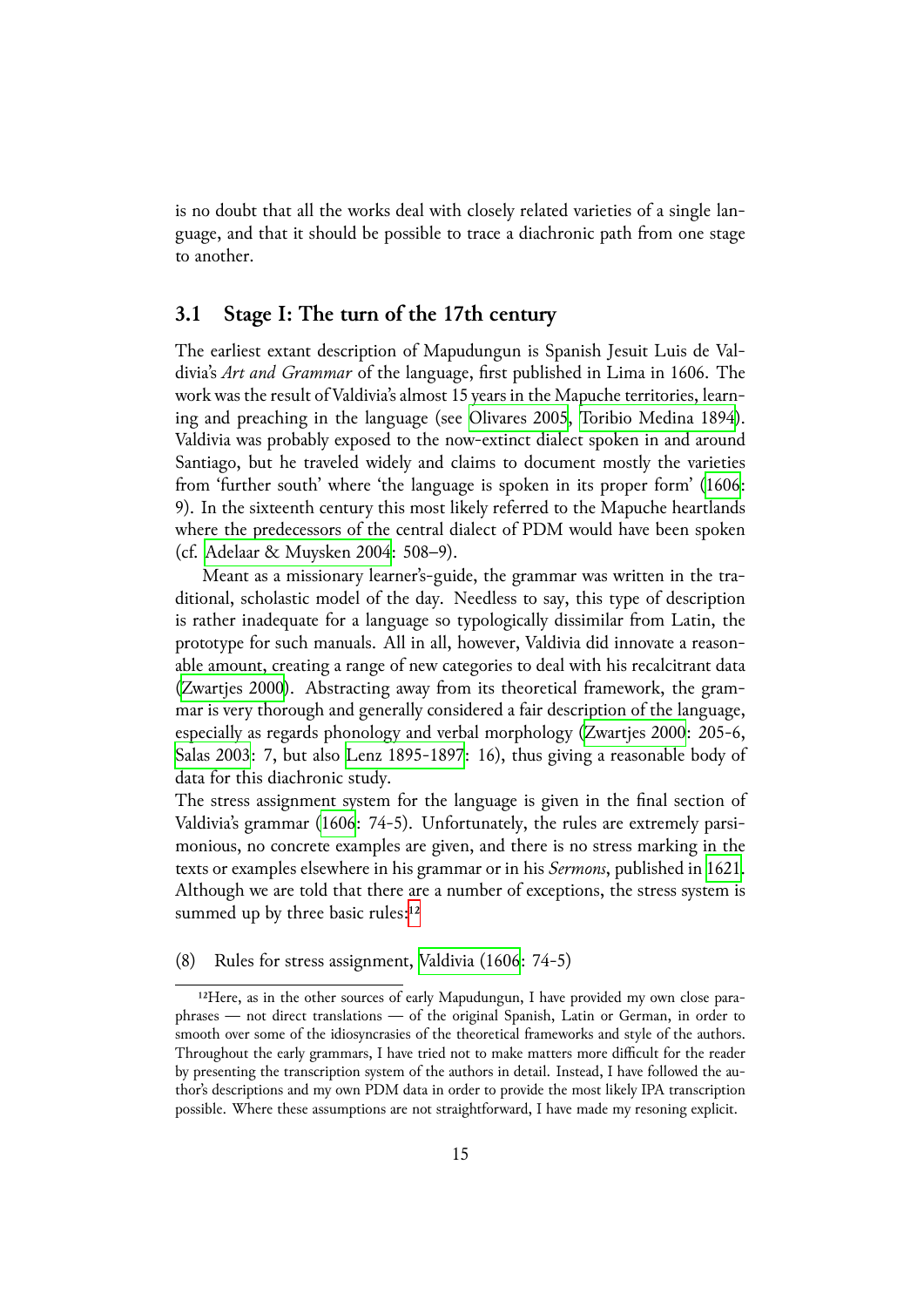is no doubt that all the works deal with closely related varieties of a single language, and that it should be possible to trace a diachronic path from one stage to another.

### 3.1 Stage I: The turn of the 17th century

The earliest extant description of Mapudungun is Spanish Jesuit Luis de Valdivia's *Art and Grammar* of the language, first published in Lima in 1606. The work was the result of Valdivia's almost 15 years in the Mapuche territories, learning and preaching in the language (see Olivares 2005, Toribio Medina 1894). Valdivia was probably exposed to the now-extinct dialect spoken in and around Santiago, but he traveled widely and claims to document mostly the varieties from 'further south' where 'the language is spoken in its proper form' (1606: 9). In the sixteenth century this most likely referred to the Mapuche heartlands where the predecessors of the central dialect of PDM would have been spoken (cf. Adelaar & Muysken 2004: 508–9).

Meant as a missionary learner's-guide, the grammar was written in the traditional, scholastic model of the day. Needless to say, this type of description is rather inadequate for a language so typologically dissimilar from Latin, the prototype for such manuals. All in all, however, Valdivia did innovate a reasonable amount, creating a range of new categories to deal with his recalcitrant data (Zwartjes 2000). Abstracting away from its theoretical framework, the grammar is very thorough and generally considered a fair description of the language, especially as regards phonology and verbal morphology (Zwartjes 2000: 205-6, Salas 2003: 7, but also Lenz 1895-1897: 16), thus giving a reasonable body of data for this diachronic study.

The stress assignment system for the language is given in the final section of Valdivia's grammar (1606: 74-5). Unfortunately, the rules are extremely parsimonious, no concrete examples are given, and there is no stress marking in the texts or examples elsewhere in his grammar or in his *Sermons*, published in 1621. Although we are told that there are a number of exceptions, the stress system is summed up by three basic rules:[12]

(8) Rules for stress assignment, Valdivia (1606: 74-5)

[12]Here, as in the other sources of early Mapudungun, I have provided my own close paraphrases — not direct translations — of the original Spanish, Latin or German, in order to smooth over some of the idiosyncracies of the theoretical frameworks and style of the authors. Throughout the early grammars, I have tried not to make matters more difficult for the reader by presenting the transcription system of the authors in detail. Instead, I have followed the author's descriptions and my own PDM data in order to provide the most likely IPA transcription possible. Where these assumptions are not straightforward, I have made my resoning explicit.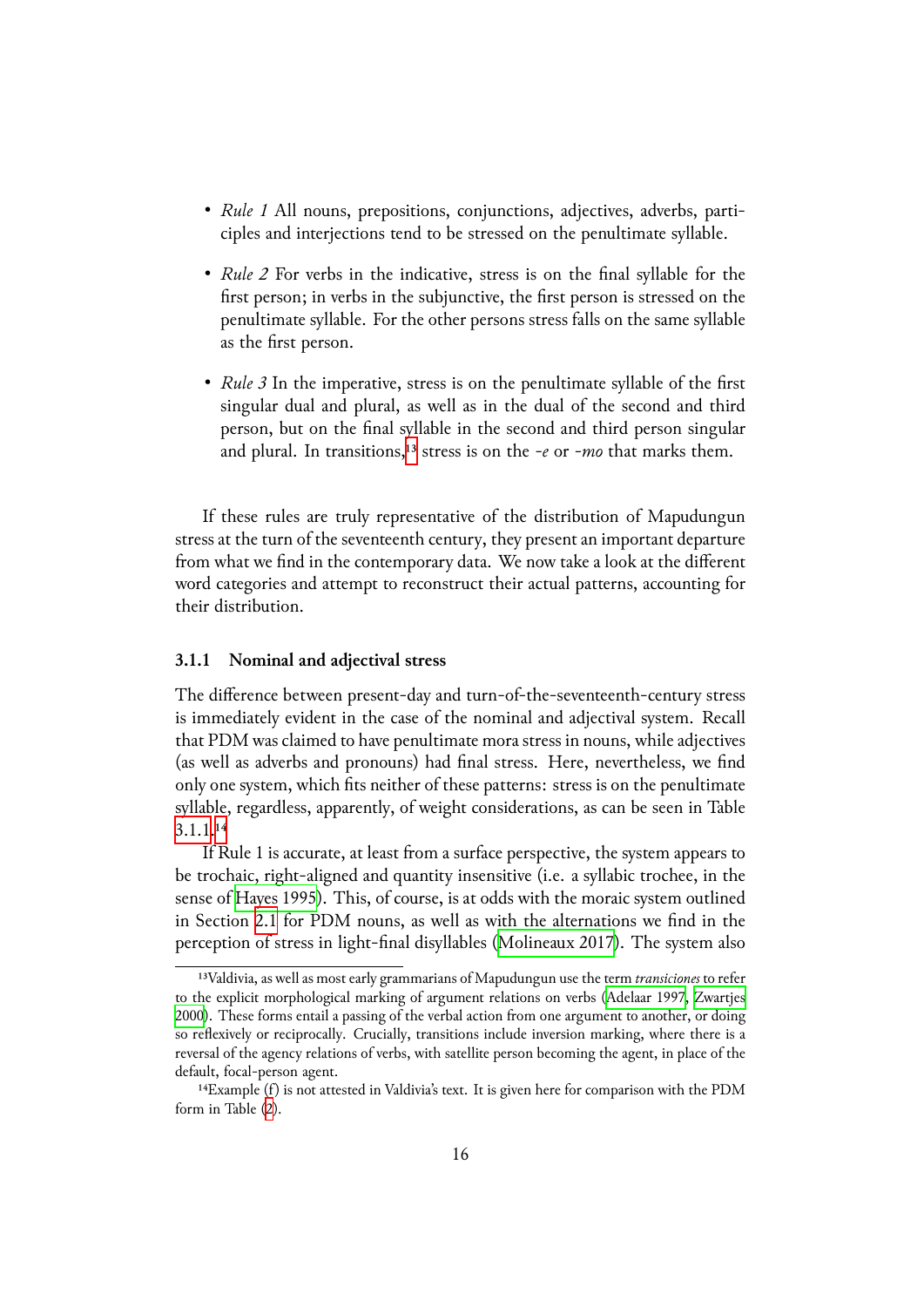- *Rule 1* All nouns, prepositions, conjunctions, adjectives, adverbs, participles and interjections tend to be stressed on the penultimate syllable.

- *Rule 2* For verbs in the indicative, stress is on the final syllable for the first person; in verbs in the subjunctive, the first person is stressed on the penultimate syllable. For the other persons stress falls on the same syllable as the first person.

- *Rule 3* In the imperative, stress is on the penultimate syllable of the first singular dual and plural, as well as in the dual of the second and third person, but on the final syllable in the second and third person singular and plural. In transitions,[13] stress is on the *-e* or *-mo* that marks them.

If these rules are truly representative of the distribution of Mapudungun stress at the turn of the seventeenth century, they present an important departure from what we find in the contemporary data. We now take a look at the different word categories and attempt to reconstruct their actual patterns, accounting for their distribution.

### 3.1.1 Nominal and adjectival stress

The difference between present-day and turn-of-the-seventeenth-century stress is immediately evident in the case of the nominal and adjectival system. Recall that PDM was claimed to have penultimate mora stress in nouns, while adjectives (as well as adverbs and pronouns) had final stress. Here, nevertheless, we find only one system, which fits neither of these patterns: stress is on the penultimate syllable, regardless, apparently, of weight considerations, as can be seen in Table 3.1.1.[14]

If Rule 1 is accurate, at least from a surface perspective, the system appears to be trochaic, right-aligned and quantity insensitive (i.e. a syllabic trochee, in the sense of Hayes 1995). This, of course, is at odds with the moraic system outlined in Section 2.1 for PDM nouns, as well as with the alternations we find in the perception of stress in light-final disyllables (Molineaux 2017). The system also

[13] Valdivia, as well as most early grammarians of Mapudungun use the term *transiciones* to refer to the explicit morphological marking of argument relations on verbs (Adelaar 1997, Zwartjes 2000). These forms entail a passing of the verbal action from one argument to another, or doing so reflexively or reciprocally. Crucially, transitions include inversion marking, where there is a reversal of the agency relations of verbs, with satellite person becoming the agent, in place of the default, focal-person agent.

[14] Example (f) is not attested in Valdivia's text. It is given here for comparison with the PDM form in Table (2).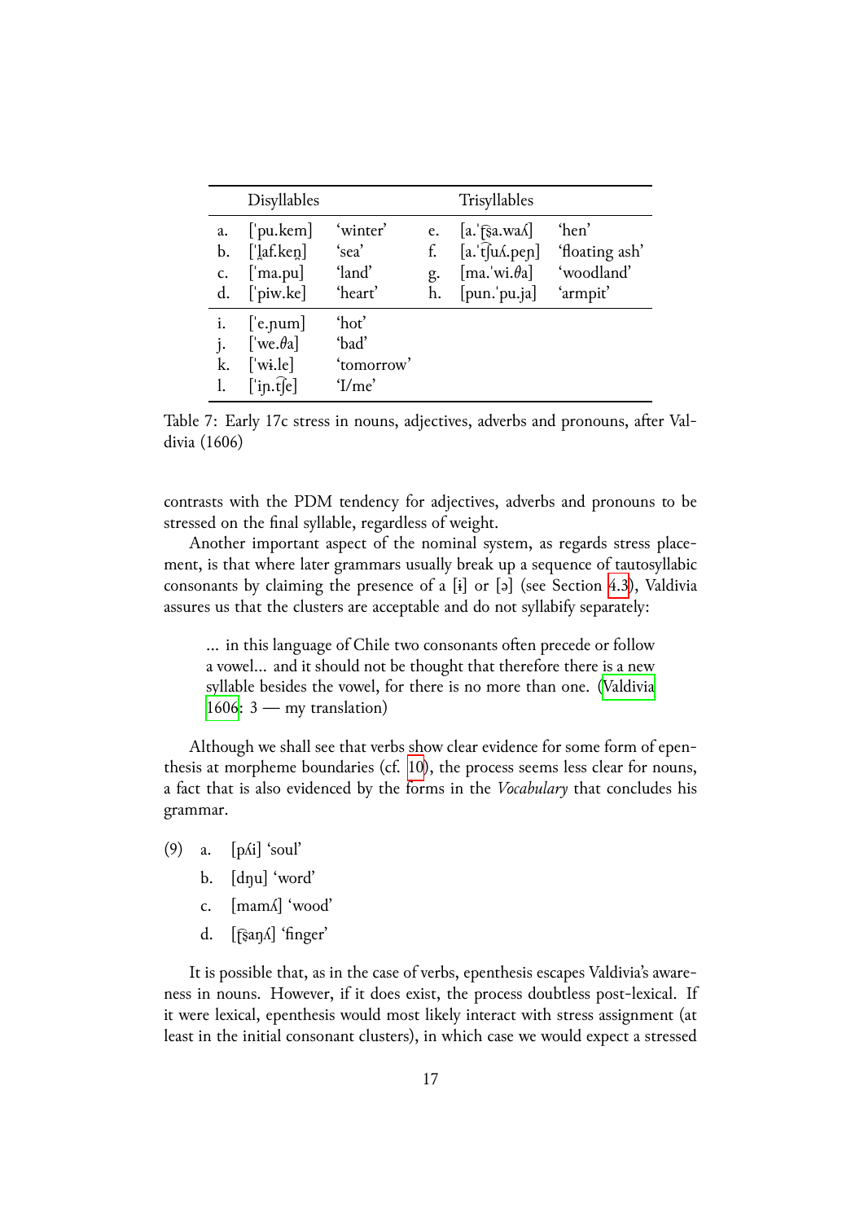| | Disyllables | | | Trisyllables | |
|---|---|---|---|---|---|
| a. | [ˈpu.kem] | 'winter' | e. | [a.ˈʈ͡ʂa.waʎ] | 'hen' |
| b. | [ˈl̪af.ken̪] | 'sea' | f. | [a.ˈt͡ʃuʎ.peɲ] | 'floating ash' |
| c. | [ˈma.pu] | 'land' | g. | [ma.ˈwi.θa] | 'woodland' |
| d. | [ˈpiw.ke] | 'heart' | h. | [pun.ˈpu.ja] | 'armpit' |
| i. | [ˈe.ɲum] | 'hot' | | | |
| j. | [ˈwe.θa] | 'bad' | | | |
| k. | [ˈwɨ.le] | 'tomorrow' | | | |
| l. | [ˈiɲ.t͡ʃe] | 'I/me' | | | |

Table 7: Early 17c stress in nouns, adjectives, adverbs and pronouns, after Valdivia (1606)

contrasts with the PDM tendency for adjectives, adverbs and pronouns to be stressed on the final syllable, regardless of weight.

Another important aspect of the nominal system, as regards stress placement, is that where later grammars usually break up a sequence of tautosyllabic consonants by claiming the presence of a [ɨ] or [ə] (see Section 4.3), Valdivia assures us that the clusters are acceptable and do not syllabify separately:

> ... in this language of Chile two consonants often precede or follow a vowel... and it should not be thought that therefore there is a new syllable besides the vowel, for there is no more than one. (Valdivia 1606: 3 — my translation)

Although we shall see that verbs show clear evidence for some form of epenthesis at morpheme boundaries (cf. 10), the process seems less clear for nouns, a fact that is also evidenced by the forms in the *Vocabulary* that concludes his grammar.

(9) a. [pʎi] 'soul'

b. [dɲu] 'word'

c. [mamʎ] 'wood'

d. [ʈ͡ʂaŋʎ] 'finger'

It is possible that, as in the case of verbs, epenthesis escapes Valdivia's awareness in nouns. However, if it does exist, the process doubtless post-lexical. If it were lexical, epenthesis would most likely interact with stress assignment (at least in the initial consonant clusters), in which case we would expect a stressed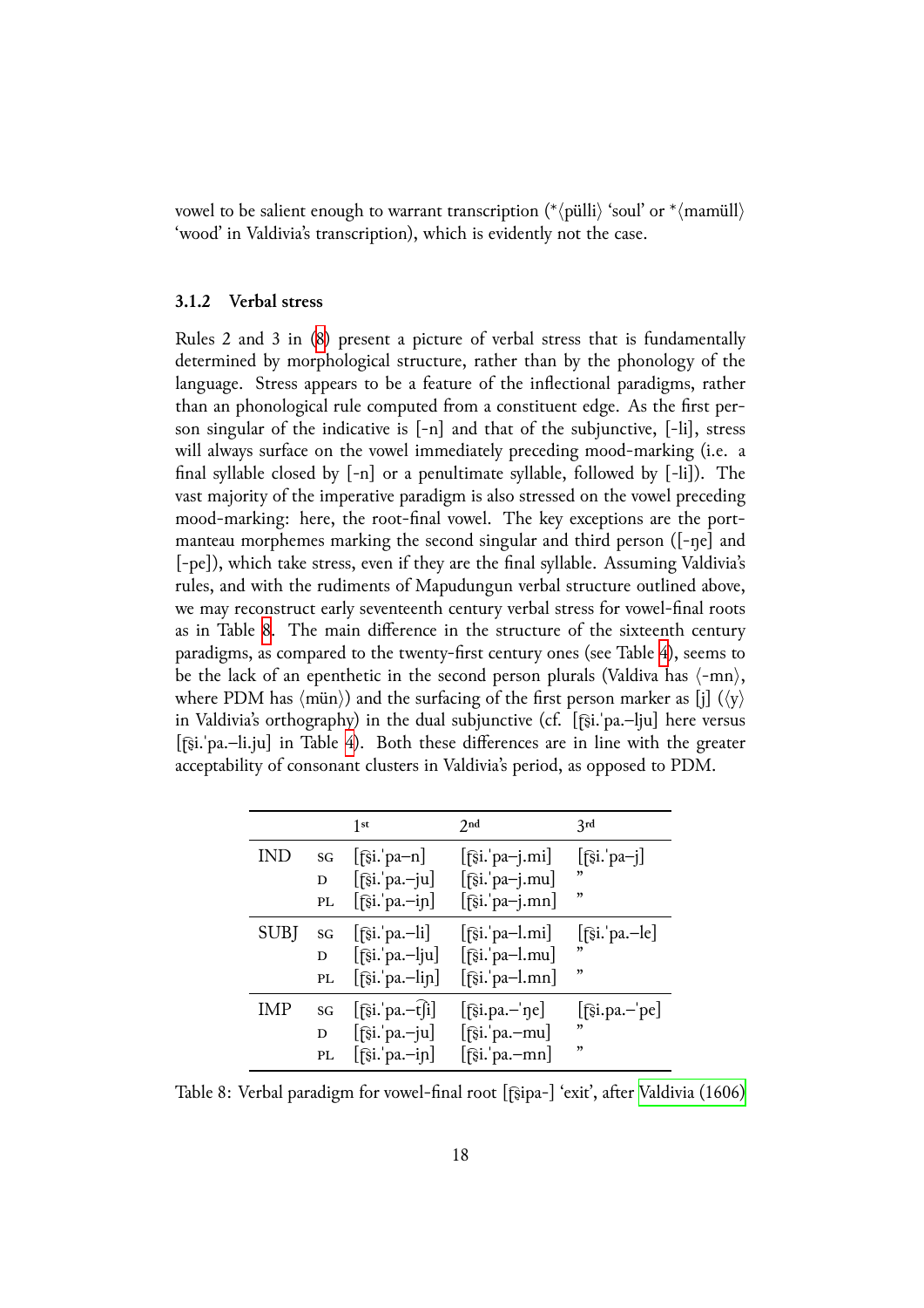vowel to be salient enough to warrant transcription (*⟨pülli⟩ 'soul' or *⟨mamüll⟩ 'wood' in Valdivia's transcription), which is evidently not the case.

### 3.1.2 Verbal stress

Rules 2 and 3 in (8) present a picture of verbal stress that is fundamentally determined by morphological structure, rather than by the phonology of the language. Stress appears to be a feature of the inflectional paradigms, rather than an phonological rule computed from a constituent edge. As the first person singular of the indicative is [-n] and that of the subjunctive, [-li], stress will always surface on the vowel immediately preceding mood-marking (i.e. a final syllable closed by [-n] or a penultimate syllable, followed by [-li]). The vast majority of the imperative paradigm is also stressed on the vowel preceding mood-marking: here, the root-final vowel. The key exceptions are the portmanteau morphemes marking the second singular and third person ([-ŋe] and [-pe]), which take stress, even if they are the final syllable. Assuming Valdivia's rules, and with the rudiments of Mapudungun verbal structure outlined above, we may reconstruct early seventeenth century verbal stress for vowel-final roots as in Table 8. The main difference in the structure of the sixteenth century paradigms, as compared to the twenty-first century ones (see Table 4), seems to be the lack of an epenthetic in the second person plurals (Valdiva has ⟨-mn⟩, where PDM has ⟨mün⟩) and the surfacing of the first person marker as [j] (⟨y⟩ in Valdivia's orthography) in the dual subjunctive (cf. [t͡ʂi.ˈpa.–lju] here versus [t͡ʂi.ˈpa.–li.ju] in Table 4). Both these differences are in line with the greater acceptability of consonant clusters in Valdivia's period, as opposed to PDM.

| | | 1st | 2nd | 3rd |
|---|---|---|---|---|
| IND | SG | [t͡ʂi.ˈpa–n] | [t͡ʂi.ˈpa–j.mi] | [t͡ʂi.ˈpa–j] |
| | D | [t͡ʂi.ˈpa.–ju] | [t͡ʂi.ˈpa–j.mu] | " |
| | PL | [t͡ʂi.ˈpa.–iɲ] | [t͡ʂi.ˈpa–j.mn] | " |
| SUBJ | SG | [t͡ʂi.ˈpa.–li] | [t͡ʂi.ˈpa–l.mi] | [t͡ʂi.ˈpa.–le] |
| | D | [t͡ʂi.ˈpa.–lju] | [t͡ʂi.ˈpa–l.mu] | " |
| | PL | [t͡ʂi.ˈpa.–liɲ] | [t͡ʂi.ˈpa–l.mn] | " |
| IMP | SG | [t͡ʂi.ˈpa.–t͡ʃi] | [t͡ʂi.pa.–ˈŋe] | [t͡ʂi.pa.–ˈpe] |
| | D | [t͡ʂi.ˈpa.–ju] | [t͡ʂi.ˈpa.–mu] | " |
| | PL | [t͡ʂi.ˈpa.–iɲ] | [t͡ʂi.ˈpa.–mn] | " |

Table 8: Verbal paradigm for vowel-final root [t͡ʂipa-] 'exit', after Valdivia (1606)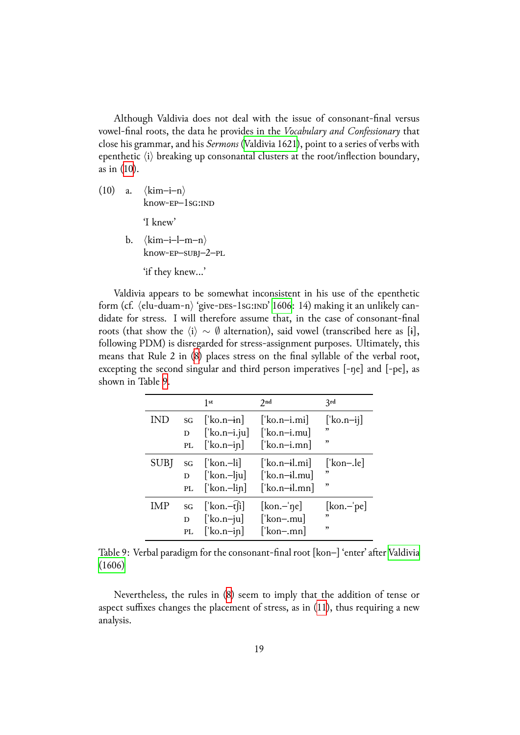Although Valdivia does not deal with the issue of consonant-final versus vowel-final roots, the data he provides in the *Vocabulary and Confessionary* that close his grammar, and his *Sermons* (Valdivia 1621), point to a series of verbs with epenthetic ⟨i⟩ breaking up consonantal clusters at the root/inflection boundary, as in (10).

(10) a. ⟨kim–i–n⟩
know-EP–1SG:IND

'I knew'

b. ⟨kim–i–l–m–n⟩
know-EP–SUBJ–2–PL

'if they knew...'

Valdivia appears to be somewhat inconsistent in his use of the epenthetic form (cf. ⟨elu-duam-n⟩ 'give-DES-1SG:IND' 1606: 14) making it an unlikely candidate for stress. I will therefore assume that, in the case of consonant-final roots (that show the ⟨i⟩ ∼ ∅ alternation), said vowel (transcribed here as [ɨ], following PDM) is disregarded for stress-assignment purposes. Ultimately, this means that Rule 2 in (8) places stress on the final syllable of the verbal root, excepting the second singular and third person imperatives [-ŋe] and [-pe], as shown in Table 9.

| | | 1st | 2nd | 3rd |
|---|---|---|---|---|
| IND | SG | [ˈko.n–ɨn] | [ˈko.n–i.mi] | [ˈko.n–ij] |
| | D | [ˈko.n–i.ju] | [ˈko.n–i.mu] | ” |
| | PL | [ˈko.n–iɲ] | [ˈko.n–i.mn] | ” |
| SUBJ | SG | [ˈkon.–li] | [ˈko.n–ɨl.mi] | [ˈkon–.le] |
| | D | [ˈkon.–lju] | [ˈko.n–ɨl.mu] | ” |
| | PL | [ˈkon.–liɲ] | [ˈko.n–ɨl.mn] | ” |
| IMP | SG | [ˈkon.–t͡ʃi] | [kon.–ˈŋe] | [kon.–ˈpe] |
| | D | [ˈko.n–ju] | [ˈkon–.mu] | ” |
| | PL | [ˈko.n–iɲ] | [ˈkon–.mn] | ” |

Table 9: Verbal paradigm for the consonant-final root [kon–] 'enter' after Valdivia (1606)

Nevertheless, the rules in (8) seem to imply that the addition of tense or aspect suffixes changes the placement of stress, as in (11), thus requiring a new analysis.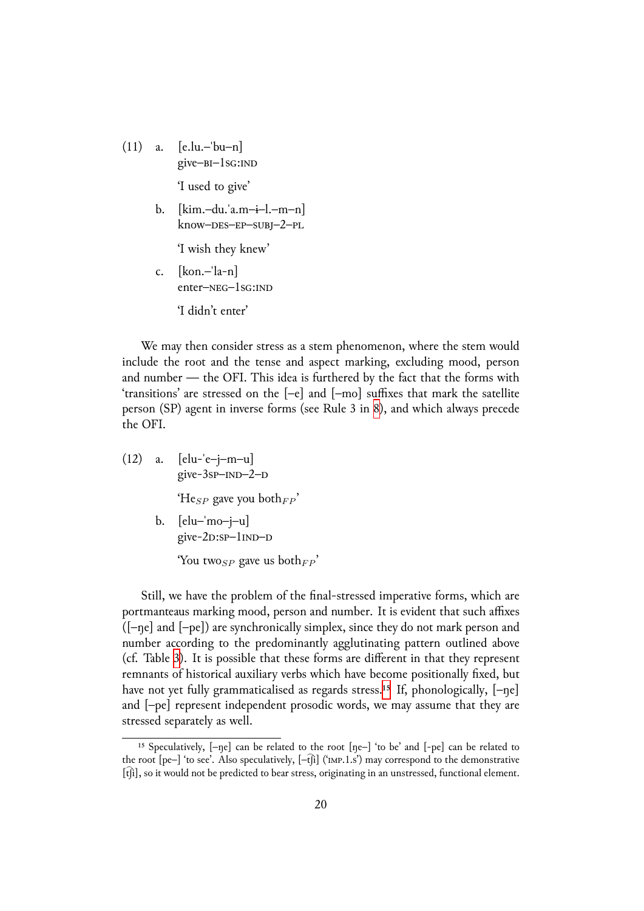(11) a. [e.lu.–ˈbu–n]
give–BI–1SG:IND

‘I used to give’

b. [kim.–du.ˈa.m–ɨ–l.–m–n]
know–DES–EP–SUBJ–2–PL

‘I wish they knew’

c. [kon.–ˈla-n]
enter–NEG–1SG:IND

‘I didn’t enter’

We may then consider stress as a stem phenomenon, where the stem would include the root and the tense and aspect marking, excluding mood, person and number — the OFI. This idea is furthered by the fact that the forms with ‘transitions’ are stressed on the [–e] and [–mo] suffixes that mark the satellite person (SP) agent in inverse forms (see Rule 3 in 8), and which always precede the OFI.

(12) a. [elu-ˈe–j–m–u]
give-3SP–IND–2–D

‘He$_{SP}$ gave you both$_{FP}$’

b. [elu–ˈmo–j–u]
give-2D:SP–1IND–D

‘You two$_{SP}$ gave us both$_{FP}$’

Still, we have the problem of the final-stressed imperative forms, which are portmanteaus marking mood, person and number. It is evident that such affixes ([–ŋe] and [–pe]) are synchronically simplex, since they do not mark person and number according to the predominantly agglutinating pattern outlined above (cf. Table 3). It is possible that these forms are different in that they represent remnants of historical auxiliary verbs which have become positionally fixed, but have not yet fully grammaticalised as regards stress.[15] If, phonologically, [–ŋe] and [–pe] represent independent prosodic words, we may assume that they are stressed separately as well.

[15] Speculatively, [–ŋe] can be related to the root [ŋe–] ‘to be’ and [-pe] can be related to the root [pe–] ‘to see’. Also speculatively, [–t͡ʃi] (‘IMP.1.S’) may correspond to the demonstrative [t͡ʃi], so it would not be predicted to bear stress, originating in an unstressed, functional element.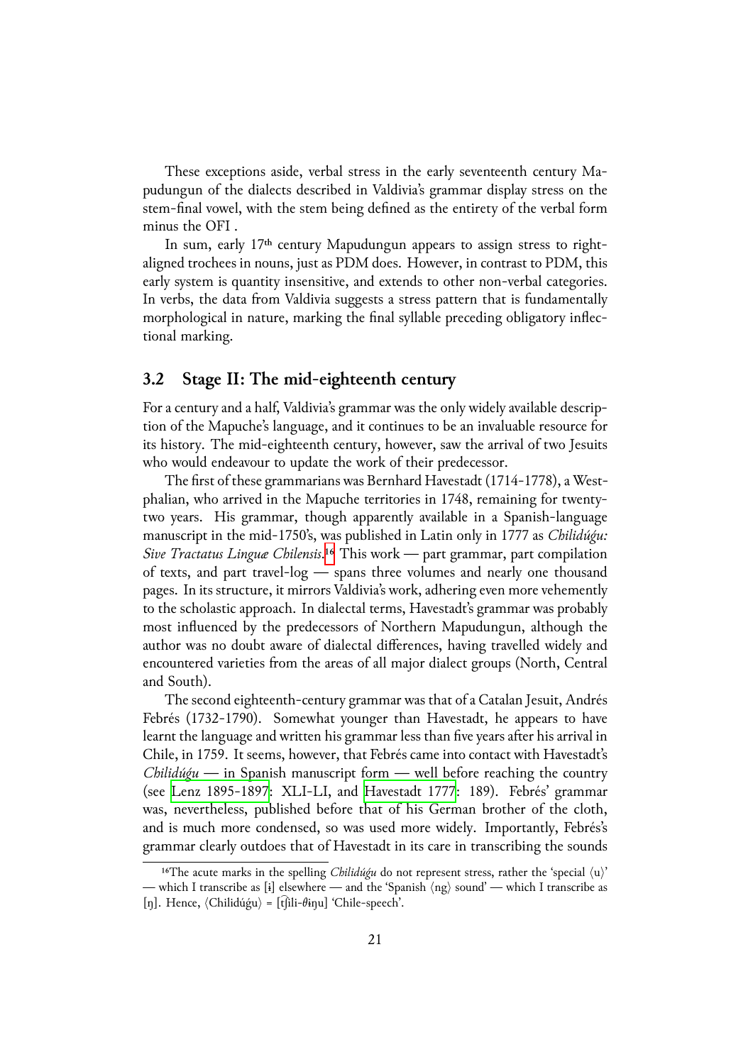These exceptions aside, verbal stress in the early seventeenth century Mapudungun of the dialects described in Valdivia's grammar display stress on the stem-final vowel, with the stem being defined as the entirety of the verbal form minus the OFI .

In sum, early 17th century Mapudungun appears to assign stress to right-aligned trochees in nouns, just as PDM does. However, in contrast to PDM, this early system is quantity insensitive, and extends to other non-verbal categories. In verbs, the data from Valdivia suggests a stress pattern that is fundamentally morphological in nature, marking the final syllable preceding obligatory inflectional marking.

## 3.2 Stage II: The mid-eighteenth century

For a century and a half, Valdivia's grammar was the only widely available description of the Mapuche's language, and it continues to be an invaluable resource for its history. The mid-eighteenth century, however, saw the arrival of two Jesuits who would endeavour to update the work of their predecessor.

The first of these grammarians was Bernhard Havestadt (1714-1778), a Westphalian, who arrived in the Mapuche territories in 1748, remaining for twenty-two years. His grammar, though apparently available in a Spanish-language manuscript in the mid-1750's, was published in Latin only in 1777 as *Chilidúǵu: Sive Tractatus Linguæ Chilensis*.[16] This work — part grammar, part compilation of texts, and part travel-log — spans three volumes and nearly one thousand pages. In its structure, it mirrors Valdivia's work, adhering even more vehemently to the scholastic approach. In dialectal terms, Havestadt's grammar was probably most influenced by the predecessors of Northern Mapudungun, although the author was no doubt aware of dialectal differences, having travelled widely and encountered varieties from the areas of all major dialect groups (North, Central and South).

The second eighteenth-century grammar was that of a Catalan Jesuit, Andrés Febrés (1732-1790). Somewhat younger than Havestadt, he appears to have learnt the language and written his grammar less than five years after his arrival in Chile, in 1759. It seems, however, that Febrés came into contact with Havestadt's *Chilidúǵu* — in Spanish manuscript form — well before reaching the country (see Lenz 1895-1897: XLI-LI, and Havestadt 1777: 189). Febrés' grammar was, nevertheless, published before that of his German brother of the cloth, and is much more condensed, so was used more widely. Importantly, Febrés's grammar clearly outdoes that of Havestadt in its care in transcribing the sounds

[16] The acute marks in the spelling *Chilidúǵu* do not represent stress, rather the 'special ⟨u⟩' — which I transcribe as [ɨ] elsewhere — and the 'Spanish ⟨ng⟩ sound' — which I transcribe as [ŋ]. Hence, ⟨Chilidúǵu⟩ = [t͡ʃili-θɨŋu] 'Chile-speech'.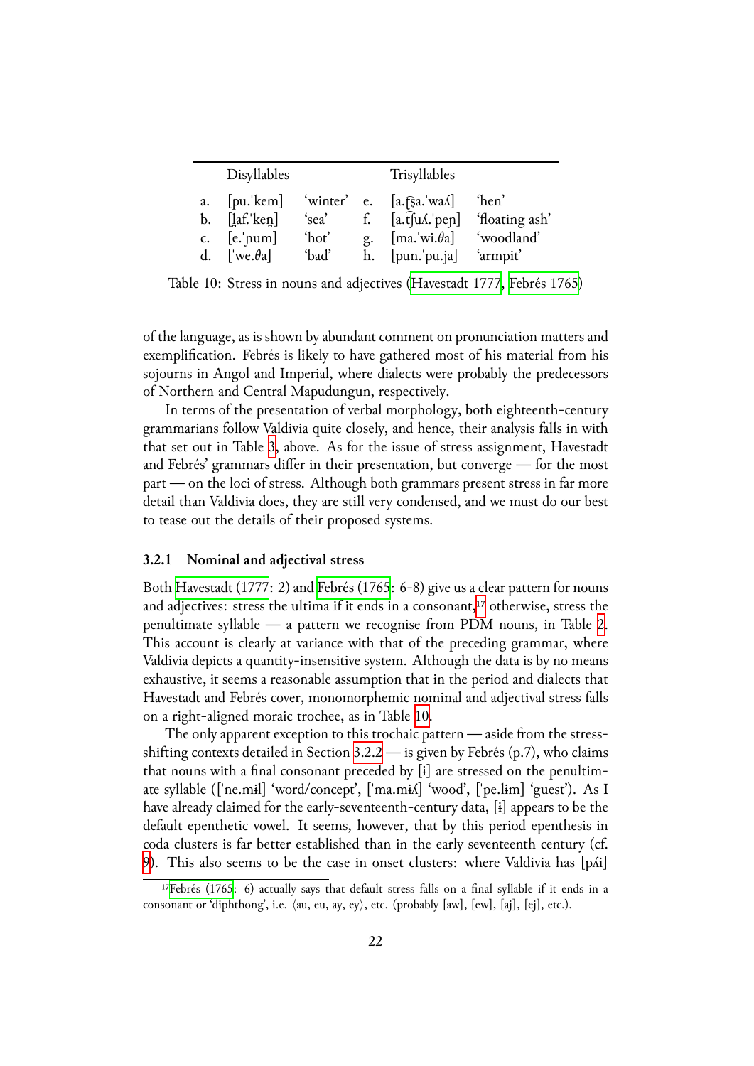| | Disyllables | | | Trisyllables | |
|---|---|---|---|---|---|
| a. | [pu.ˈkem] | ‘winter’ | e. | [a.t͡ʂa.ˈwaʎ] | ‘hen’ |
| b. | [l̪af.ˈken̪] | ‘sea’ | f. | [a.t͡ʃuʎ.ˈpeɲ] | ‘floating ash’ |
| c. | [e.ˈɲum] | ‘hot’ | g. | [ma.ˈwi.θa] | ‘woodland’ |
| d. | [ˈwe.θa] | ‘bad’ | h. | [pun̪.ˈpu.ja] | ‘armpit’ |

Table 10: Stress in nouns and adjectives (Havestadt 1777, Febrés 1765)

of the language, as is shown by abundant comment on pronunciation matters and exemplification. Febrés is likely to have gathered most of his material from his sojourns in Angol and Imperial, where dialects were probably the predecessors of Northern and Central Mapudungun, respectively.

In terms of the presentation of verbal morphology, both eighteenth-century grammarians follow Valdivia quite closely, and hence, their analysis falls in with that set out in Table 3, above. As for the issue of stress assignment, Havestadt and Febrés' grammars differ in their presentation, but converge — for the most part — on the loci of stress. Although both grammars present stress in far more detail than Valdivia does, they are still very condensed, and we must do our best to tease out the details of their proposed systems.

### 3.2.1 Nominal and adjectival stress

Both Havestadt (1777: 2) and Febrés (1765: 6-8) give us a clear pattern for nouns and adjectives: stress the ultima if it ends in a consonant,[17] otherwise, stress the penultimate syllable — a pattern we recognise from PDM nouns, in Table 2. This account is clearly at variance with that of the preceding grammar, where Valdivia depicts a quantity-insensitive system. Although the data is by no means exhaustive, it seems a reasonable assumption that in the period and dialects that Havestadt and Febrés cover, monomorphemic nominal and adjectival stress falls on a right-aligned moraic trochee, as in Table 10.

The only apparent exception to this trochaic pattern — aside from the stress-shifting contexts detailed in Section 3.2.2 — is given by Febrés (p.7), who claims that nouns with a final consonant preceded by [ɨ] are stressed on the penultimate syllable ([ˈne.mɨl] ‘word/concept’, [ˈma.miʎ] ‘wood’, [ˈpe.lɨm] ‘guest’). As I have already claimed for the early-seventeenth-century data, [ɨ] appears to be the default epenthetic vowel. It seems, however, that by this period epenthesis in coda clusters is far better established than in the early seventeenth century (cf. 9). This also seems to be the case in onset clusters: where Valdivia has [pʎi]

[17] Febrés (1765: 6) actually says that default stress falls on a final syllable if it ends in a consonant or ‘diphthong’, i.e. ⟨au, eu, ay, ey⟩, etc. (probably [aw], [ew], [aj], [ej], etc.).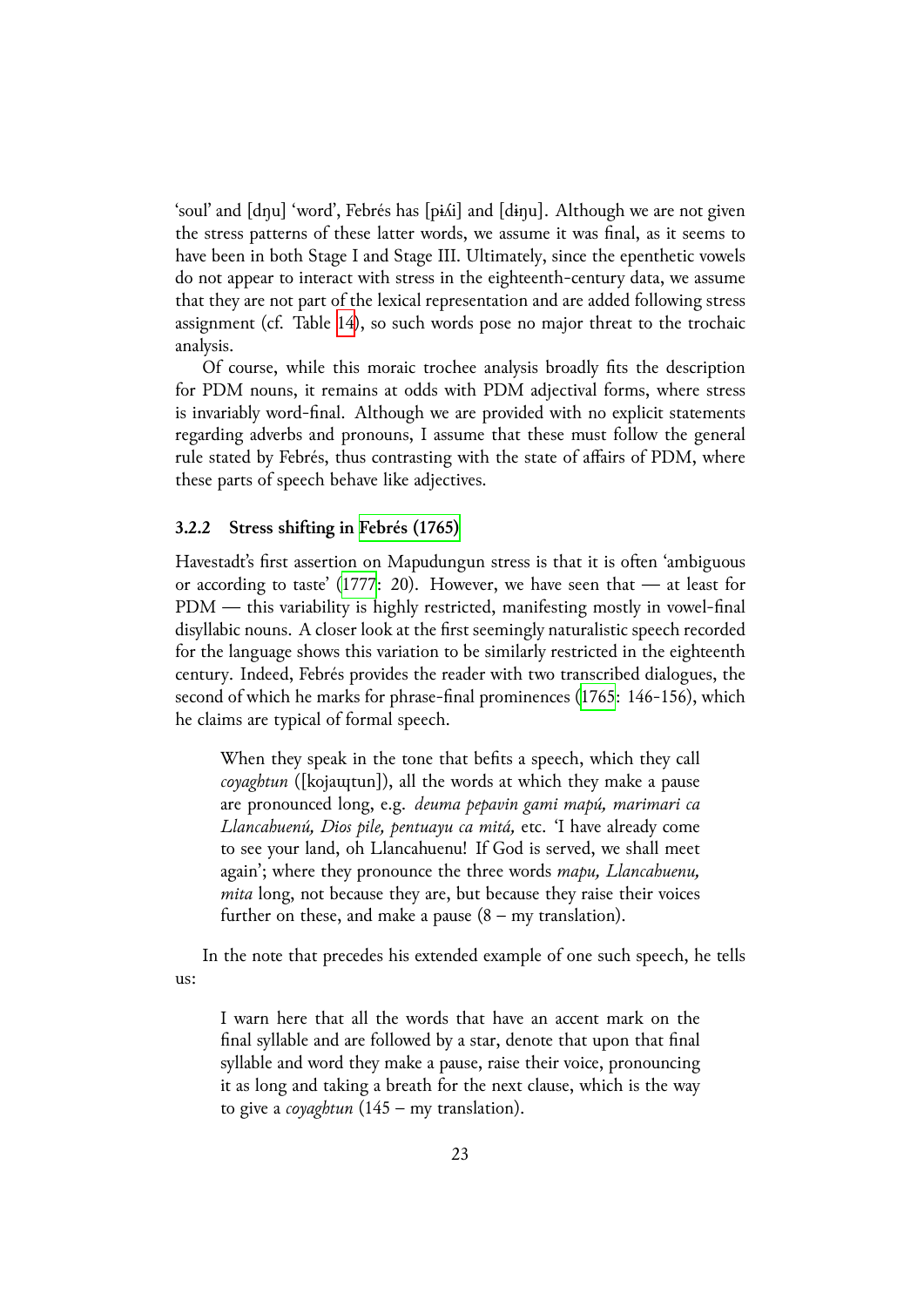'soul' and [dŋu] 'word', Febrés has [pɨʎi] and [dɨŋu]. Although we are not given the stress patterns of these latter words, we assume it was final, as it seems to have been in both Stage I and Stage III. Ultimately, since the epenthetic vowels do not appear to interact with stress in the eighteenth-century data, we assume that they are not part of the lexical representation and are added following stress assignment (cf. Table 14), so such words pose no major threat to the trochaic analysis.

Of course, while this moraic trochee analysis broadly fits the description for PDM nouns, it remains at odds with PDM adjectival forms, where stress is invariably word-final. Although we are provided with no explicit statements regarding adverbs and pronouns, I assume that these must follow the general rule stated by Febrés, thus contrasting with the state of affairs of PDM, where these parts of speech behave like adjectives.

### 3.2.2 Stress shifting in Febrés (1765)

Havestadt's first assertion on Mapudungun stress is that it is often 'ambiguous or according to taste' (1777: 20). However, we have seen that — at least for PDM — this variability is highly restricted, manifesting mostly in vowel-final disyllabic nouns. A closer look at the first seemingly naturalistic speech recorded for the language shows this variation to be similarly restricted in the eighteenth century. Indeed, Febrés provides the reader with two transcribed dialogues, the second of which he marks for phrase-final prominences (1765: 146-156), which he claims are typical of formal speech.

> When they speak in the tone that befits a speech, which they call *coyaghtun* ([kojaɻtun]), all the words at which they make a pause are pronounced long, e.g. *deuma pepavin gami mapú, marimari ca Llancahuenú, Dios pile, pentuayu ca mitá,* etc. 'I have already come to see your land, oh Llancahuenu! If God is served, we shall meet again'; where they pronounce the three words *mapu, Llancahuenu, mita* long, not because they are, but because they raise their voices further on these, and make a pause (8 – my translation).

In the note that precedes his extended example of one such speech, he tells us:

> I warn here that all the words that have an accent mark on the final syllable and are followed by a star, denote that upon that final syllable and word they make a pause, raise their voice, pronouncing it as long and taking a breath for the next clause, which is the way to give a *coyaghtun* (145 – my translation).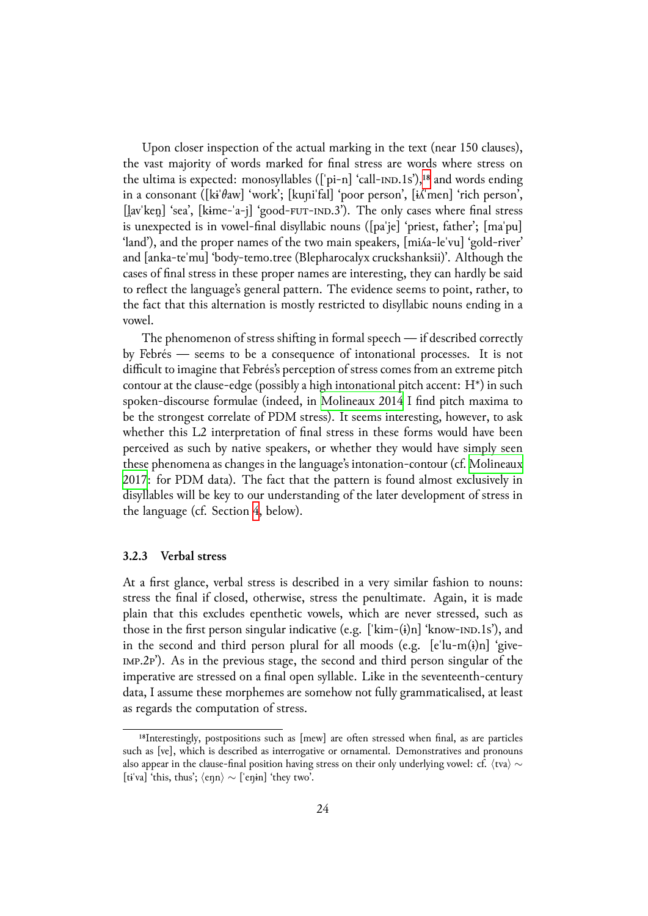Upon closer inspection of the actual marking in the text (near 150 clauses), the vast majority of words marked for final stress are words where stress on the ultima is expected: monosyllables ([ˈpi-n] 'call-IND.1S'),[18] and words ending in a consonant ([kɨˈθaw] 'work'; [kuɲiˈfal] 'poor person', [ɨˈʎmen] 'rich person', [l̪avˈken̪] 'sea', [kɨme-ˈa-j] 'good-FUT-IND.3'). The only cases where final stress is unexpected is in vowel-final disyllabic nouns ([paˈje] 'priest, father'; [maˈpu] 'land'), and the proper names of the two main speakers, [miʎa-leˈvu] 'gold-river' and [anka-teˈmu] 'body-temo.tree (Blepharocalyx cruckshanksii)'. Although the cases of final stress in these proper names are interesting, they can hardly be said to reflect the language's general pattern. The evidence seems to point, rather, to the fact that this alternation is mostly restricted to disyllabic nouns ending in a vowel.

The phenomenon of stress shifting in formal speech — if described correctly by Febrés — seems to be a consequence of intonational processes. It is not difficult to imagine that Febrés's perception of stress comes from an extreme pitch contour at the clause-edge (possibly a high intonational pitch accent: H*) in such spoken-discourse formulae (indeed, in Molineaux 2014 I find pitch maxima to be the strongest correlate of PDM stress). It seems interesting, however, to ask whether this L2 interpretation of final stress in these forms would have been perceived as such by native speakers, or whether they would have simply seen these phenomena as changes in the language's intonation-contour (cf. Molineaux 2017: for PDM data). The fact that the pattern is found almost exclusively in disyllables will be key to our understanding of the later development of stress in the language (cf. Section 4, below).

### 3.2.3 Verbal stress

At a first glance, verbal stress is described in a very similar fashion to nouns: stress the final if closed, otherwise, stress the penultimate. Again, it is made plain that this excludes epenthetic vowels, which are never stressed, such as those in the first person singular indicative (e.g. [ˈkim-(ɨ)n] 'know-IND.1S'), and in the second and third person plural for all moods (e.g. [eˈlu-m(ɨ)n] 'give-IMP.2P'). As in the previous stage, the second and third person singular of the imperative are stressed on a final open syllable. Like in the seventeenth-century data, I assume these morphemes are somehow not fully grammaticalised, at least as regards the computation of stress.

[18] Interestingly, postpositions such as [mew] are often stressed when final, as are particles such as [ve], which is described as interrogative or ornamental. Demonstratives and pronouns also appear in the clause-final position having stress on their only underlying vowel: cf. ⟨tva⟩ ∼ [tɨˈva] 'this, thus'; ⟨eŋn⟩ ∼ [ˈeŋɨn] 'they two'.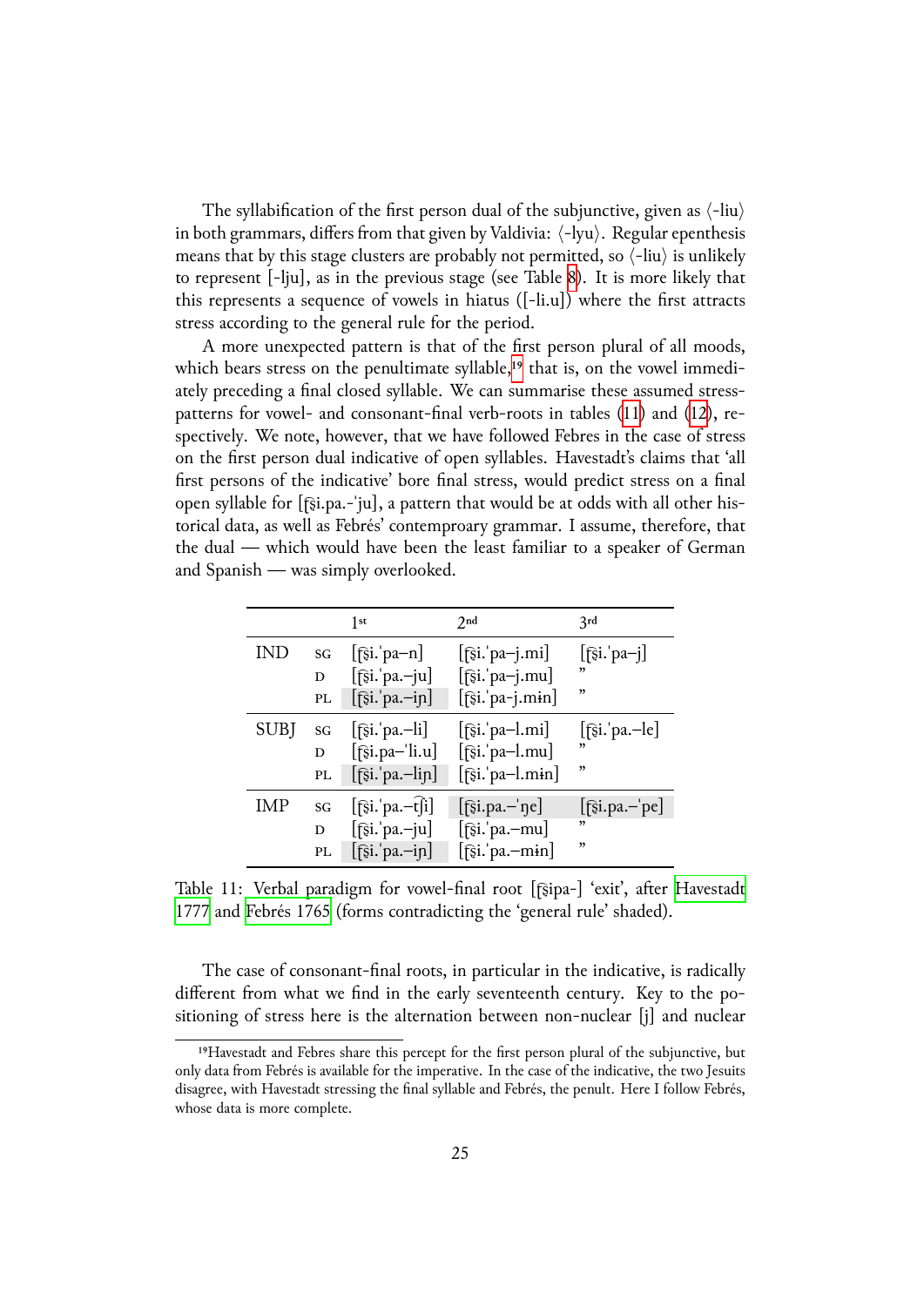The syllabification of the first person dual of the subjunctive, given as ⟨-liu⟩ in both grammars, differs from that given by Valdivia: ⟨-lyu⟩. Regular epenthesis means that by this stage clusters are probably not permitted, so ⟨-liu⟩ is unlikely to represent [-lju], as in the previous stage (see Table 8). It is more likely that this represents a sequence of vowels in hiatus ([-li.u]) where the first attracts stress according to the general rule for the period.

A more unexpected pattern is that of the first person plural of all moods, which bears stress on the penultimate syllable,[19] that is, on the vowel immediately preceding a final closed syllable. We can summarise these assumed stress-patterns for vowel- and consonant-final verb-roots in tables (11) and (12), respectively. We note, however, that we have followed Febres in the case of stress on the first person dual indicative of open syllables. Havestadt's claims that 'all first persons of the indicative' bore final stress, would predict stress on a final open syllable for [t͡ʂi.pa.-ˈju], a pattern that would be at odds with all other historical data, as well as Febrés' contemproary grammar. I assume, therefore, that the dual — which would have been the least familiar to a speaker of German and Spanish — was simply overlooked.

| | | 1st | 2nd | 3rd |
|---|---|---|---|---|
| IND | SG | [t͡ʂi.ˈpa–n] | [t͡ʂi.ˈpa–j.mi] | [t͡ʂi.ˈpa–j] |
| | D | [t͡ʂi.ˈpa.–ju] | [t͡ʂi.ˈpa–j.mu] | ” |
| | PL | [t͡ʂi.ˈpa.–iɲ] | [t͡ʂi.ˈpa–j.mɨn] | ” |
| SUBJ | SG | [t͡ʂi.ˈpa.–li] | [t͡ʂi.ˈpa–l.mi] | [t͡ʂi.ˈpa.–le] |
| | D | [t͡ʂi.pa–ˈli.u] | [t͡ʂi.ˈpa–l.mu] | ” |
| | PL | [t͡ʂi.ˈpa.–liɲ] | [t͡ʂi.ˈpa–l.mɨn] | ” |
| IMP | SG | [t͡ʂi.ˈpa.–t͡ʃi] | [t͡ʂi.pa.–ˈŋe] | [t͡ʂi.pa.–ˈpe] |
| | D | [t͡ʂi.ˈpa.–ju] | [t͡ʂi.ˈpa.–mu] | ” |
| | PL | [t͡ʂi.ˈpa.–iɲ] | [t͡ʂi.ˈpa.–mɨn] | ” |

Table 11: Verbal paradigm for vowel-final root [t͡ʂipa-] 'exit', after Havestadt 1777 and Febrés 1765 (forms contradicting the 'general rule' shaded).

The case of consonant-final roots, in particular in the indicative, is radically different from what we find in the early seventeenth century. Key to the positioning of stress here is the alternation between non-nuclear [j] and nuclear

[19] Havestadt and Febres share this percept for the first person plural of the subjunctive, but only data from Febrés is available for the imperative. In the case of the indicative, the two Jesuits disagree, with Havestadt stressing the final syllable and Febrés, the penult. Here I follow Febrés, whose data is more complete.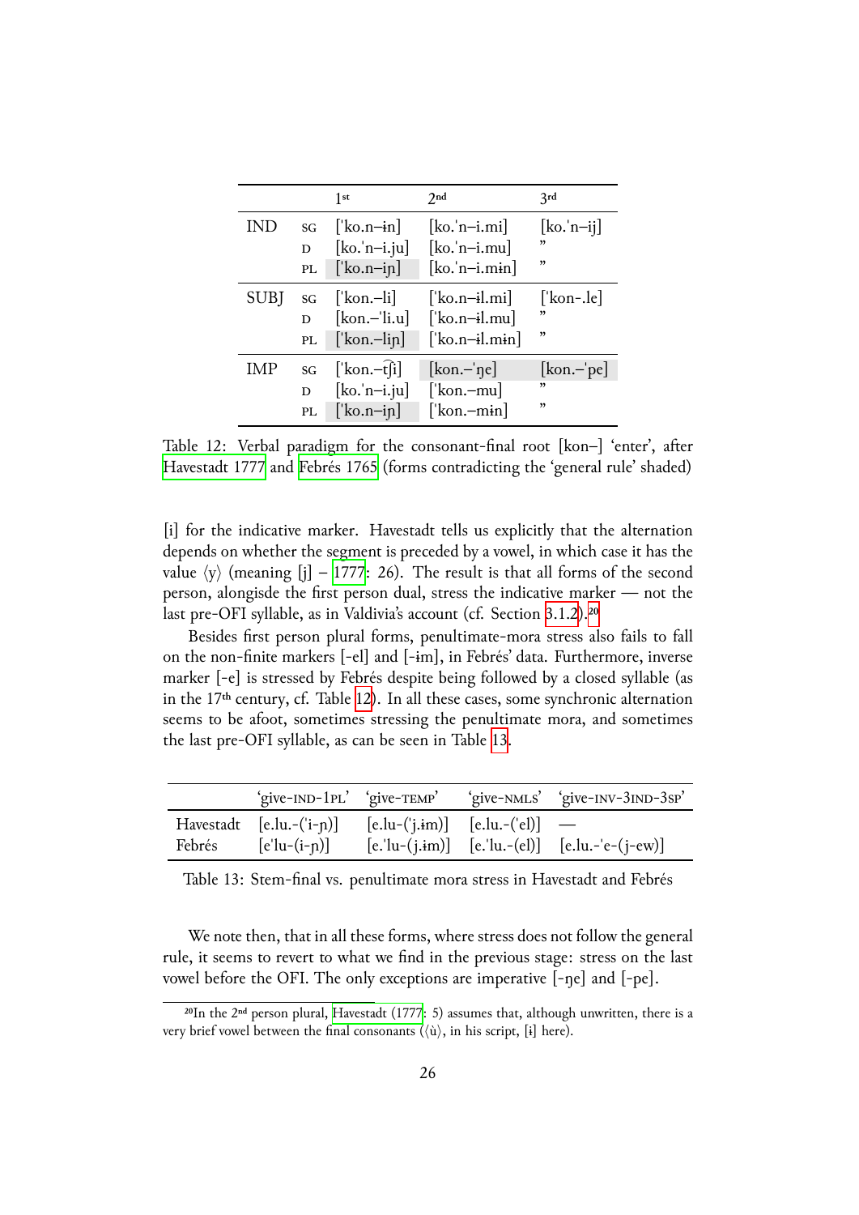| | | 1st | 2nd | 3rd |
|---|---|---|---|---|
| IND | SG | [ˈko.n–ɨn] | [ko.ˈn–i.mi] | [ko.ˈn–ij] |
| | D | [ko.ˈn–i.ju] | [ko.ˈn–i.mu] | ” |
| | PL | [ˈko.n–iɲ] | [ko.ˈn–i.mɨn] | ” |
| SUBJ | SG | [ˈkon.–li] | [ˈko.n–ɨl.mi] | [ˈkon-.le] |
| | D | [kon.–ˈli.u] | [ˈko.n–ɨl.mu] | ” |
| | PL | [ˈkon.–liɲ] | [ˈko.n–ɨl.mɨn] | ” |
| IMP | SG | [ˈkon.–t͡ʃi] | [kon.–ˈŋe] | [kon.–ˈpe] |
| | D | [ko.ˈn–i.ju] | [ˈkon.–mu] | ” |
| | PL | [ˈko.n–iɲ] | [ˈkon.–mɨn] | ” |

Table 12: Verbal paradigm for the consonant-final root [kon–] 'enter', after Havestadt 1777 and Febrés 1765 (forms contradicting the 'general rule' shaded)

[i] for the indicative marker. Havestadt tells us explicitly that the alternation depends on whether the segment is preceded by a vowel, in which case it has the value ⟨y⟩ (meaning [j] – 1777: 26). The result is that all forms of the second person, alongisde the first person dual, stress the indicative marker — not the last pre-OFI syllable, as in Valdivia's account (cf. Section 3.1.2).[20]

Besides first person plural forms, penultimate-mora stress also fails to fall on the non-finite markers [-el] and [-ɨm], in Febrés' data. Furthermore, inverse marker [-e] is stressed by Febrés despite being followed by a closed syllable (as in the 17th century, cf. Table 12). In all these cases, some synchronic alternation seems to be afoot, sometimes stressing the penultimate mora, and sometimes the last pre-OFI syllable, as can be seen in Table 13.

| | 'give-IND-1PL' | 'give-TEMP' | 'give-NMLS' | 'give-INV-3IND-3SP' |
|---|---|---|---|---|
| Havestadt | [e.lu.-(ˈi-ɲ)] | [e.lu-(ˈj.ɨm)] | [e.lu.-(ˈel)] | — |
| Febrés | [eˈlu-(i-ɲ)] | [e.ˈlu-(j.ɨm)] | [e.ˈlu.-(el)] | [e.lu.-ˈe-(j-ew)] |

Table 13: Stem-final vs. penultimate mora stress in Havestadt and Febrés

We note then, that in all these forms, where stress does not follow the general rule, it seems to revert to what we find in the previous stage: stress on the last vowel before the OFI. The only exceptions are imperative [-ŋe] and [-pe].

[20] In the 2nd person plural, Havestadt (1777: 5) assumes that, although unwritten, there is a very brief vowel between the final consonants (⟨ù⟩, in his script, [ɨ] here).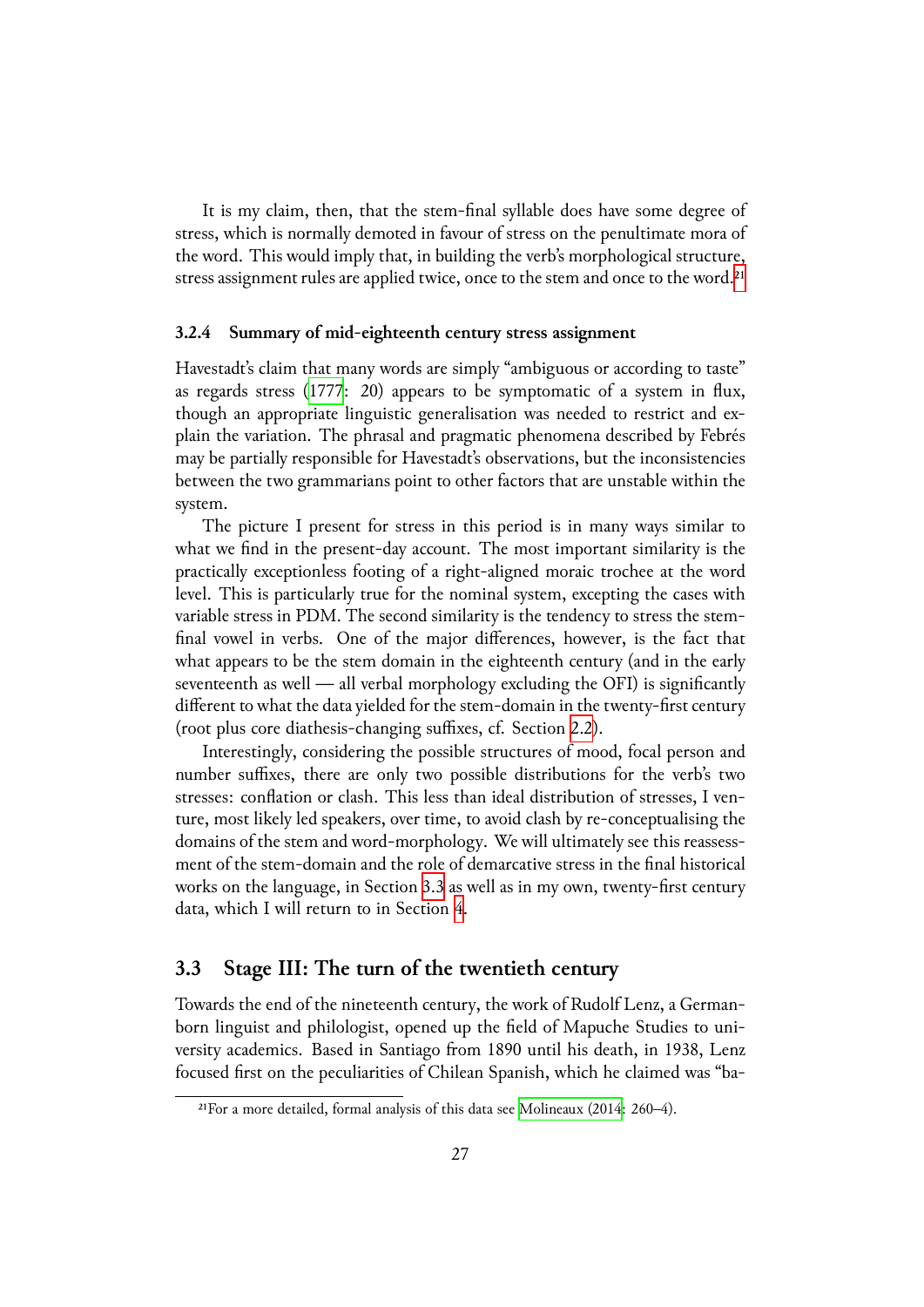It is my claim, then, that the stem-final syllable does have some degree of stress, which is normally demoted in favour of stress on the penultimate mora of the word. This would imply that, in building the verb's morphological structure, stress assignment rules are applied twice, once to the stem and once to the word.[21]

### 3.2.4 Summary of mid-eighteenth century stress assignment

Havestadt's claim that many words are simply "ambiguous or according to taste" as regards stress (1777: 20) appears to be symptomatic of a system in flux, though an appropriate linguistic generalisation was needed to restrict and explain the variation. The phrasal and pragmatic phenomena described by Febrés may be partially responsible for Havestadt's observations, but the inconsistencies between the two grammarians point to other factors that are unstable within the system.

The picture I present for stress in this period is in many ways similar to what we find in the present-day account. The most important similarity is the practically exceptionless footing of a right-aligned moraic trochee at the word level. This is particularly true for the nominal system, excepting the cases with variable stress in PDM. The second similarity is the tendency to stress the stem-final vowel in verbs. One of the major differences, however, is the fact that what appears to be the stem domain in the eighteenth century (and in the early seventeenth as well — all verbal morphology excluding the OFI) is significantly different to what the data yielded for the stem-domain in the twenty-first century (root plus core diathesis-changing suffixes, cf. Section 2.2).

Interestingly, considering the possible structures of mood, focal person and number suffixes, there are only two possible distributions for the verb's two stresses: conflation or clash. This less than ideal distribution of stresses, I venture, most likely led speakers, over time, to avoid clash by re-conceptualising the domains of the stem and word-morphology. We will ultimately see this reassessment of the stem-domain and the role of demarcative stress in the final historical works on the language, in Section 3.3 as well as in my own, twenty-first century data, which I will return to in Section 4.

## 3.3 Stage III: The turn of the twentieth century

Towards the end of the nineteenth century, the work of Rudolf Lenz, a German-born linguist and philologist, opened up the field of Mapuche Studies to university academics. Based in Santiago from 1890 until his death, in 1938, Lenz focused first on the peculiarities of Chilean Spanish, which he claimed was "ba-

[21] For a more detailed, formal analysis of this data see Molineaux (2014: 260–4).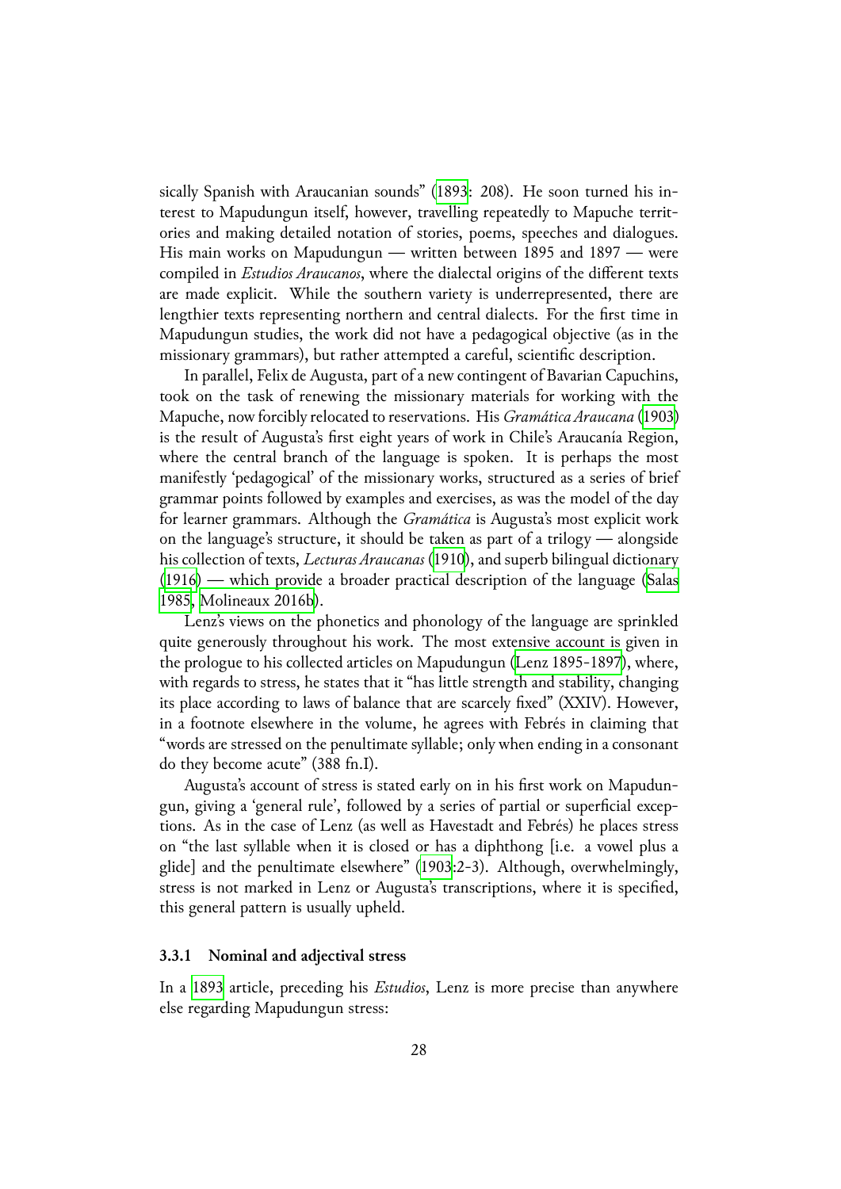sically Spanish with Araucanian sounds" (1893: 208). He soon turned his interest to Mapudungun itself, however, travelling repeatedly to Mapuche territories and making detailed notation of stories, poems, speeches and dialogues. His main works on Mapudungun — written between 1895 and 1897 — were compiled in *Estudios Araucanos*, where the dialectal origins of the different texts are made explicit. While the southern variety is underrepresented, there are lengthier texts representing northern and central dialects. For the first time in Mapudungun studies, the work did not have a pedagogical objective (as in the missionary grammars), but rather attempted a careful, scientific description.

In parallel, Felix de Augusta, part of a new contingent of Bavarian Capuchins, took on the task of renewing the missionary materials for working with the Mapuche, now forcibly relocated to reservations. His *Gramática Araucana* (1903) is the result of Augusta's first eight years of work in Chile's Araucanía Region, where the central branch of the language is spoken. It is perhaps the most manifestly 'pedagogical' of the missionary works, structured as a series of brief grammar points followed by examples and exercises, as was the model of the day for learner grammars. Although the *Gramática* is Augusta's most explicit work on the language's structure, it should be taken as part of a trilogy — alongside his collection of texts, *Lecturas Araucanas* (1910), and superb bilingual dictionary (1916) — which provide a broader practical description of the language (Salas 1985, Molineaux 2016b).

Lenz's views on the phonetics and phonology of the language are sprinkled quite generously throughout his work. The most extensive account is given in the prologue to his collected articles on Mapudungun (Lenz 1895-1897), where, with regards to stress, he states that it "has little strength and stability, changing its place according to laws of balance that are scarcely fixed" (XXIV). However, in a footnote elsewhere in the volume, he agrees with Febrés in claiming that "words are stressed on the penultimate syllable; only when ending in a consonant do they become acute" (388 fn.I).

Augusta's account of stress is stated early on in his first work on Mapudungun, giving a 'general rule', followed by a series of partial or superficial exceptions. As in the case of Lenz (as well as Havestadt and Febrés) he places stress on "the last syllable when it is closed or has a diphthong [i.e. a vowel plus a glide] and the penultimate elsewhere" (1903:2-3). Although, overwhelmingly, stress is not marked in Lenz or Augusta's transcriptions, where it is specified, this general pattern is usually upheld.

### 3.3.1 Nominal and adjectival stress

In a 1893 article, preceding his *Estudios*, Lenz is more precise than anywhere else regarding Mapudungun stress: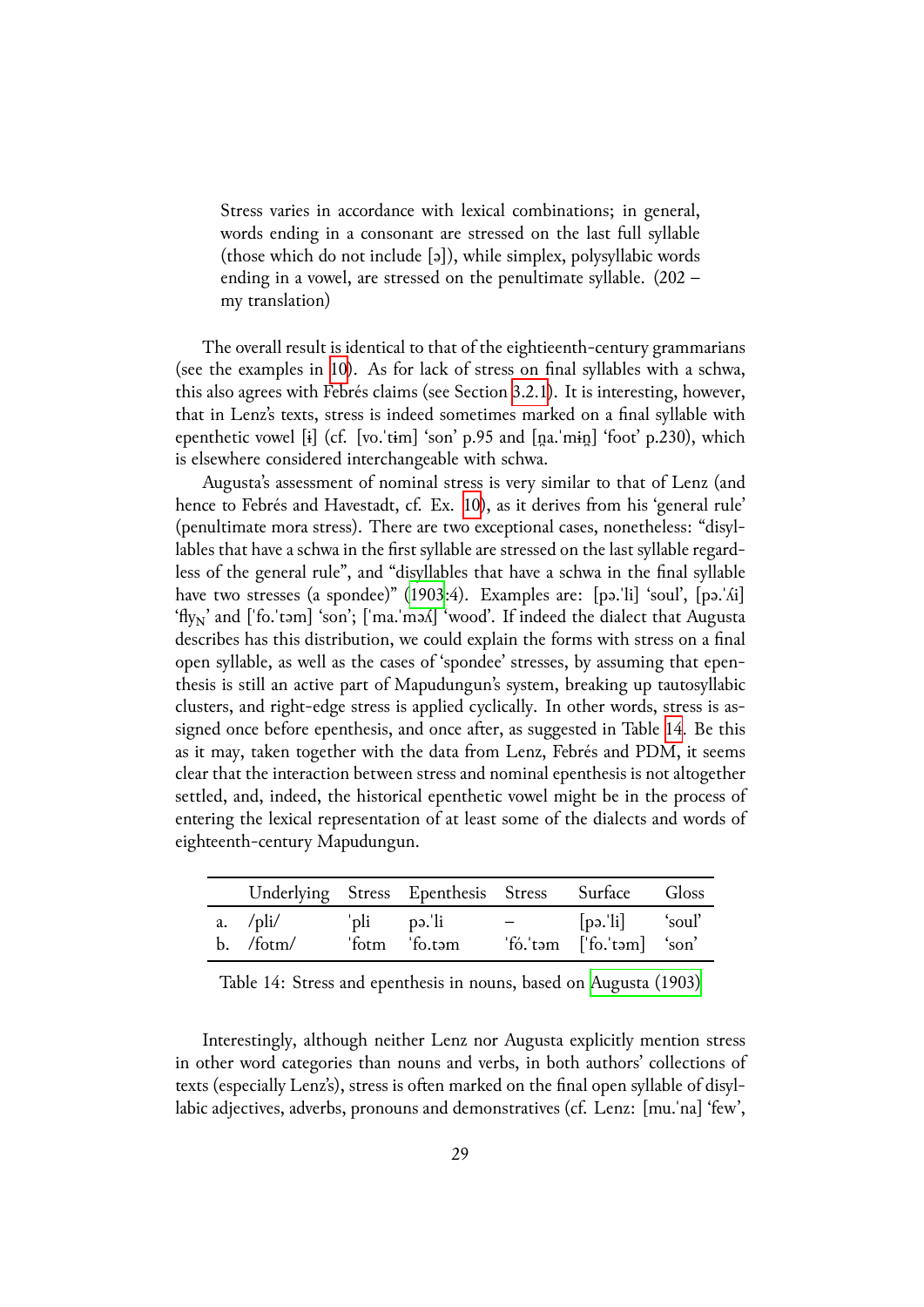> Stress varies in accordance with lexical combinations; in general, words ending in a consonant are stressed on the last full syllable (those which do not include [ə]), while simplex, polysyllabic words ending in a vowel, are stressed on the penultimate syllable. (202 – my translation)

The overall result is identical to that of the eightieenth-century grammarians (see the examples in 10). As for lack of stress on final syllables with a schwa, this also agrees with Febrés claims (see Section 3.2.1). It is interesting, however, that in Lenz's texts, stress is indeed sometimes marked on a final syllable with epenthetic vowel [ɨ] (cf. [vo.ˈtɨm] 'son' p.95 and [n̪a.ˈmɨn̪] 'foot' p.230), which is elsewhere considered interchangeable with schwa.

Augusta's assessment of nominal stress is very similar to that of Lenz (and hence to Febrés and Havestadt, cf. Ex. 10), as it derives from his 'general rule' (penultimate mora stress). There are two exceptional cases, nonetheless: "disyllables that have a schwa in the first syllable are stressed on the last syllable regardless of the general rule", and "disyllables that have a schwa in the final syllable have two stresses (a spondee)" (1903:4). Examples are: [pə.ˈli] 'soul', [pə.ˈʎi] 'fly$_N$' and [ˈfo.ˈtəm] 'son'; [ˈma.ˈməʎ] 'wood'. If indeed the dialect that Augusta describes has this distribution, we could explain the forms with stress on a final open syllable, as well as the cases of 'spondee' stresses, by assuming that epenthesis is still an active part of Mapudungun's system, breaking up tautosyllabic clusters, and right-edge stress is applied cyclically. In other words, stress is assigned once before epenthesis, and once after, as suggested in Table 14. Be this as it may, taken together with the data from Lenz, Febrés and PDM, it seems clear that the interaction between stress and nominal epenthesis is not altogether settled, and, indeed, the historical epenthetic vowel might be in the process of entering the lexical representation of at least some of the dialects and words of eighteenth-century Mapudungun.

| | Underlying | Stress | Epenthesis | Stress | Surface | Gloss |
|---|---|---|---|---|---|---|
| a. | /pli/ | ˈpli | pə.ˈli | – | [pə.ˈli] | 'soul' |
| b. | /fotm/ | ˈfotm | ˈfo.təm | ˈfó.ˈtəm | [ˈfo.ˈtəm] | 'son' |

Table 14: Stress and epenthesis in nouns, based on Augusta (1903)

Interestingly, although neither Lenz nor Augusta explicitly mention stress in other word categories than nouns and verbs, in both authors' collections of texts (especially Lenz's), stress is often marked on the final open syllable of disyllabic adjectives, adverbs, pronouns and demonstratives (cf. Lenz: [mu.ˈna] 'few',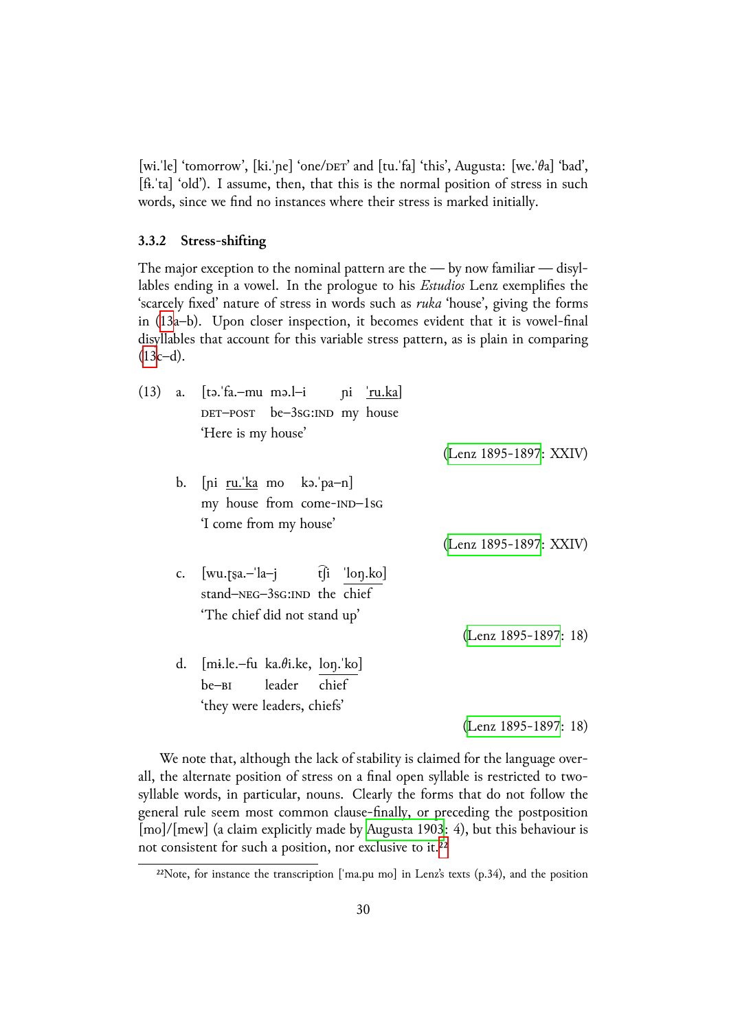[wi.ˈle] 'tomorrow', [ki.ˈɲe] 'one/DET' and [tu.ˈfa] 'this', Augusta: [we.ˈθa] 'bad', [fɨ.ˈta] 'old'). I assume, then, that this is the normal position of stress in such words, since we find no instances where their stress is marked initially.

### 3.3.2 Stress-shifting

The major exception to the nominal pattern are the — by now familiar — disyllables ending in a vowel. In the prologue to his *Estudios* Lenz exemplifies the 'scarcely fixed' nature of stress in words such as *ruka* 'house', giving the forms in (13a–b). Upon closer inspection, it becomes evident that it is vowel-final disyllables that account for this variable stress pattern, as is plain in comparing (13c–d).

(13) a. [tə.ˈfa.–mu mə.l–i ɲi ˈru.ka]
DET–POST be–3SG:IND my house
'Here is my house'
(Lenz 1895-1897: XXIV)

b. [ɲi ru.ˈka mo kə.ˈpa–n]
my house from come-IND–1SG
'I come from my house'
(Lenz 1895-1897: XXIV)

c. [wu.ʈʂa.–ˈla–j t͡ʃi ˈloŋ.ko]
stand–NEG–3SG:IND the chief
'The chief did not stand up'
(Lenz 1895-1897: 18)

d. [mɨ.le.–fu ka.θi.ke, loŋ.ˈko]
be–BI leader chief
'they were leaders, chiefs'
(Lenz 1895-1897: 18)

We note that, although the lack of stability is claimed for the language overall, the alternate position of stress on a final open syllable is restricted to two-syllable words, in particular, nouns. Clearly the forms that do not follow the general rule seem most common clause-finally, or preceding the postposition [mo]/[mew] (a claim explicitly made by Augusta 1903: 4), but this behaviour is not consistent for such a position, nor exclusive to it.[22]

[22] Note, for instance the transcription [ˈma.pu mo] in Lenz's texts (p.34), and the position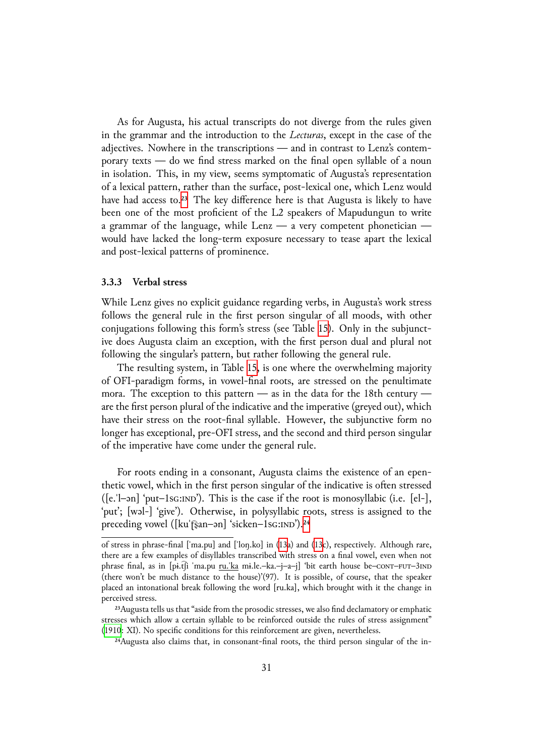As for Augusta, his actual transcripts do not diverge from the rules given in the grammar and the introduction to the *Lecturas*, except in the case of the adjectives. Nowhere in the transcriptions — and in contrast to Lenz's contemporary texts — do we find stress marked on the final open syllable of a noun in isolation. This, in my view, seems symptomatic of Augusta's representation of a lexical pattern, rather than the surface, post-lexical one, which Lenz would have had access to.[23] The key difference here is that Augusta is likely to have been one of the most proficient of the L2 speakers of Mapudungun to write a grammar of the language, while Lenz — a very competent phonetician — would have lacked the long-term exposure necessary to tease apart the lexical and post-lexical patterns of prominence.

### 3.3.3 Verbal stress

While Lenz gives no explicit guidance regarding verbs, in Augusta's work stress follows the general rule in the first person singular of all moods, with other conjugations following this form's stress (see Table 15). Only in the subjunctive does Augusta claim an exception, with the first person dual and plural not following the singular's pattern, but rather following the general rule.

The resulting system, in Table 15, is one where the overwhelming majority of OFI-paradigm forms, in vowel-final roots, are stressed on the penultimate mora. The exception to this pattern — as in the data for the 18th century — are the first person plural of the indicative and the imperative (greyed out), which have their stress on the root-final syllable. However, the subjunctive form no longer has exceptional, pre-OFI stress, and the second and third person singular of the imperative have come under the general rule.

For roots ending in a consonant, Augusta claims the existence of an epenthetic vowel, which in the first person singular of the indicative is often stressed ([e.ˈl–ən] 'put–1sg:ind'). This is the case if the root is monosyllabic (i.e. [el-], 'put'; [wəl-] 'give'). Otherwise, in polysyllabic roots, stress is assigned to the preceding vowel ([kuˈʈ͡ʂan–ən] 'sicken–1sg:ind').[24]

---

of stress in phrase-final [ˈma.pu] and [ˈloŋ.ko] in (13a) and (13c), respectively. Although rare, there are a few examples of disyllables transcribed with stress on a final vowel, even when not phrase final, as in [pɨ.t͡ʃi ˈma.pu ru.ˈka mɨ.le.–ka.–j–a–j] 'bit earth house be–cont–fut–3ind (there won't be much distance to the house)'(97). It is possible, of course, that the speaker placed an intonational break following the word [ru.ka], which brought with it the change in perceived stress.

[23] Augusta tells us that "aside from the prosodic stresses, we also find declamatory or emphatic stresses which allow a certain syllable to be reinforced outside the rules of stress assignment" (1910: XI). No specific conditions for this reinforcement are given, nevertheless.

[24] Augusta also claims that, in consonant-final roots, the third person singular of the in-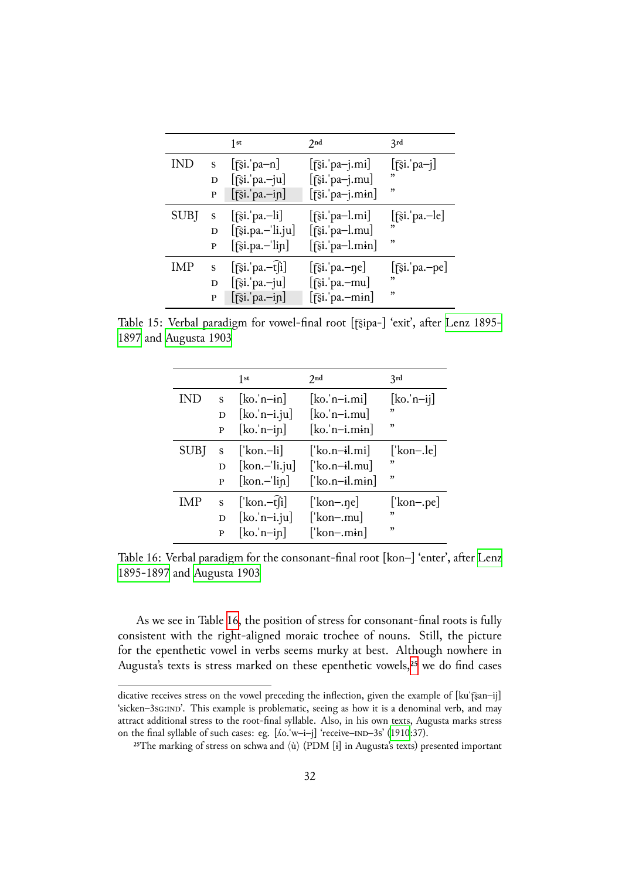| | | 1st | 2nd | 3rd |
|---|---|---|---|---|
| IND | S | [ʈ͡ʂi.ˈpa–n] | [ʈ͡ʂi.ˈpa–j.mi] | [ʈ͡ʂi.ˈpa–j] |
| | D | [ʈ͡ʂi.ˈpa.–ju] | [ʈ͡ʂi.ˈpa–j.mu] | ” |
| | P | [ʈ͡ʂi.ˈpa.–iɲ] | [ʈ͡ʂi.ˈpa–j.mɨn] | ” |
| SUBJ | S | [ʈ͡ʂi.ˈpa.–li] | [ʈ͡ʂi.ˈpa–l.mi] | [ʈ͡ʂi.ˈpa.–le] |
| | D | [ʈ͡ʂi.pa.–ˈli.ju] | [ʈ͡ʂi.ˈpa–l.mu] | ” |
| | P | [ʈ͡ʂi.pa.–ˈliɲ] | [ʈ͡ʂi.ˈpa–l.mɨn] | ” |
| IMP | S | [ʈ͡ʂi.ˈpa.–t͡ʃi] | [ʈ͡ʂi.ˈpa.–ɲe] | [ʈ͡ʂi.ˈpa.–pe] |
| | D | [ʈ͡ʂi.ˈpa.–ju] | [ʈ͡ʂi.ˈpa.–mu] | ” |
| | P | [ʈ͡ʂi.ˈpa.–iɲ] | [ʈ͡ʂi.ˈpa.–mɨn] | ” |

Table 15: Verbal paradigm for vowel-final root [ʈ͡ʂipa-] ‘exit’, after Lenz 1895-1897 and Augusta 1903

| | | 1st | 2nd | 3rd |
|---|---|---|---|---|
| IND | S | [ko.ˈn–ɨn] | [ko.ˈn–i.mi] | [ko.ˈn–ij] |
| | D | [ko.ˈn–i.ju] | [ko.ˈn–i.mu] | ” |
| | P | [ko.ˈn–iɲ] | [ko.ˈn–i.mɨn] | ” |
| SUBJ | S | [ˈkon.–li] | [ˈko.n–ɨl.mi] | [ˈkon–.le] |
| | D | [kon.–ˈli.ju] | [ˈko.n–ɨl.mu] | ” |
| | P | [kon.–ˈliɲ] | [ˈko.n–ɨl.mɨn] | ” |
| IMP | S | [ˈkon.–t͡ʃi] | [ˈkon–.ɲe] | [ˈkon–.pe] |
| | D | [ko.ˈn–i.ju] | [ˈkon–.mu] | ” |
| | P | [ko.ˈn–iɲ] | [ˈkon–.mɨn] | ” |

Table 16: Verbal paradigm for the consonant-final root [kon–] ‘enter’, after Lenz 1895-1897 and Augusta 1903

As we see in Table 16, the position of stress for consonant-final roots is fully consistent with the right-aligned moraic trochee of nouns. Still, the picture for the epenthetic vowel in verbs seems murky at best. Although nowhere in Augusta's texts is stress marked on these epenthetic vowels,[25] we do find cases

---

dicative receives stress on the vowel preceding the inflection, given the example of [kuˈʈ͡ʂan–ij] ‘sicken–3SG:IND’. This example is problematic, seeing as how it is a denominal verb, and may attract additional stress to the root-final syllable. Also, in his own texts, Augusta marks stress on the final syllable of such cases: eg. [ʎo.ˈw–i–j] ‘receive–IND–3s’ (1910:37).

[25] The marking of stress on schwa and ⟨ù⟩ (PDM [ɨ] in Augusta's texts) presented important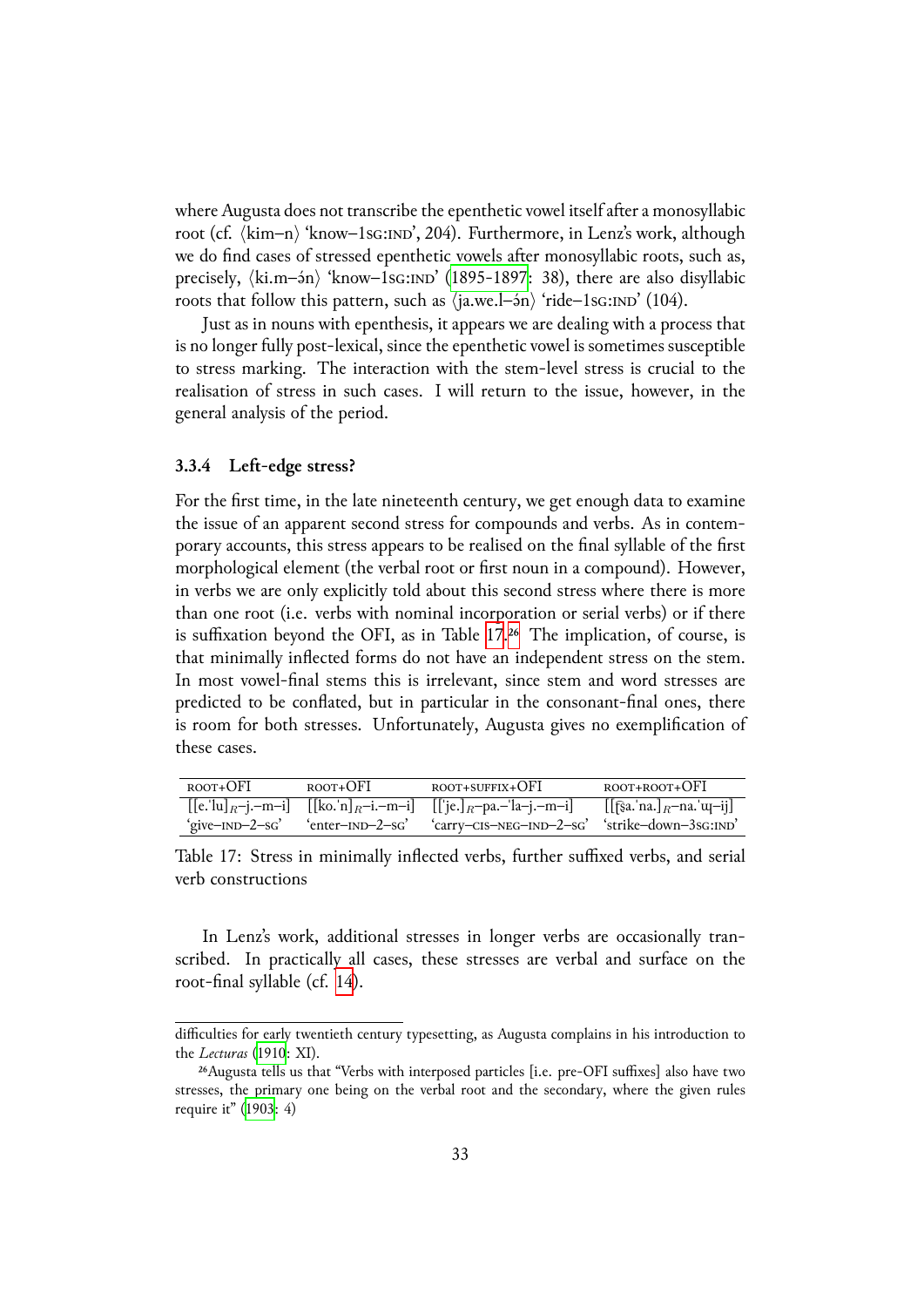where Augusta does not transcribe the epenthetic vowel itself after a monosyllabic root (cf. ⟨kim–n⟩ 'know–1SG:IND', 204). Furthermore, in Lenz's work, although we do find cases of stressed epenthetic vowels after monosyllabic roots, such as, precisely, ⟨ki.m–ə́n⟩ 'know–1SG:IND' (1895-1897: 38), there are also disyllabic roots that follow this pattern, such as ⟨ja.we.l–ə́n⟩ 'ride–1SG:IND' (104).

Just as in nouns with epenthesis, it appears we are dealing with a process that is no longer fully post-lexical, since the epenthetic vowel is sometimes susceptible to stress marking. The interaction with the stem-level stress is crucial to the realisation of stress in such cases. I will return to the issue, however, in the general analysis of the period.

### 3.3.4 Left-edge stress?

For the first time, in the late nineteenth century, we get enough data to examine the issue of an apparent second stress for compounds and verbs. As in contemporary accounts, this stress appears to be realised on the final syllable of the first morphological element (the verbal root or first noun in a compound). However, in verbs we are only explicitly told about this second stress where there is more than one root (i.e. verbs with nominal incorporation or serial verbs) or if there is suffixation beyond the OFI, as in Table 17.[26] The implication, of course, is that minimally inflected forms do not have an independent stress on the stem. In most vowel-final stems this is irrelevant, since stem and word stresses are predicted to be conflated, but in particular in the consonant-final ones, there is room for both stresses. Unfortunately, Augusta gives no exemplification of these cases.

| ROOT+OFI | ROOT+OFI | ROOT+SUFFIX+OFI | ROOT+ROOT+OFI |
|---|---|---|---|
| [[e.ˈlu]$_R$–j.–m–i] | [[ko.ˈn]$_R$–i.–m–i] | [[ˈje.]$_R$–pa.–ˈla–j.–m–i] | [[t͡ʂa.ˈna.]$_R$–na.ˈɰ–ij] |
| 'give–IND–2–SG' | 'enter–IND–2–SG' | 'carry–CIS–NEG–IND–2–SG' | 'strike–down–3SG:IND' |

Table 17: Stress in minimally inflected verbs, further suffixed verbs, and serial verb constructions

In Lenz's work, additional stresses in longer verbs are occasionally transcribed. In practically all cases, these stresses are verbal and surface on the root-final syllable (cf. 14).

---

difficulties for early twentieth century typesetting, as Augusta complains in his introduction to the *Lecturas* (1910: XI).

[26] Augusta tells us that "Verbs with interposed particles [i.e. pre-OFI suffixes] also have two stresses, the primary one being on the verbal root and the secondary, where the given rules require it" (1903: 4)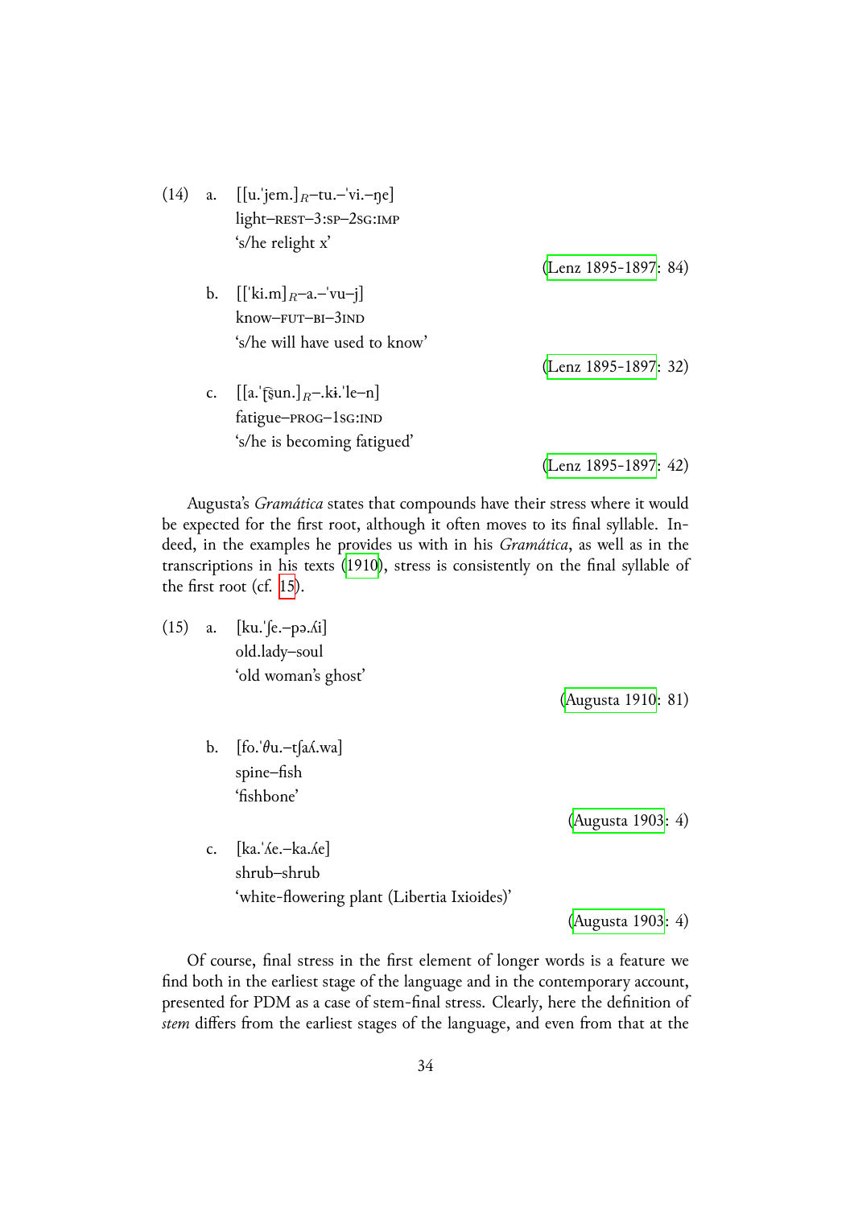(14) a. [[u.ˈjem.]$_R$–tu.–ˈvi.–ɲe]
light–REST–3:SP–2SG:IMP
'[s/he relight x']
(Lenz 1895-1897: 84)

b. [[ˈki.m]$_R$–a.–ˈvu–j]
know–FUT–BI–3IND
's/he will have used to know'
(Lenz 1895-1897: 32)

c. [[a.ˈʈ͡ʂun.]$_R$–.kɨ.ˈle–n]
fatigue–PROG–1SG:IND
's/he is becoming fatigued'
(Lenz 1895-1897: 42)

Augusta's *Gramática* states that compounds have their stress where it would be expected for the first root, although it often moves to its final syllable. Indeed, in the examples he provides us with in his *Gramática*, as well as in the transcriptions in his texts (1910), stress is consistently on the final syllable of the first root (cf. 15).

(15) a. [ku.ˈʃe.–pə.ʎi]
old.lady–soul
'old woman's ghost'
(Augusta 1910: 81)

b. [fo.ˈθu.–tʃaʎ.wa]
spine–fish
'fishbone'
(Augusta 1903: 4)

c. [ka.ˈʎe.–ka.ʎe]
shrub–shrub
'white-flowering plant (Libertia Ixioides)'
(Augusta 1903: 4)

Of course, final stress in the first element of longer words is a feature we find both in the earliest stage of the language and in the contemporary account, presented for PDM as a case of stem-final stress. Clearly, here the definition of *stem* differs from the earliest stages of the language, and even from that at the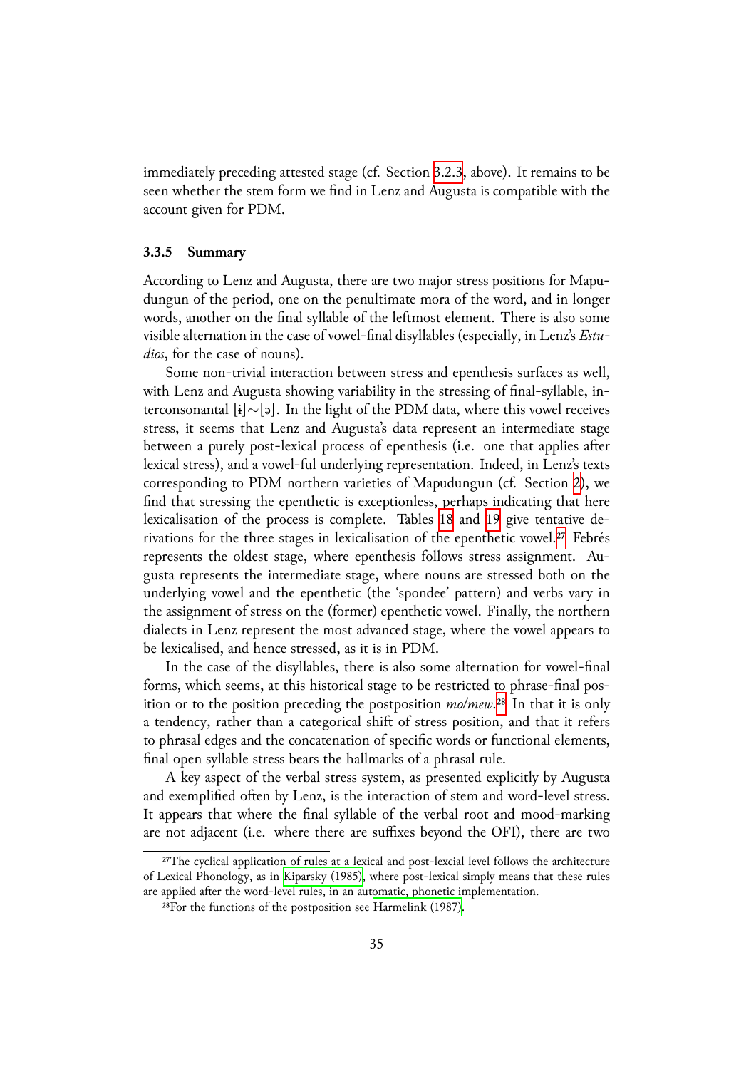immediately preceding attested stage (cf. Section 3.2.3, above). It remains to be seen whether the stem form we find in Lenz and Augusta is compatible with the account given for PDM.

### 3.3.5 Summary

According to Lenz and Augusta, there are two major stress positions for Mapudungun of the period, one on the penultimate mora of the word, and in longer words, another on the final syllable of the leftmost element. There is also some visible alternation in the case of vowel-final disyllables (especially, in Lenz's *Estudios*, for the case of nouns).

Some non-trivial interaction between stress and epenthesis surfaces as well, with Lenz and Augusta showing variability in the stressing of final-syllable, interconsonantal [ɨ]∼[ə]. In the light of the PDM data, where this vowel receives stress, it seems that Lenz and Augusta's data represent an intermediate stage between a purely post-lexical process of epenthesis (i.e. one that applies after lexical stress), and a vowel-ful underlying representation. Indeed, in Lenz's texts corresponding to PDM northern varieties of Mapudungun (cf. Section 2), we find that stressing the epenthetic is exceptionless, perhaps indicating that here lexicalisation of the process is complete. Tables 18 and 19 give tentative derivations for the three stages in lexicalisation of the epenthetic vowel.[27] Febrés represents the oldest stage, where epenthesis follows stress assignment. Augusta represents the intermediate stage, where nouns are stressed both on the underlying vowel and the epenthetic (the 'spondee' pattern) and verbs vary in the assignment of stress on the (former) epenthetic vowel. Finally, the northern dialects in Lenz represent the most advanced stage, where the vowel appears to be lexicalised, and hence stressed, as it is in PDM.

In the case of the disyllables, there is also some alternation for vowel-final forms, which seems, at this historical stage to be restricted to phrase-final position or to the position preceding the postposition *mo/mew*.[28] In that it is only a tendency, rather than a categorical shift of stress position, and that it refers to phrasal edges and the concatenation of specific words or functional elements, final open syllable stress bears the hallmarks of a phrasal rule.

A key aspect of the verbal stress system, as presented explicitly by Augusta and exemplified often by Lenz, is the interaction of stem and word-level stress. It appears that where the final syllable of the verbal root and mood-marking are not adjacent (i.e. where there are suffixes beyond the OFI), there are two

[27] The cyclical application of rules at a lexical and post-lexcial level follows the architecture of Lexical Phonology, as in Kiparsky (1985), where post-lexical simply means that these rules are applied after the word-level rules, in an automatic, phonetic implementation.

[28] For the functions of the postposition see Harmelink (1987).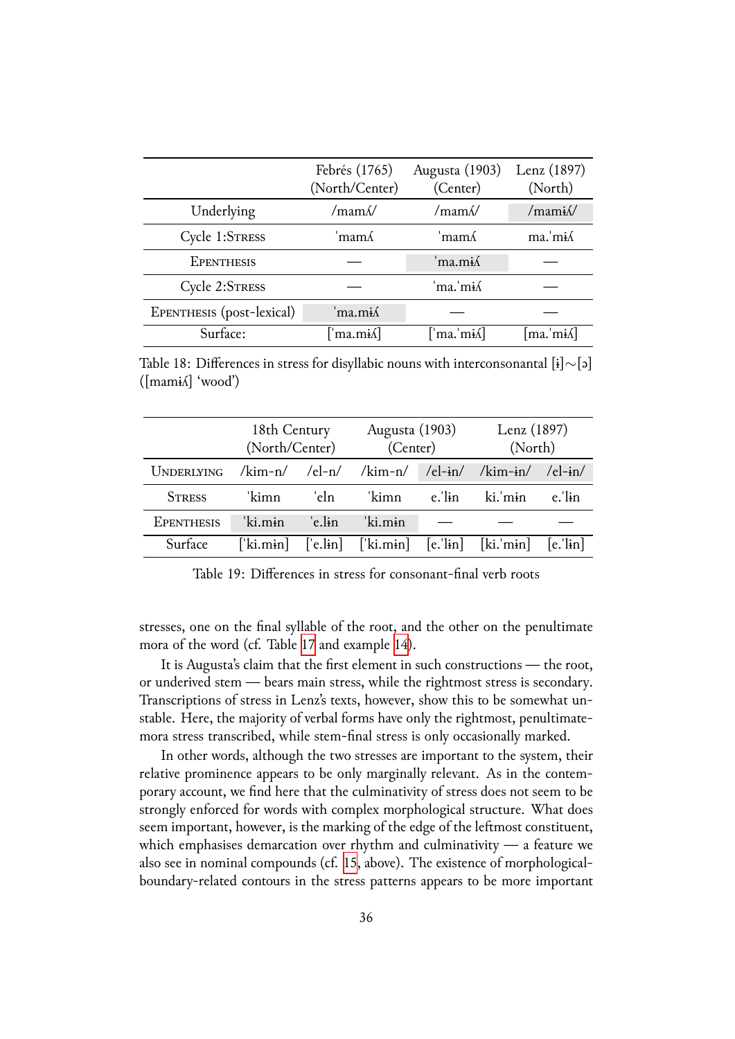| | Febrés (1765) (North/Center) | Augusta (1903) (Center) | Lenz (1897) (North) |
|---|---|---|---|
| Underlying | /mamʎ/ | /mamʎ/ | /mamɨʎ/ |
| Cycle 1:Stress | ˈmamʎ | ˈmamʎ | ma.ˈmɨʎ |
| Epenthesis | — | ˈma.mɨʎ | — |
| Cycle 2:Stress | — | ˈma.ˈmɨʎ | — |
| Epenthesis (post-lexical) | ˈma.mɨʎ | — | — |
| Surface: | [ˈma.mɨʎ] | [ˈma.ˈmɨʎ] | [ma.ˈmɨʎ] |

Table 18: Differences in stress for disyllabic nouns with interconsonantal [ɨ]∼[ə] ([mamɨʎ] 'wood')

| | 18th Century (North/Center) | | Augusta (1903) (Center) | | Lenz (1897) (North) | |
|---|---|---|---|---|---|---|
| Underlying | /kim-n/ | /el-n/ | /kim-n/ | /el-ɨn/ | /kim-ɨn/ | /el-ɨn/ |
| Stress | ˈkimn | ˈeln | ˈkimn | e.ˈlɨn | ki.ˈmɨn | e.ˈlɨn |
| Epenthesis | ˈki.mɨn | ˈe.lɨn | ˈki.mɨn | — | — | — |
| Surface | [ˈki.mɨn] | [ˈe.lɨn] | [ˈki.mɨn] | [e.ˈlɨn] | [ki.ˈmɨn] | [e.ˈlɨn] |

Table 19: Differences in stress for consonant-final verb roots

stresses, one on the final syllable of the root, and the other on the penultimate mora of the word (cf. Table 17 and example 14).

It is Augusta's claim that the first element in such constructions — the root, or underived stem — bears main stress, while the rightmost stress is secondary. Transcriptions of stress in Lenz's texts, however, show this to be somewhat unstable. Here, the majority of verbal forms have only the rightmost, penultimate-mora stress transcribed, while stem-final stress is only occasionally marked.

In other words, although the two stresses are important to the system, their relative prominence appears to be only marginally relevant. As in the contemporary account, we find here that the culminativity of stress does not seem to be strongly enforced for words with complex morphological structure. What does seem important, however, is the marking of the edge of the leftmost constituent, which emphasises demarcation over rhythm and culminativity — a feature we also see in nominal compounds (cf. 15, above). The existence of morphological-boundary-related contours in the stress patterns appears to be more important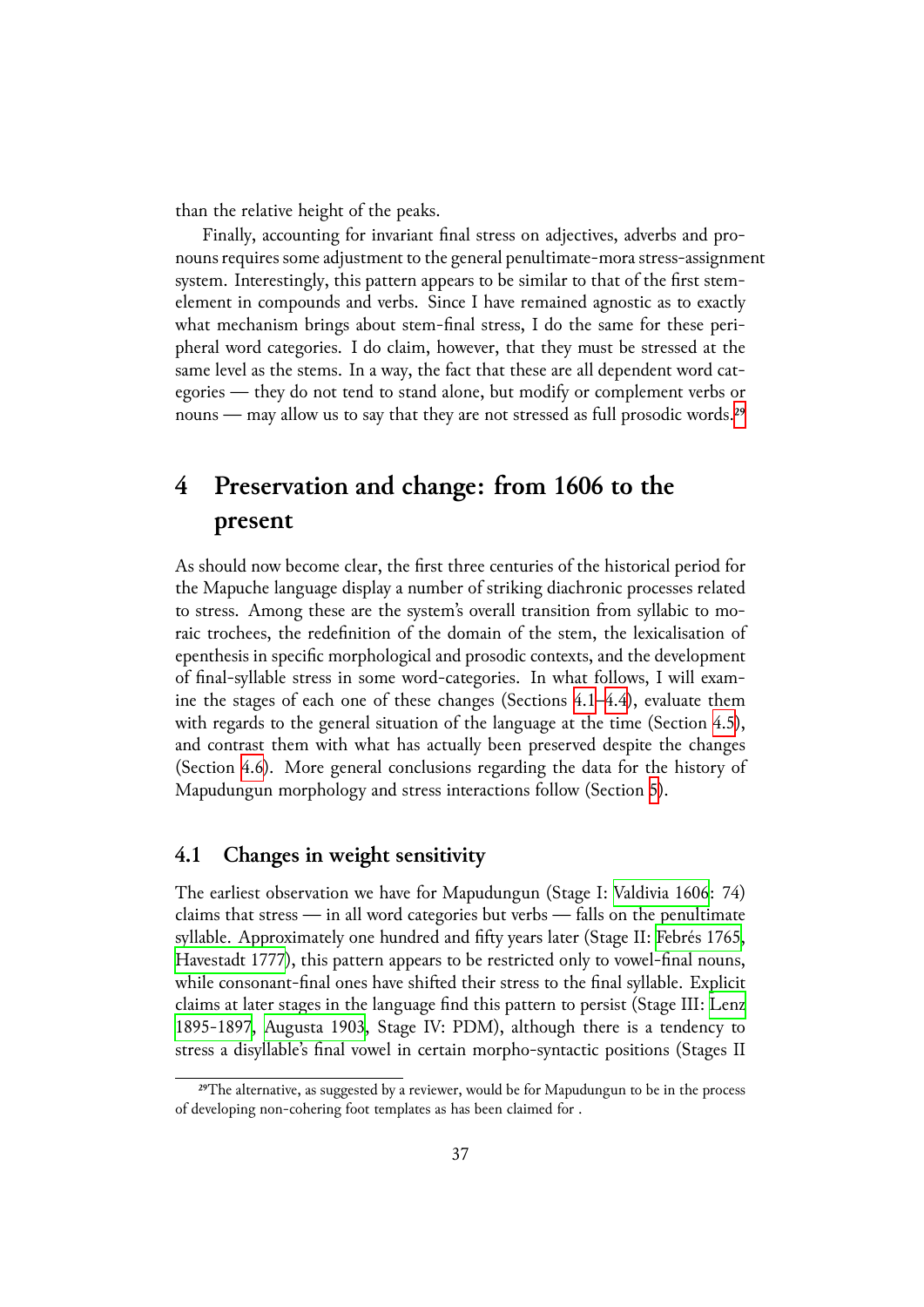than the relative height of the peaks.

Finally, accounting for invariant final stress on adjectives, adverbs and pronouns requires some adjustment to the general penultimate-mora stress-assignment system. Interestingly, this pattern appears to be similar to that of the first stem-element in compounds and verbs. Since I have remained agnostic as to exactly what mechanism brings about stem-final stress, I do the same for these peripheral word categories. I do claim, however, that they must be stressed at the same level as the stems. In a way, the fact that these are all dependent word categories — they do not tend to stand alone, but modify or complement verbs or nouns — may allow us to say that they are not stressed as full prosodic words.[29]

# 4 Preservation and change: from 1606 to the present

As should now become clear, the first three centuries of the historical period for the Mapuche language display a number of striking diachronic processes related to stress. Among these are the system's overall transition from syllabic to moraic trochees, the redefinition of the domain of the stem, the lexicalisation of epenthesis in specific morphological and prosodic contexts, and the development of final-syllable stress in some word-categories. In what follows, I will examine the stages of each one of these changes (Sections 4.1–4.4), evaluate them with regards to the general situation of the language at the time (Section 4.5), and contrast them with what has actually been preserved despite the changes (Section 4.6). More general conclusions regarding the data for the history of Mapudungun morphology and stress interactions follow (Section 5).

## 4.1 Changes in weight sensitivity

The earliest observation we have for Mapudungun (Stage I: Valdivia 1606: 74) claims that stress — in all word categories but verbs — falls on the penultimate syllable. Approximately one hundred and fifty years later (Stage II: Febrés 1765, Havestadt 1777), this pattern appears to be restricted only to vowel-final nouns, while consonant-final ones have shifted their stress to the final syllable. Explicit claims at later stages in the language find this pattern to persist (Stage III: Lenz 1895-1897, Augusta 1903, Stage IV: PDM), although there is a tendency to stress a disyllable's final vowel in certain morpho-syntactic positions (Stages II

[29]The alternative, as suggested by a reviewer, would be for Mapudungun to be in the process of developing non-cohering foot templates as has been claimed for .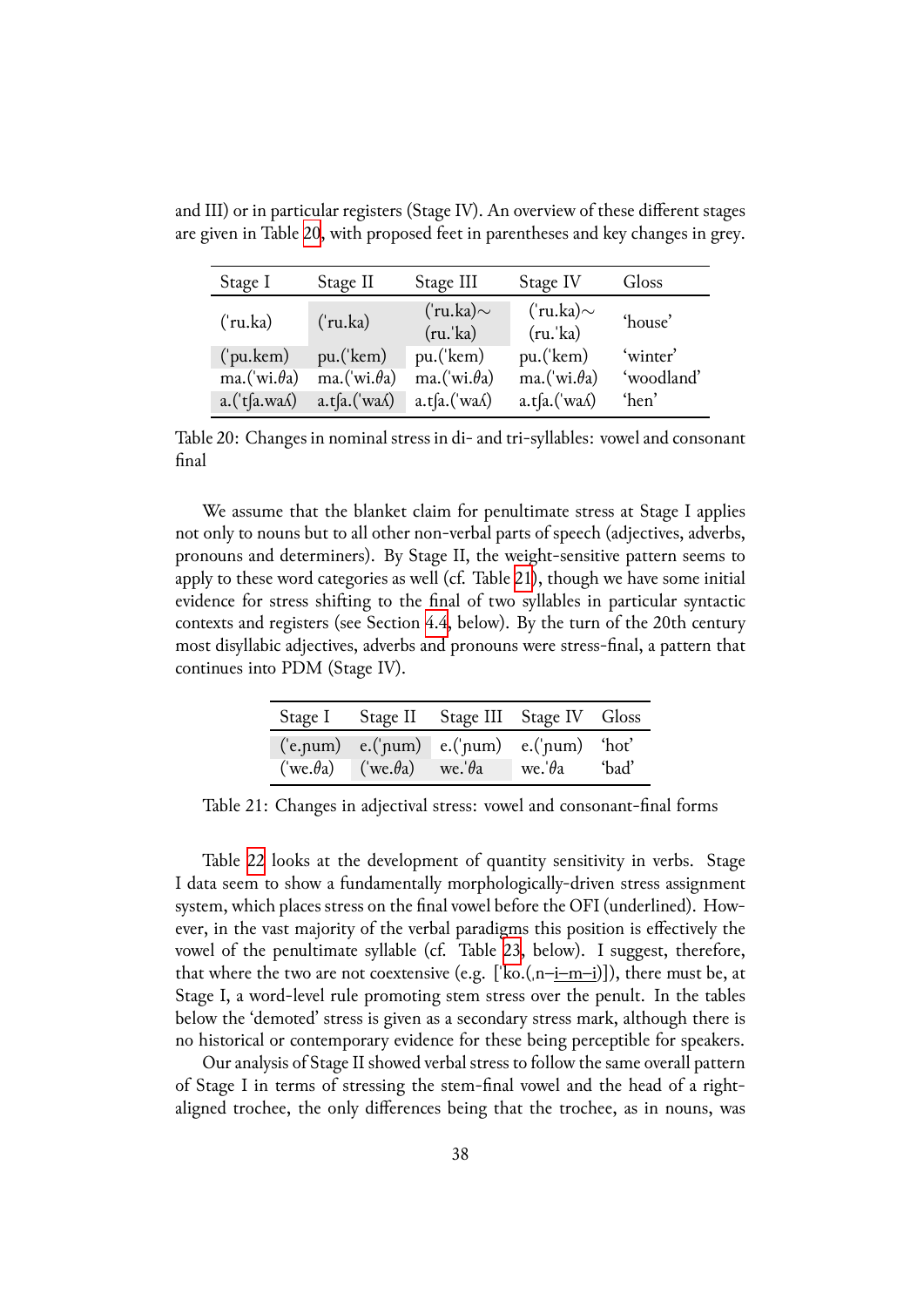and III) or in particular registers (Stage IV). An overview of these different stages are given in Table 20, with proposed feet in parentheses and key changes in grey.

| Stage I | Stage II | Stage III | Stage IV | Gloss |
|---|---|---|---|---|
| (ˈru.ka) | (ˈru.ka) | (ˈru.ka)∼ (ru.ˈka) | (ˈru.ka)∼ (ru.ˈka) | ‘house’ |
| (ˈpu.kem) | pu.(ˈkem) | pu.(ˈkem) | pu.(ˈkem) | ‘winter’ |
| ma.(ˈwi.θa) | ma.(ˈwi.θa) | ma.(ˈwi.θa) | ma.(ˈwi.θa) | ‘woodland’ |
| a.(ˈtʃa.waʎ) | a.tʃa.(ˈwaʎ) | a.tʃa.(ˈwaʎ) | a.tʃa.(ˈwaʎ) | ‘hen’ |

Table 20: Changes in nominal stress in di- and tri-syllables: vowel and consonant final

We assume that the blanket claim for penultimate stress at Stage I applies not only to nouns but to all other non-verbal parts of speech (adjectives, adverbs, pronouns and determiners). By Stage II, the weight-sensitive pattern seems to apply to these word categories as well (cf. Table 21), though we have some initial evidence for stress shifting to the final of two syllables in particular syntactic contexts and registers (see Section 4.4, below). By the turn of the 20th century most disyllabic adjectives, adverbs and pronouns were stress-final, a pattern that continues into PDM (Stage IV).

| Stage I | Stage II | Stage III | Stage IV | Gloss |
|---|---|---|---|---|
| (ˈe.ɲum) | e.(ˈɲum) | e.(ˈɲum) | e.(ˈɲum) | ‘hot’ |
| (ˈwe.θa) | (ˈwe.θa) | we.ˈθa | we.ˈθa | ‘bad’ |

Table 21: Changes in adjectival stress: vowel and consonant-final forms

Table 22 looks at the development of quantity sensitivity in verbs. Stage I data seem to show a fundamentally morphologically-driven stress assignment system, which places stress on the final vowel before the OFI (underlined). However, in the vast majority of the verbal paradigms this position is effectively the vowel of the penultimate syllable (cf. Table 23, below). I suggest, therefore, that where the two are not coextensive (e.g. [ˈko.(ˌn–<u>i–m–i</u>)]), there must be, at Stage I, a word-level rule promoting stem stress over the penult. In the tables below the ‘demoted’ stress is given as a secondary stress mark, although there is no historical or contemporary evidence for these being perceptible for speakers.

Our analysis of Stage II showed verbal stress to follow the same overall pattern of Stage I in terms of stressing the stem-final vowel and the head of a right-aligned trochee, the only differences being that the trochee, as in nouns, was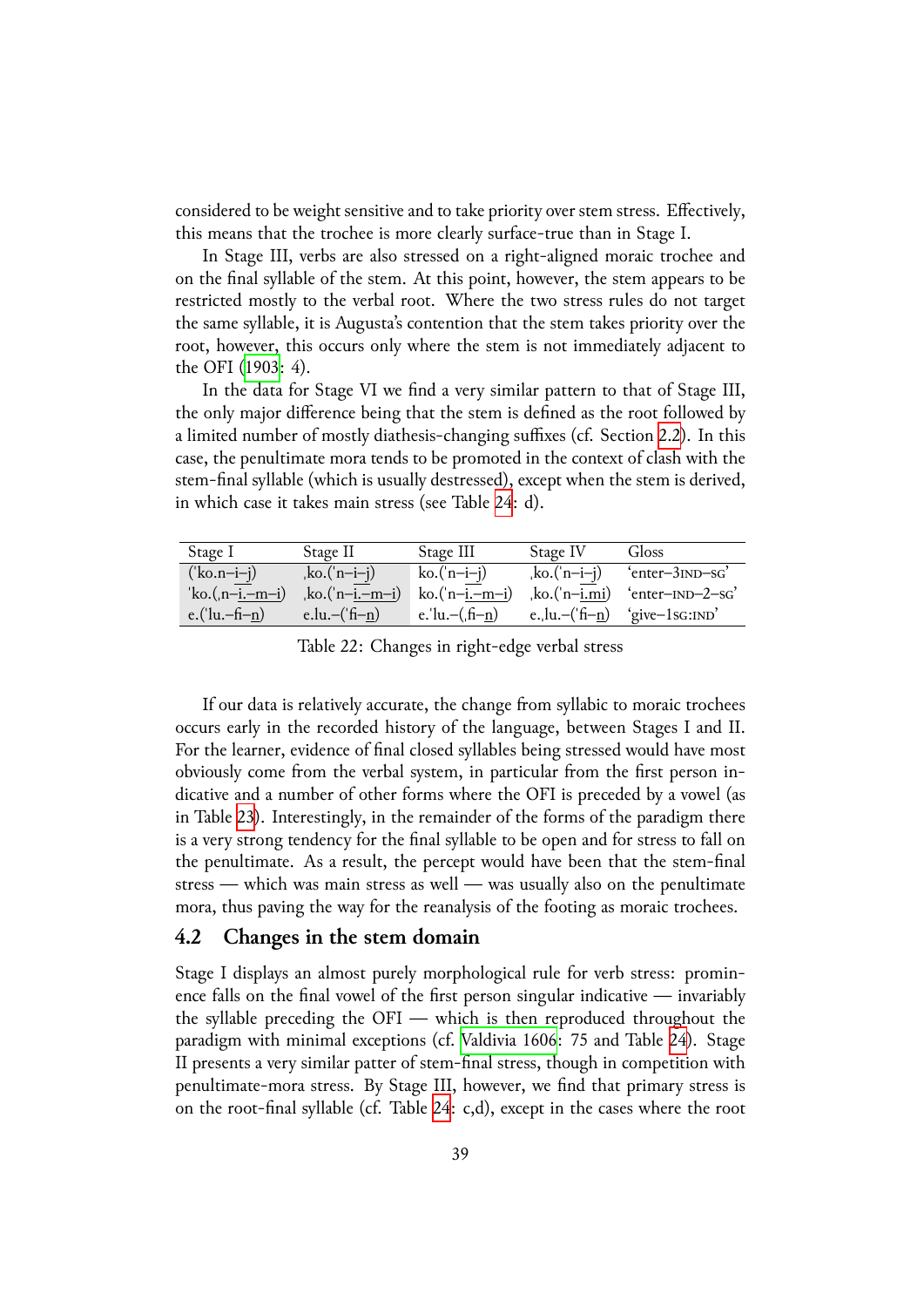considered to be weight sensitive and to take priority over stem stress. Effectively, this means that the trochee is more clearly surface-true than in Stage I.

In Stage III, verbs are also stressed on a right-aligned moraic trochee and on the final syllable of the stem. At this point, however, the stem appears to be restricted mostly to the verbal root. Where the two stress rules do not target the same syllable, it is Augusta's contention that the stem takes priority over the root, however, this occurs only where the stem is not immediately adjacent to the OFI (1903: 4).

In the data for Stage VI we find a very similar pattern to that of Stage III, the only major difference being that the stem is defined as the root followed by a limited number of mostly diathesis-changing suffixes (cf. Section 2.2). In this case, the penultimate mora tends to be promoted in the context of clash with the stem-final syllable (which is usually destressed), except when the stem is derived, in which case it takes main stress (see Table 24: d).

| Stage I | Stage II | Stage III | Stage IV | Gloss |
|---|---|---|---|---|
| ('ko.n–i–j) | ˌko.('n–i–j) | ko.('n–i–j) | ˌko.('n–i–j) | 'enter–3IND–SG' |
| 'ko.(ˌn–i.–m–i) | ˌko.('n–i.–m–i) | ko.('n–i.–m–i) | ˌko.('n–i.mi) | 'enter–IND–2–SG' |
| e.('lu.–fi–n) | e.lu.–('fi–n) | e.'lu.–(ˌfi–n) | e.ˌlu.–('fi–n) | 'give–1SG:IND' |

Table 22: Changes in right-edge verbal stress

If our data is relatively accurate, the change from syllabic to moraic trochees occurs early in the recorded history of the language, between Stages I and II. For the learner, evidence of final closed syllables being stressed would have most obviously come from the verbal system, in particular from the first person indicative and a number of other forms where the OFI is preceded by a vowel (as in Table 23). Interestingly, in the remainder of the forms of the paradigm there is a very strong tendency for the final syllable to be open and for stress to fall on the penultimate. As a result, the percept would have been that the stem-final stress — which was main stress as well — was usually also on the penultimate mora, thus paving the way for the reanalysis of the footing as moraic trochees.

## 4.2 Changes in the stem domain

Stage I displays an almost purely morphological rule for verb stress: prominence falls on the final vowel of the first person singular indicative — invariably the syllable preceding the OFI — which is then reproduced throughout the paradigm with minimal exceptions (cf. Valdivia 1606: 75 and Table 24). Stage II presents a very similar patter of stem-final stress, though in competition with penultimate-mora stress. By Stage III, however, we find that primary stress is on the root-final syllable (cf. Table 24: c,d), except in the cases where the root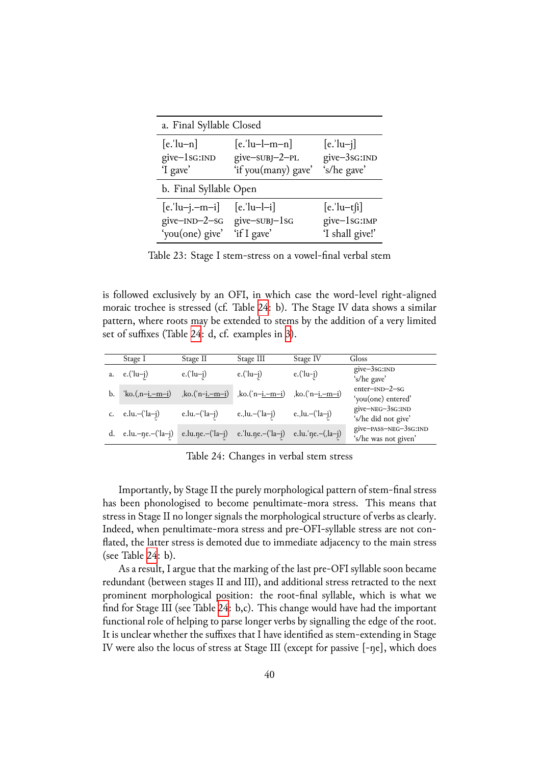| a. Final Syllable Closed | | |
|---|---|---|
| [e.ˈlu–n]<br>give–1SG:IND<br>'I gave' | [e.ˈlu–l–m–n]<br>give–SUBJ–2–PL<br>'if you(many) gave' | [e.ˈlu–j]<br>give–3SG:IND<br>'s/he gave' |
| **b. Final Syllable Open** | | |
| [e.ˈlu–j.–m–i]<br>give–IND–2–SG<br>'you(one) give' | [e.ˈlu–l–i]<br>give–SUBJ–1SG<br>'if I gave' | [e.ˈlu–tʃi]<br>give–1SG:IMP<br>'I shall give!' |

Table 23: Stage I stem-stress on a vowel-final verbal stem

is followed exclusively by an OFI, in which case the word-level right-aligned moraic trochee is stressed (cf. Table 24: b). The Stage IV data shows a similar pattern, where roots may be extended to stems by the addition of a very limited set of suffixes (Table 24: d, cf. examples in 3).

| | Stage I | Stage II | Stage III | Stage IV | Gloss |
|---|---|---|---|---|---|
| a. | e.(ˈlu–j) | e.(ˈlu–j) | e.(ˈlu–j) | e.(ˈlu–j) | give–3SG:IND<br>'s/he gave' |
| b. | ˈko.(ˌn–i.–m–i) | ˌko.(ˈn–i.–m–i) | ˌko.(ˈn–i.–m–i) | ˌko.(ˈn–i.–m–i) | enter–IND–2–SG<br>'you(one) entered' |
| c. | e.lu.–(ˈla–j) | e.lu.–(ˈla–j) | e.ˌlu.–(ˈla–j) | e.ˌlu.–(ˈla–j) | give–NEG–3SG:IND<br>'s/he did not give' |
| d. | e.lu.–ŋe.–(ˈla–j) | e.lu.ŋe.–(ˈla–j) | e.ˈlu.ŋe.–(ˈla–j) | e.lu.ˈŋe.–(ˌla–j) | give–PASS–NEG–3SG:IND<br>'s/he was not given' |

Table 24: Changes in verbal stem stress

Importantly, by Stage II the purely morphological pattern of stem-final stress has been phonologised to become penultimate-mora stress. This means that stress in Stage II no longer signals the morphological structure of verbs as clearly. Indeed, when penultimate-mora stress and pre-OFI-syllable stress are not conflated, the latter stress is demoted due to immediate adjacency to the main stress (see Table 24: b).

As a result, I argue that the marking of the last pre-OFI syllable soon became redundant (between stages II and III), and additional stress retracted to the next prominent morphological position: the root-final syllable, which is what we find for Stage III (see Table 24: b,c). This change would have had the important functional role of helping to parse longer verbs by signalling the edge of the root. It is unclear whether the suffixes that I have identified as stem-extending in Stage IV were also the locus of stress at Stage III (except for passive [-ŋe], which does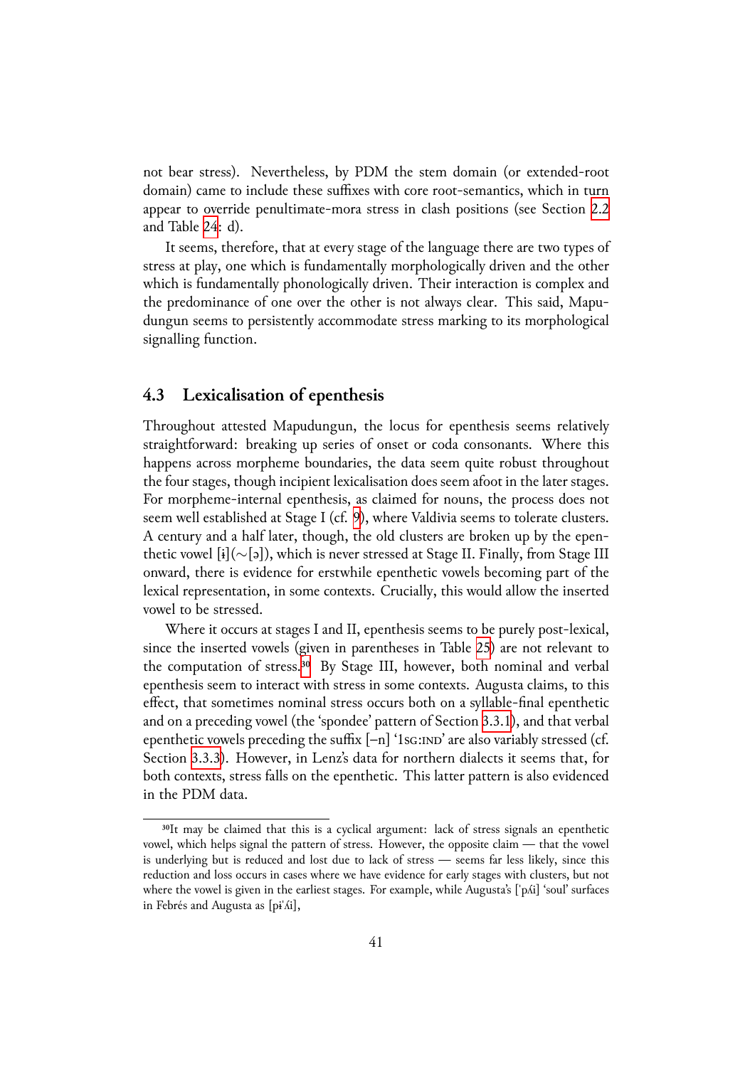not bear stress). Nevertheless, by PDM the stem domain (or extended-root domain) came to include these suffixes with core root-semantics, which in turn appear to override penultimate-mora stress in clash positions (see Section 2.2 and Table 24: d).

It seems, therefore, that at every stage of the language there are two types of stress at play, one which is fundamentally morphologically driven and the other which is fundamentally phonologically driven. Their interaction is complex and the predominance of one over the other is not always clear. This said, Mapudungun seems to persistently accommodate stress marking to its morphological signalling function.

## 4.3 Lexicalisation of epenthesis

Throughout attested Mapudungun, the locus for epenthesis seems relatively straightforward: breaking up series of onset or coda consonants. Where this happens across morpheme boundaries, the data seem quite robust throughout the four stages, though incipient lexicalisation does seem afoot in the later stages. For morpheme-internal epenthesis, as claimed for nouns, the process does not seem well established at Stage I (cf. 9), where Valdivia seems to tolerate clusters. A century and a half later, though, the old clusters are broken up by the epenthetic vowel [ɨ](∼[ə]), which is never stressed at Stage II. Finally, from Stage III onward, there is evidence for erstwhile epenthetic vowels becoming part of the lexical representation, in some contexts. Crucially, this would allow the inserted vowel to be stressed.

Where it occurs at stages I and II, epenthesis seems to be purely post-lexical, since the inserted vowels (given in parentheses in Table 25) are not relevant to the computation of stress.[30] By Stage III, however, both nominal and verbal epenthesis seem to interact with stress in some contexts. Augusta claims, to this effect, that sometimes nominal stress occurs both on a syllable-final epenthetic and on a preceding vowel (the 'spondee' pattern of Section 3.3.1), and that verbal epenthetic vowels preceding the suffix [–n] '1SG:IND' are also variably stressed (cf. Section 3.3.3). However, in Lenz's data for northern dialects it seems that, for both contexts, stress falls on the epenthetic. This latter pattern is also evidenced in the PDM data.

[30]It may be claimed that this is a cyclical argument: lack of stress signals an epenthetic vowel, which helps signal the pattern of stress. However, the opposite claim — that the vowel is underlying but is reduced and lost due to lack of stress — seems far less likely, since this reduction and loss occurs in cases where we have evidence for early stages with clusters, but not where the vowel is given in the earliest stages. For example, while Augusta's [ˈpʎi] 'soul' surfaces in Febrés and Augusta as [pɨˈʎi],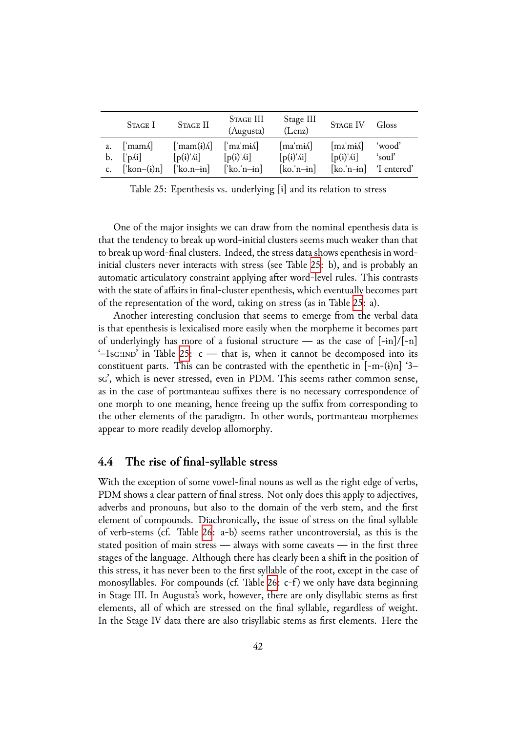| | Stage I | Stage II | Stage III (Augusta) | Stage III (Lenz) | Stage IV | Gloss |
|---|---|---|---|---|---|---|
| a. | [ˈmamʎ] | [ˈmam(ɨ)ʎ] | [ˈmaˈmɨʎ] | [maˈmɨʎ] | [maˈmɨʎ] | ‘wood’ |
| b. | [ˈpʎi] | [p(ɨ)ˈʎi] | [p(ɨ)ˈʎi] | [p(ɨ)ˈʎi] | [p(ɨ)ˈʎi] | ‘soul’ |
| c. | [ˈkon–(ɨ)n] | [ˈko.n–ɨn] | [ˈko.ˈn–ɨn] | [ko.ˈn–ɨn] | [ko.ˈn-ɨn] | ‘I entered’ |

Table 25: Epenthesis vs. underlying [ɨ] and its relation to stress

One of the major insights we can draw from the nominal epenthesis data is that the tendency to break up word-initial clusters seems much weaker than that to break up word-final clusters. Indeed, the stress data shows epenthesis in word-initial clusters never interacts with stress (see Table 25: b), and is probably an automatic articulatory constraint applying after word-level rules. This contrasts with the state of affairs in final-cluster epenthesis, which eventually becomes part of the representation of the word, taking on stress (as in Table 25: a).

Another interesting conclusion that seems to emerge from the verbal data is that epenthesis is lexicalised more easily when the morpheme it becomes part of underlyingly has more of a fusional structure — as the case of [-ɨn]/[-n] ‘–1sg:ind’ in Table 25: c — that is, when it cannot be decomposed into its constituent parts. This can be contrasted with the epenthetic in [-m-(ɨ)n] ‘3–sg’, which is never stressed, even in PDM. This seems rather common sense, as in the case of portmanteau suffixes there is no necessary correspondence of one morph to one meaning, hence freeing up the suffix from corresponding to the other elements of the paradigm. In other words, portmanteau morphemes appear to more readily develop allomorphy.

## 4.4 The rise of final-syllable stress

With the exception of some vowel-final nouns as well as the right edge of verbs, PDM shows a clear pattern of final stress. Not only does this apply to adjectives, adverbs and pronouns, but also to the domain of the verb stem, and the first element of compounds. Diachronically, the issue of stress on the final syllable of verb-stems (cf. Table 26: a-b) seems rather uncontroversial, as this is the stated position of main stress — always with some caveats — in the first three stages of the language. Although there has clearly been a shift in the position of this stress, it has never been to the first syllable of the root, except in the case of monosyllables. For compounds (cf. Table 26: c-f) we only have data beginning in Stage III. In Augusta's work, however, there are only disyllabic stems as first elements, all of which are stressed on the final syllable, regardless of weight. In the Stage IV data there are also trisyllabic stems as first elements. Here the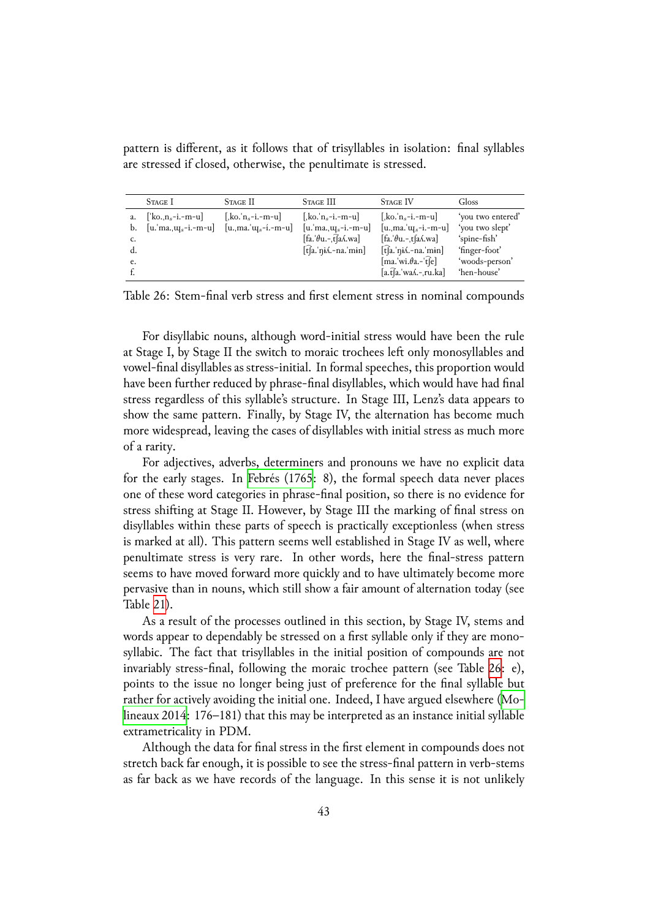pattern is different, as it follows that of trisyllables in isolation: final syllables are stressed if closed, otherwise, the penultimate is stressed.

| | Stage I | Stage II | Stage III | Stage IV | Gloss |
|---|---|---|---|---|---|
| a. | [ˈko.ˌnₛ-i.-m-u] | [ˌko.ˈnₛ-i.-m-u] | [ˌko.ˈnₛ-i.-m-u] | [ˌko.ˈnₛ-i.-m-u] | 'you two entered' |
| b. | [u.ˈma.ˌɰɻₛ-i.-m-u] | [u.ˌma.ˈɰɻₛ-í.-m-u] | [u.ˈma.ˌɰɻₛ-i.-m-u] | [u.ˌma.ˈɰɻₛ-i.-m-u] | 'you two slept' |
| c. | | | [fa.ˈθu.-ˌt͡ʃaʎ.wa] | [fa.ˈθu.-ˌt͡ʃaʎ.wa] | 'spine-fish' |
| d. | | | [t͡ʃa.ˈɲiʎ.-na.ˈmin] | [t͡ʃa.ˈɲiʎ.-na.ˈmin] | 'finger-foot' |
| e. | | | | [ma.ˈwi.θa.-ˈt͡ʃe] | 'woods-person' |
| f. | | | | [a.t͡ʃa.ˈwaʎ.-ˌru.ka] | 'hen-house' |

Table 26: Stem-final verb stress and first element stress in nominal compounds

For disyllabic nouns, although word-initial stress would have been the rule at Stage I, by Stage II the switch to moraic trochees left only monosyllables and vowel-final disyllables as stress-initial. In formal speeches, this proportion would have been further reduced by phrase-final disyllables, which would have had final stress regardless of this syllable's structure. In Stage III, Lenz's data appears to show the same pattern. Finally, by Stage IV, the alternation has become much more widespread, leaving the cases of disyllables with initial stress as much more of a rarity.

For adjectives, adverbs, determiners and pronouns we have no explicit data for the early stages. In Febrés (1765: 8), the formal speech data never places one of these word categories in phrase-final position, so there is no evidence for stress shifting at Stage II. However, by Stage III the marking of final stress on disyllables within these parts of speech is practically exceptionless (when stress is marked at all). This pattern seems well established in Stage IV as well, where penultimate stress is very rare. In other words, here the final-stress pattern seems to have moved forward more quickly and to have ultimately become more pervasive than in nouns, which still show a fair amount of alternation today (see Table 21).

As a result of the processes outlined in this section, by Stage IV, stems and words appear to dependably be stressed on a first syllable only if they are monosyllabic. The fact that trisyllables in the initial position of compounds are not invariably stress-final, following the moraic trochee pattern (see Table 26: e), points to the issue no longer being just of preference for the final syllable but rather for actively avoiding the initial one. Indeed, I have argued elsewhere (Molineaux 2014: 176–181) that this may be interpreted as an instance initial syllable extrametricality in PDM.

Although the data for final stress in the first element in compounds does not stretch back far enough, it is possible to see the stress-final pattern in verb-stems as far back as we have records of the language. In this sense it is not unlikely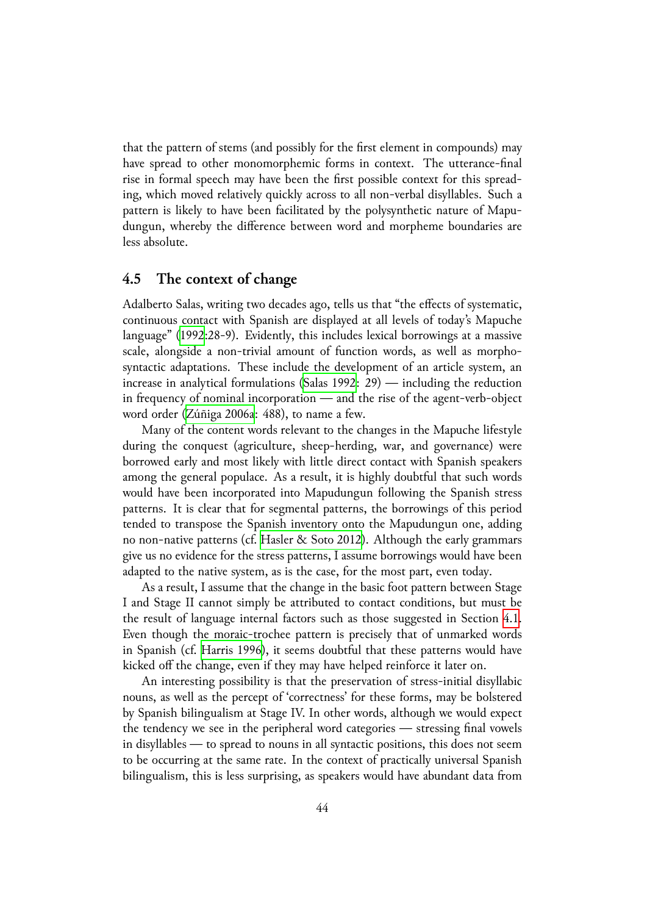that the pattern of stems (and possibly for the first element in compounds) may have spread to other monomorphemic forms in context. The utterance-final rise in formal speech may have been the first possible context for this spreading, which moved relatively quickly across to all non-verbal disyllables. Such a pattern is likely to have been facilitated by the polysynthetic nature of Mapudungun, whereby the difference between word and morpheme boundaries are less absolute.

## 4.5 The context of change

Adalberto Salas, writing two decades ago, tells us that "the effects of systematic, continuous contact with Spanish are displayed at all levels of today's Mapuche language" (1992:28-9). Evidently, this includes lexical borrowings at a massive scale, alongside a non-trivial amount of function words, as well as morpho-syntactic adaptations. These include the development of an article system, an increase in analytical formulations (Salas 1992: 29) — including the reduction in frequency of nominal incorporation — and the rise of the agent-verb-object word order (Zúñiga 2006a: 488), to name a few.

Many of the content words relevant to the changes in the Mapuche lifestyle during the conquest (agriculture, sheep-herding, war, and governance) were borrowed early and most likely with little direct contact with Spanish speakers among the general populace. As a result, it is highly doubtful that such words would have been incorporated into Mapudungun following the Spanish stress patterns. It is clear that for segmental patterns, the borrowings of this period tended to transpose the Spanish inventory onto the Mapudungun one, adding no non-native patterns (cf. Hasler & Soto 2012). Although the early grammars give us no evidence for the stress patterns, I assume borrowings would have been adapted to the native system, as is the case, for the most part, even today.

As a result, I assume that the change in the basic foot pattern between Stage I and Stage II cannot simply be attributed to contact conditions, but must be the result of language internal factors such as those suggested in Section 4.1. Even though the moraic-trochee pattern is precisely that of unmarked words in Spanish (cf. Harris 1996), it seems doubtful that these patterns would have kicked off the change, even if they may have helped reinforce it later on.

An interesting possibility is that the preservation of stress-initial disyllabic nouns, as well as the percept of 'correctness' for these forms, may be bolstered by Spanish bilingualism at Stage IV. In other words, although we would expect the tendency we see in the peripheral word categories — stressing final vowels in disyllables — to spread to nouns in all syntactic positions, this does not seem to be occurring at the same rate. In the context of practically universal Spanish bilingualism, this is less surprising, as speakers would have abundant data from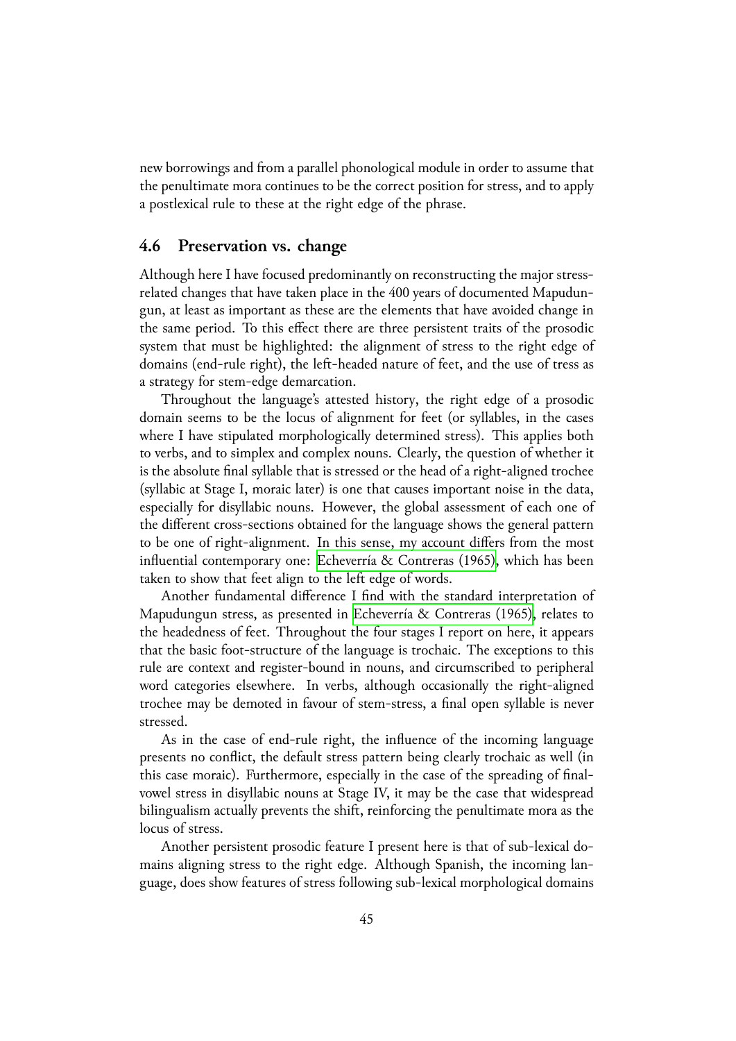new borrowings and from a parallel phonological module in order to assume that the penultimate mora continues to be the correct position for stress, and to apply a postlexical rule to these at the right edge of the phrase.

## 4.6 Preservation vs. change

Although here I have focused predominantly on reconstructing the major stress-related changes that have taken place in the 400 years of documented Mapudungun, at least as important as these are the elements that have avoided change in the same period. To this effect there are three persistent traits of the prosodic system that must be highlighted: the alignment of stress to the right edge of domains (end-rule right), the left-headed nature of feet, and the use of tress as a strategy for stem-edge demarcation.

Throughout the language's attested history, the right edge of a prosodic domain seems to be the locus of alignment for feet (or syllables, in the cases where I have stipulated morphologically determined stress). This applies both to verbs, and to simplex and complex nouns. Clearly, the question of whether it is the absolute final syllable that is stressed or the head of a right-aligned trochee (syllabic at Stage I, moraic later) is one that causes important noise in the data, especially for disyllabic nouns. However, the global assessment of each one of the different cross-sections obtained for the language shows the general pattern to be one of right-alignment. In this sense, my account differs from the most influential contemporary one: Echeverría & Contreras (1965), which has been taken to show that feet align to the left edge of words.

Another fundamental difference I find with the standard interpretation of Mapudungun stress, as presented in Echeverría & Contreras (1965), relates to the headedness of feet. Throughout the four stages I report on here, it appears that the basic foot-structure of the language is trochaic. The exceptions to this rule are context and register-bound in nouns, and circumscribed to peripheral word categories elsewhere. In verbs, although occasionally the right-aligned trochee may be demoted in favour of stem-stress, a final open syllable is never stressed.

As in the case of end-rule right, the influence of the incoming language presents no conflict, the default stress pattern being clearly trochaic as well (in this case moraic). Furthermore, especially in the case of the spreading of final-vowel stress in disyllabic nouns at Stage IV, it may be the case that widespread bilingualism actually prevents the shift, reinforcing the penultimate mora as the locus of stress.

Another persistent prosodic feature I present here is that of sub-lexical domains aligning stress to the right edge. Although Spanish, the incoming language, does show features of stress following sub-lexical morphological domains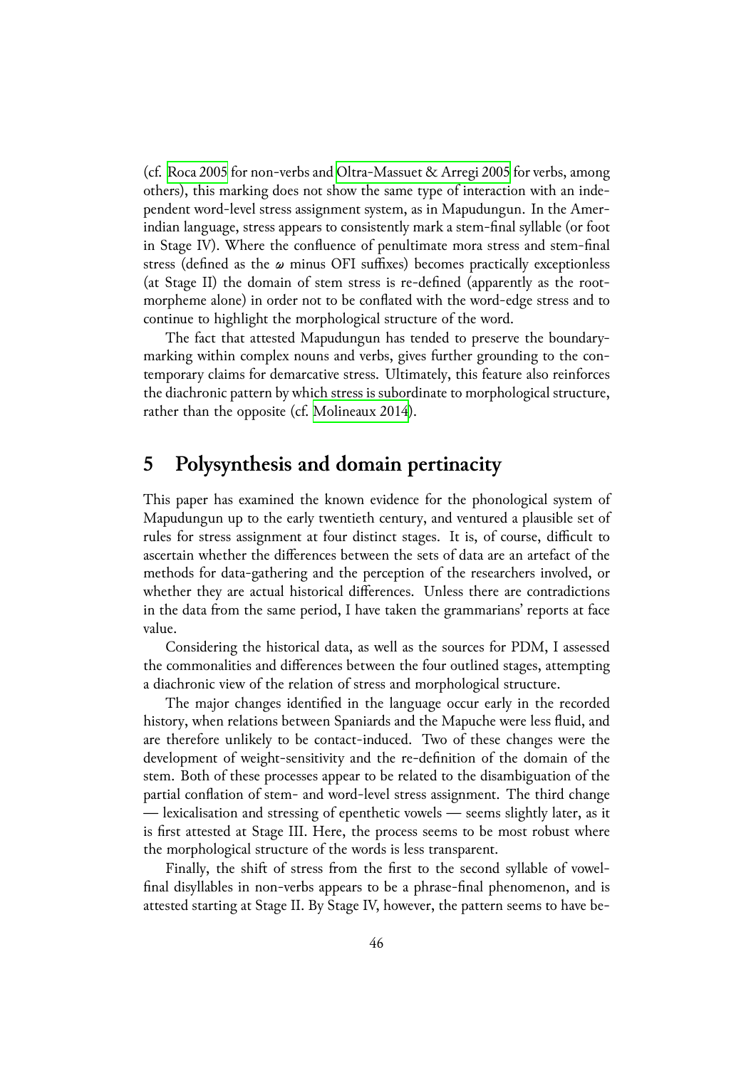(cf. Roca 2005 for non-verbs and Oltra-Massuet & Arregi 2005 for verbs, among others), this marking does not show the same type of interaction with an independent word-level stress assignment system, as in Mapudungun. In the Amerindian language, stress appears to consistently mark a stem-final syllable (or foot in Stage IV). Where the confluence of penultimate mora stress and stem-final stress (defined as the $\omega$ minus OFI suffixes) becomes practically exceptionless (at Stage II) the domain of stem stress is re-defined (apparently as the root-morpheme alone) in order not to be conflated with the word-edge stress and to continue to highlight the morphological structure of the word.

The fact that attested Mapudungun has tended to preserve the boundary-marking within complex nouns and verbs, gives further grounding to the contemporary claims for demarcative stress. Ultimately, this feature also reinforces the diachronic pattern by which stress is subordinate to morphological structure, rather than the opposite (cf. Molineaux 2014).

# 5 Polysynthesis and domain pertinacity

This paper has examined the known evidence for the phonological system of Mapudungun up to the early twentieth century, and ventured a plausible set of rules for stress assignment at four distinct stages. It is, of course, difficult to ascertain whether the differences between the sets of data are an artefact of the methods for data-gathering and the perception of the researchers involved, or whether they are actual historical differences. Unless there are contradictions in the data from the same period, I have taken the grammarians' reports at face value.

Considering the historical data, as well as the sources for PDM, I assessed the commonalities and differences between the four outlined stages, attempting a diachronic view of the relation of stress and morphological structure.

The major changes identified in the language occur early in the recorded history, when relations between Spaniards and the Mapuche were less fluid, and are therefore unlikely to be contact-induced. Two of these changes were the development of weight-sensitivity and the re-definition of the domain of the stem. Both of these processes appear to be related to the disambiguation of the partial conflation of stem- and word-level stress assignment. The third change — lexicalisation and stressing of epenthetic vowels — seems slightly later, as it is first attested at Stage III. Here, the process seems to be most robust where the morphological structure of the words is less transparent.

Finally, the shift of stress from the first to the second syllable of vowel-final disyllables in non-verbs appears to be a phrase-final phenomenon, and is attested starting at Stage II. By Stage IV, however, the pattern seems to have be-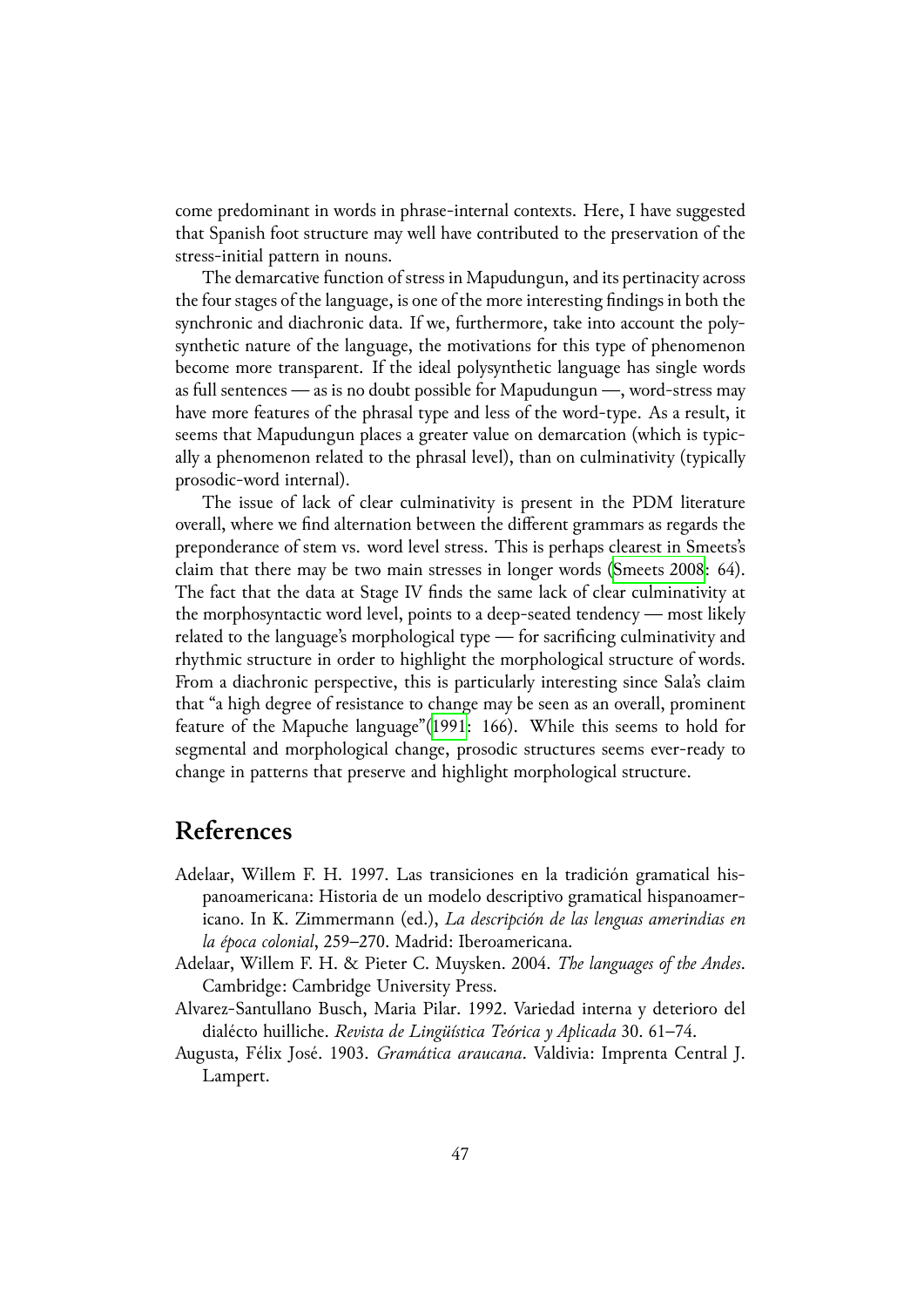come predominant in words in phrase-internal contexts. Here, I have suggested that Spanish foot structure may well have contributed to the preservation of the stress-initial pattern in nouns.

The demarcative function of stress in Mapudungun, and its pertinacity across the four stages of the language, is one of the more interesting findings in both the synchronic and diachronic data. If we, furthermore, take into account the polysynthetic nature of the language, the motivations for this type of phenomenon become more transparent. If the ideal polysynthetic language has single words as full sentences — as is no doubt possible for Mapudungun —, word-stress may have more features of the phrasal type and less of the word-type. As a result, it seems that Mapudungun places a greater value on demarcation (which is typically a phenomenon related to the phrasal level), than on culminativity (typically prosodic-word internal).

The issue of lack of clear culminativity is present in the PDM literature overall, where we find alternation between the different grammars as regards the preponderance of stem vs. word level stress. This is perhaps clearest in Smeets's claim that there may be two main stresses in longer words (Smeets 2008: 64). The fact that the data at Stage IV finds the same lack of clear culminativity at the morphosyntactic word level, points to a deep-seated tendency — most likely related to the language's morphological type — for sacrificing culminativity and rhythmic structure in order to highlight the morphological structure of words. From a diachronic perspective, this is particularly interesting since Sala's claim that "a high degree of resistance to change may be seen as an overall, prominent feature of the Mapuche language"(1991: 166). While this seems to hold for segmental and morphological change, prosodic structures seems ever-ready to change in patterns that preserve and highlight morphological structure.

# References

Adelaar, Willem F. H. 1997. Las transiciones en la tradición gramatical hispanoamericana: Historia de un modelo descriptivo gramatical hispanoamericano. In K. Zimmermann (ed.), *La descripción de las lenguas amerindias en la época colonial*, 259–270. Madrid: Iberoamericana.

Adelaar, Willem F. H. & Pieter C. Muysken. 2004. *The languages of the Andes*. Cambridge: Cambridge University Press.

Alvarez-Santullano Busch, Maria Pilar. 1992. Variedad interna y deterioro del dialécto huilliche. *Revista de Lingüística Teórica y Aplicada* 30. 61–74.

Augusta, Félix José. 1903. *Gramática araucana*. Valdivia: Imprenta Central J. Lampert.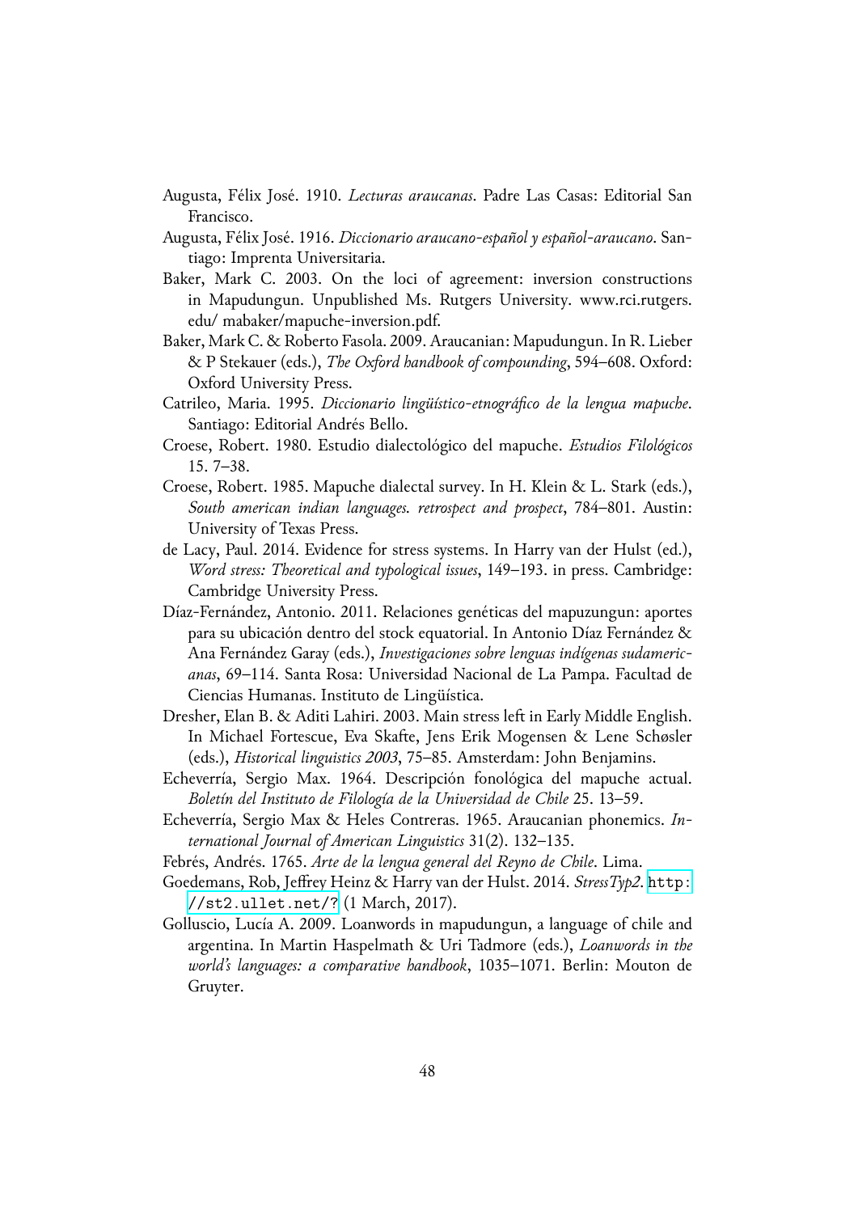Augusta, Félix José. 1910. *Lecturas araucanas*. Padre Las Casas: Editorial San Francisco.

Augusta, Félix José. 1916. *Diccionario araucano-español y español-araucano*. Santiago: Imprenta Universitaria.

Baker, Mark C. 2003. On the loci of agreement: inversion constructions in Mapudungun. Unpublished Ms. Rutgers University. www.rci.rutgers.edu/ mabaker/mapuche-inversion.pdf.

Baker, Mark C. & Roberto Fasola. 2009. Araucanian: Mapudungun. In R. Lieber & P Stekauer (eds.), *The Oxford handbook of compounding*, 594–608. Oxford: Oxford University Press.

Catrileo, Maria. 1995. *Diccionario lingüístico-etnográfico de la lengua mapuche*. Santiago: Editorial Andrés Bello.

Croese, Robert. 1980. Estudio dialectológico del mapuche. *Estudios Filológicos* 15. 7–38.

Croese, Robert. 1985. Mapuche dialectal survey. In H. Klein & L. Stark (eds.), *South american indian languages. retrospect and prospect*, 784–801. Austin: University of Texas Press.

de Lacy, Paul. 2014. Evidence for stress systems. In Harry van der Hulst (ed.), *Word stress: Theoretical and typological issues*, 149–193. in press. Cambridge: Cambridge University Press.

Díaz-Fernández, Antonio. 2011. Relaciones genéticas del mapuzungun: aportes para su ubicación dentro del stock equatorial. In Antonio Díaz Fernández & Ana Fernández Garay (eds.), *Investigaciones sobre lenguas indígenas sudamericanas*, 69–114. Santa Rosa: Universidad Nacional de La Pampa. Facultad de Ciencias Humanas. Instituto de Lingüística.

Dresher, Elan B. & Aditi Lahiri. 2003. Main stress left in Early Middle English. In Michael Fortescue, Eva Skafte, Jens Erik Mogensen & Lene Schøsler (eds.), *Historical linguistics 2003*, 75–85. Amsterdam: John Benjamins.

Echeverría, Sergio Max. 1964. Descripción fonológica del mapuche actual. *Boletín del Instituto de Filología de la Universidad de Chile* 25. 13–59.

Echeverría, Sergio Max & Heles Contreras. 1965. Araucanian phonemics. *International Journal of American Linguistics* 31(2). 132–135.

Febrés, Andrés. 1765. *Arte de la lengua general del Reyno de Chile*. Lima.

Goedemans, Rob, Jeffrey Heinz & Harry van der Hulst. 2014. *StressTyp2*. http://st2.ullet.net/? (1 March, 2017).

Golluscio, Lucía A. 2009. Loanwords in mapudungun, a language of chile and argentina. In Martin Haspelmath & Uri Tadmore (eds.), *Loanwords in the world's languages: a comparative handbook*, 1035–1071. Berlin: Mouton de Gruyter.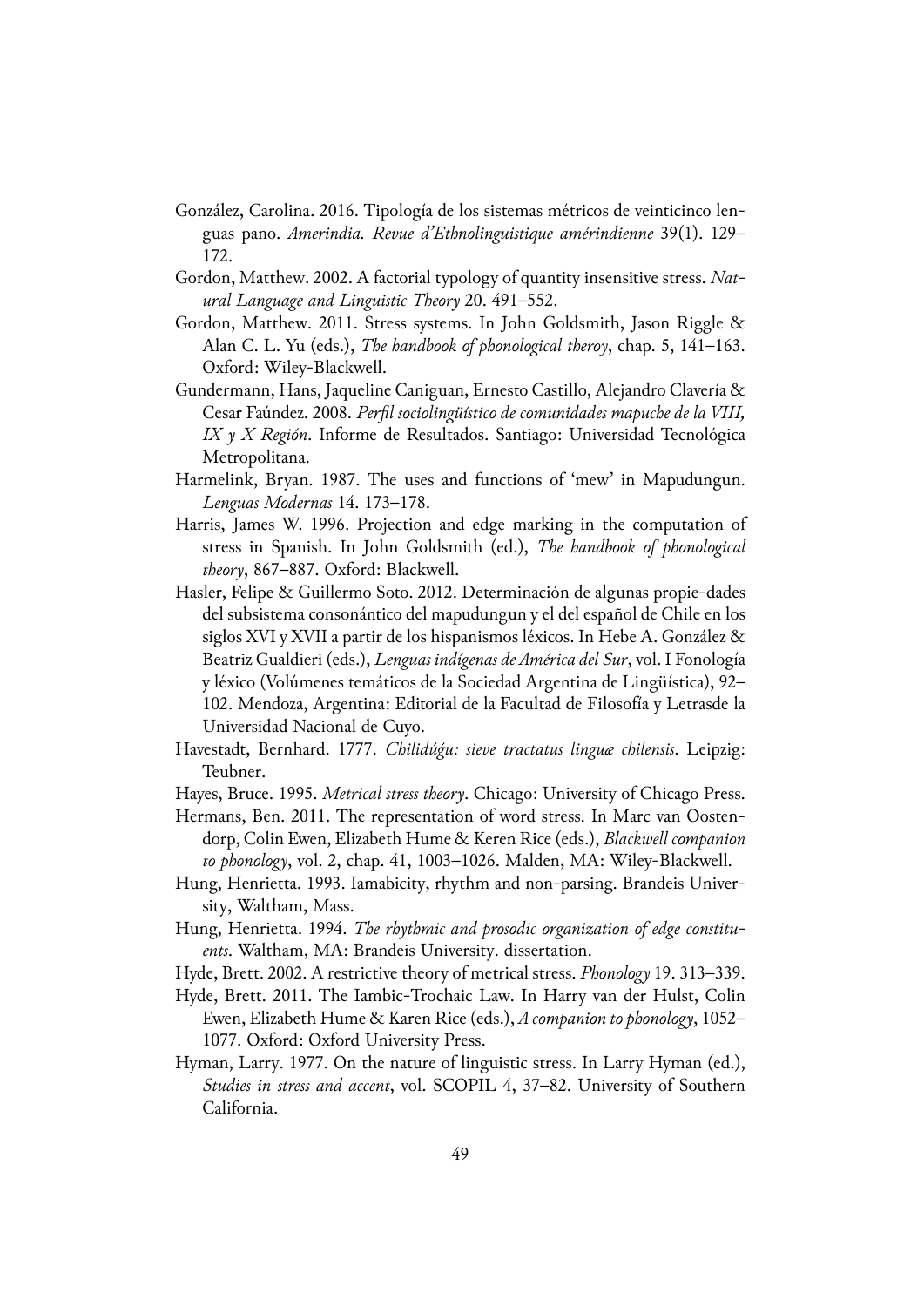González, Carolina. 2016. Tipología de los sistemas métricos de veinticinco lenguas pano. *Amerindia. Revue d'Ethnolinguistique amérindienne* 39(1). 129–172.

Gordon, Matthew. 2002. A factorial typology of quantity insensitive stress. *Natural Language and Linguistic Theory* 20. 491–552.

Gordon, Matthew. 2011. Stress systems. In John Goldsmith, Jason Riggle & Alan C. L. Yu (eds.), *The handbook of phonological theroy*, chap. 5, 141–163. Oxford: Wiley-Blackwell.

Gundermann, Hans, Jaqueline Caniguan, Ernesto Castillo, Alejandro Clavería & Cesar Faúndez. 2008. *Perfil sociolingüístico de comunidades mapuche de la VIII, IX y X Región*. Informe de Resultados. Santiago: Universidad Tecnológica Metropolitana.

Harmelink, Bryan. 1987. The uses and functions of 'mew' in Mapudungun. *Lenguas Modernas* 14. 173–178.

Harris, James W. 1996. Projection and edge marking in the computation of stress in Spanish. In John Goldsmith (ed.), *The handbook of phonological theory*, 867–887. Oxford: Blackwell.

Hasler, Felipe & Guillermo Soto. 2012. Determinación de algunas propie-dades del subsistema consonántico del mapudungun y el del español de Chile en los siglos XVI y XVII a partir de los hispanismos léxicos. In Hebe A. González & Beatriz Gualdieri (eds.), *Lenguas indígenas de América del Sur*, vol. I Fonología y léxico (Volúmenes temáticos de la Sociedad Argentina de Lingüística), 92–102. Mendoza, Argentina: Editorial de la Facultad de Filosofía y Letrasde la Universidad Nacional de Cuyo.

Havestadt, Bernhard. 1777. *Chilidúgu: sieve tractatus linguæ chilensis*. Leipzig: Teubner.

Hayes, Bruce. 1995. *Metrical stress theory*. Chicago: University of Chicago Press.

Hermans, Ben. 2011. The representation of word stress. In Marc van Oostendorp, Colin Ewen, Elizabeth Hume & Keren Rice (eds.), *Blackwell companion to phonology*, vol. 2, chap. 41, 1003–1026. Malden, MA: Wiley-Blackwell.

Hung, Henrietta. 1993. Iamabicity, rhythm and non-parsing. Brandeis University, Waltham, Mass.

Hung, Henrietta. 1994. *The rhythmic and prosodic organization of edge constituents*. Waltham, MA: Brandeis University. dissertation.

Hyde, Brett. 2002. A restrictive theory of metrical stress. *Phonology* 19. 313–339.

Hyde, Brett. 2011. The Iambic-Trochaic Law. In Harry van der Hulst, Colin Ewen, Elizabeth Hume & Karen Rice (eds.), *A companion to phonology*, 1052–1077. Oxford: Oxford University Press.

Hyman, Larry. 1977. On the nature of linguistic stress. In Larry Hyman (ed.), *Studies in stress and accent*, vol. SCOPIL 4, 37–82. University of Southern California.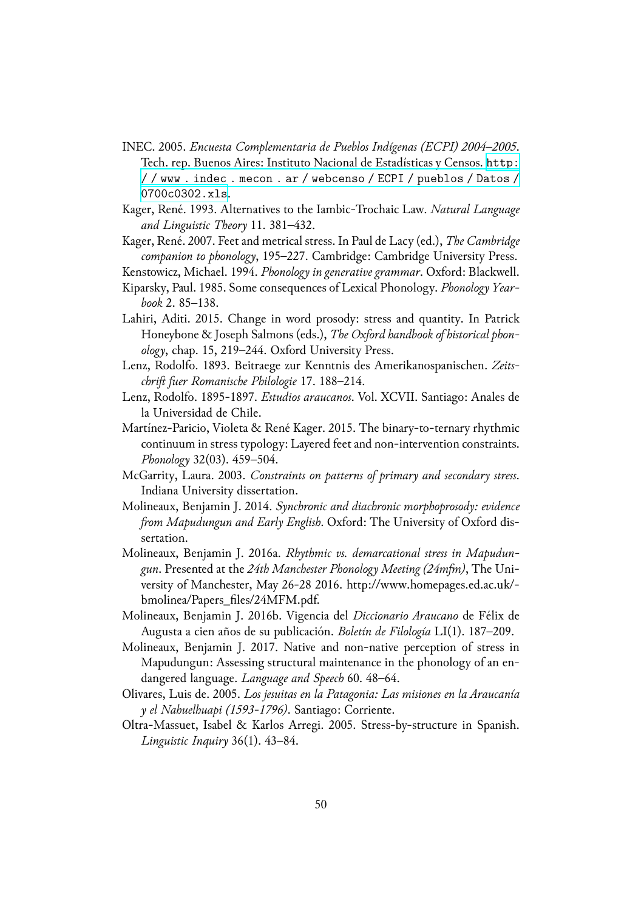INEC. 2005. *Encuesta Complementaria de Pueblos Indígenas (ECPI) 2004–2005*. Tech. rep. Buenos Aires: Instituto Nacional de Estadísticas y Censos. http://www.indec.mecon.ar/webcenso/ECPI/pueblos/Datos/0700c0302.xls.

Kager, René. 1993. Alternatives to the Iambic-Trochaic Law. *Natural Language and Linguistic Theory* 11. 381–432.

Kager, René. 2007. Feet and metrical stress. In Paul de Lacy (ed.), *The Cambridge companion to phonology*, 195–227. Cambridge: Cambridge University Press.

Kenstowicz, Michael. 1994. *Phonology in generative grammar*. Oxford: Blackwell.

Kiparsky, Paul. 1985. Some consequences of Lexical Phonology. *Phonology Yearbook* 2. 85–138.

Lahiri, Aditi. 2015. Change in word prosody: stress and quantity. In Patrick Honeybone & Joseph Salmons (eds.), *The Oxford handbook of historical phonology*, chap. 15, 219–244. Oxford University Press.

Lenz, Rodolfo. 1893. Beitraege zur Kenntnis des Amerikanospanischen. *Zeitschrift fuer Romanische Philologie* 17. 188–214.

Lenz, Rodolfo. 1895-1897. *Estudios araucanos*. Vol. XCVII. Santiago: Anales de la Universidad de Chile.

Martínez-Paricio, Violeta & René Kager. 2015. The binary-to-ternary rhythmic continuum in stress typology: Layered feet and non-intervention constraints. *Phonology* 32(03). 459–504.

McGarrity, Laura. 2003. *Constraints on patterns of primary and secondary stress*. Indiana University dissertation.

Molineaux, Benjamin J. 2014. *Synchronic and diachronic morphoprosody: evidence from Mapudungun and Early English*. Oxford: The University of Oxford dissertation.

Molineaux, Benjamin J. 2016a. *Rhythmic vs. demarcational stress in Mapudungun*. Presented at the *24th Manchester Phonology Meeting (24mfm)*, The University of Manchester, May 26-28 2016. http://www.homepages.ed.ac.uk/bmolinea/Papers_files/24MFM.pdf.

Molineaux, Benjamin J. 2016b. Vigencia del *Diccionario Araucano* de Félix de Augusta a cien años de su publicación. *Boletín de Filología* LI(1). 187–209.

Molineaux, Benjamin J. 2017. Native and non-native perception of stress in Mapudungun: Assessing structural maintenance in the phonology of an endangered language. *Language and Speech* 60. 48–64.

Olivares, Luis de. 2005. *Los jesuitas en la Patagonia: Las misiones en la Araucanía y el Nahuelhuapi (1593-1796)*. Santiago: Corriente.

Oltra-Massuet, Isabel & Karlos Arregi. 2005. Stress-by-structure in Spanish. *Linguistic Inquiry* 36(1). 43–84.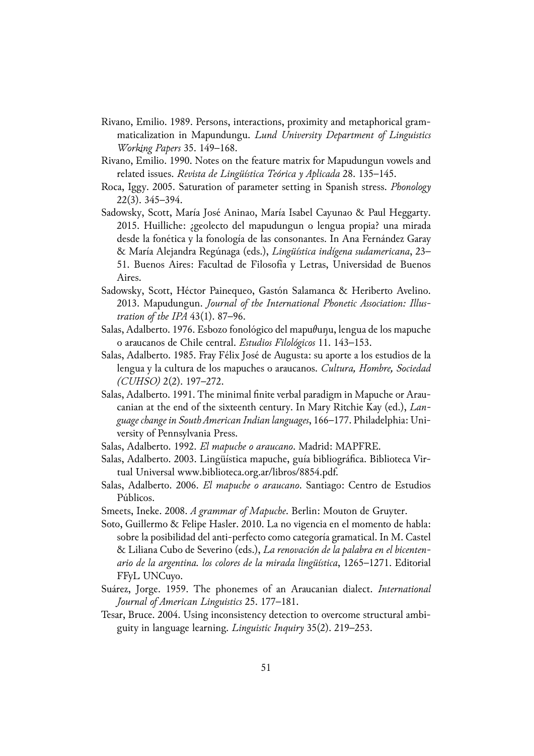Rivano, Emilio. 1989. Persons, interactions, proximity and metaphorical grammaticalization in Mapundungu. *Lund University Department of Linguistics Working Papers* 35. 149–168.

Rivano, Emilio. 1990. Notes on the feature matrix for Mapudungun vowels and related issues. *Revista de Lingüística Teórica y Aplicada* 28. 135–145.

Roca, Iggy. 2005. Saturation of parameter setting in Spanish stress. *Phonology* 22(3). 345–394.

Sadowsky, Scott, María José Aninao, María Isabel Cayunao & Paul Heggarty. 2015. Huilliche: ¿geolecto del mapudungun o lengua propia? una mirada desde la fonética y la fonología de las consonantes. In Ana Fernández Garay & María Alejandra Regúnaga (eds.), *Lingüística indígena sudamericana*, 23–51. Buenos Aires: Facultad de Filosofía y Letras, Universidad de Buenos Aires.

Sadowsky, Scott, Héctor Painequeo, Gastón Salamanca & Heriberto Avelino. 2013. Mapudungun. *Journal of the International Phonetic Association: Illustration of the IPA* 43(1). 87–96.

Salas, Adalberto. 1976. Esbozo fonológico del mapuθuŋu, lengua de los mapuche o araucanos de Chile central. *Estudios Filológicos* 11. 143–153.

Salas, Adalberto. 1985. Fray Félix José de Augusta: su aporte a los estudios de la lengua y la cultura de los mapuches o araucanos. *Cultura, Hombre, Sociedad (CUHSO)* 2(2). 197–272.

Salas, Adalberto. 1991. The minimal finite verbal paradigm in Mapuche or Araucanian at the end of the sixteenth century. In Mary Ritchie Kay (ed.), *Language change in South American Indian languages*, 166–177. Philadelphia: University of Pennsylvania Press.

Salas, Adalberto. 1992. *El mapuche o araucano*. Madrid: MAPFRE.

Salas, Adalberto. 2003. Lingüística mapuche, guía bibliográfica. Biblioteca Virtual Universal www.biblioteca.org.ar/libros/8854.pdf.

Salas, Adalberto. 2006. *El mapuche o araucano*. Santiago: Centro de Estudios Públicos.

Smeets, Ineke. 2008. *A grammar of Mapuche*. Berlin: Mouton de Gruyter.

Soto, Guillermo & Felipe Hasler. 2010. La no vigencia en el momento de habla: sobre la posibilidad del anti-perfecto como categoría gramatical. In M. Castel & Liliana Cubo de Severino (eds.), *La renovación de la palabra en el bicentenario de la argentina. los colores de la mirada lingüística*, 1265–1271. Editorial FFyL UNCuyo.

Suárez, Jorge. 1959. The phonemes of an Araucanian dialect. *International Journal of American Linguistics* 25. 177–181.

Tesar, Bruce. 2004. Using inconsistency detection to overcome structural ambiguity in language learning. *Linguistic Inquiry* 35(2). 219–253.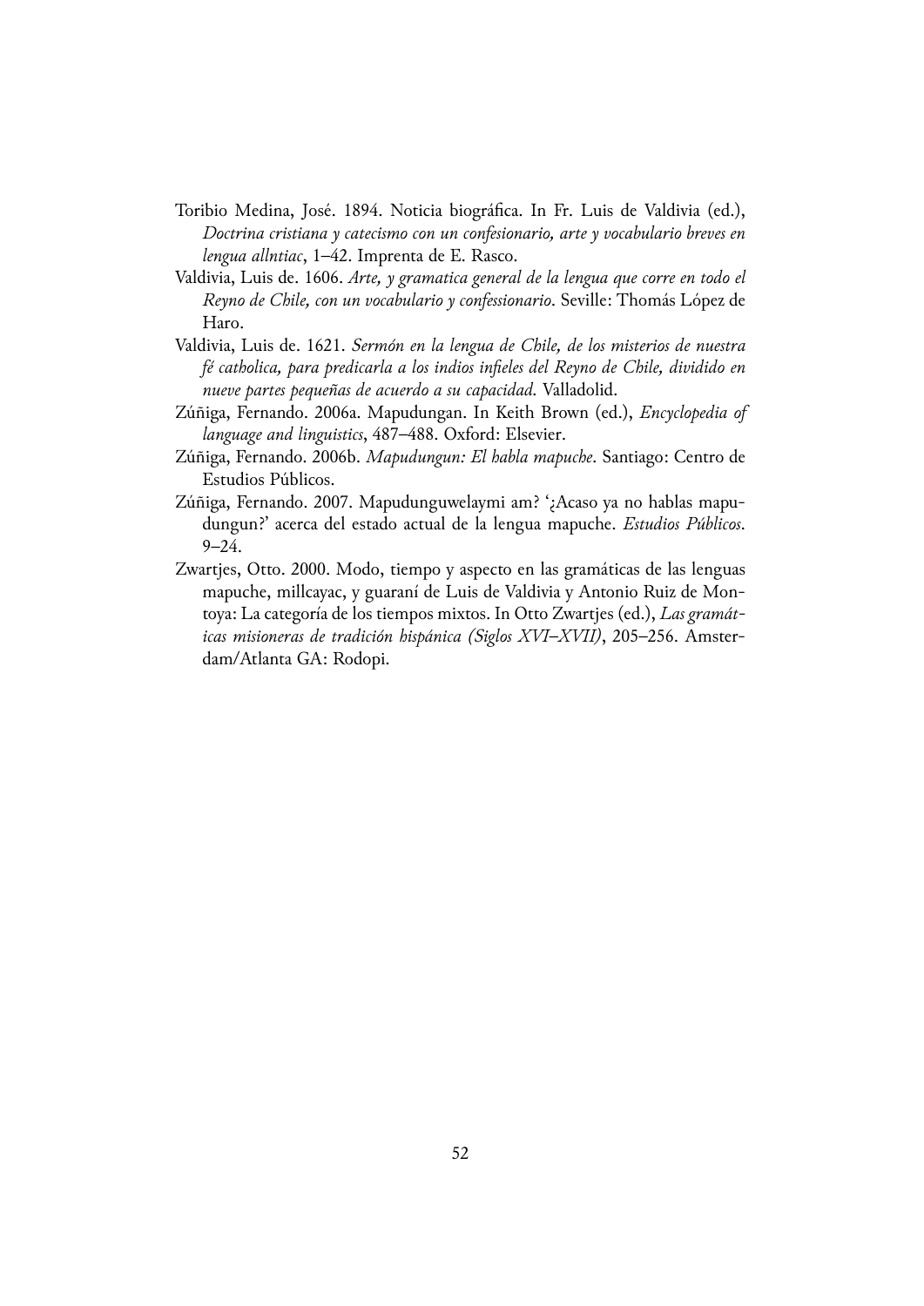Toribio Medina, José. 1894. Noticia biográfica. In Fr. Luis de Valdivia (ed.), *Doctrina cristiana y catecismo con un confesionario, arte y vocabulario breves en lengua allntiac*, 1–42. Imprenta de E. Rasco.

Valdivia, Luis de. 1606. *Arte, y gramatica general de la lengua que corre en todo el Reyno de Chile, con un vocabulario y confessionario*. Seville: Thomás López de Haro.

Valdivia, Luis de. 1621. *Sermón en la lengua de Chile, de los misterios de nuestra fé catholica, para predicarla a los indios infieles del Reyno de Chile, dividido en nueve partes pequeñas de acuerdo a su capacidad*. Valladolid.

Zúñiga, Fernando. 2006a. Mapudungan. In Keith Brown (ed.), *Encyclopedia of language and linguistics*, 487–488. Oxford: Elsevier.

Zúñiga, Fernando. 2006b. *Mapudungun: El habla mapuche*. Santiago: Centro de Estudios Públicos.

Zúñiga, Fernando. 2007. Mapudunguwelaymi am? '¿Acaso ya no hablas mapudungun?' acerca del estado actual de la lengua mapuche. *Estudios Públicos*. 9–24.

Zwartjes, Otto. 2000. Modo, tiempo y aspecto en las gramáticas de las lenguas mapuche, millcayac, y guaraní de Luis de Valdivia y Antonio Ruiz de Montoya: La categoría de los tiempos mixtos. In Otto Zwartjes (ed.), *Las gramáticas misioneras de tradición hispánica (Siglos XVI–XVII)*, 205–256. Amsterdam/Atlanta GA: Rodopi.